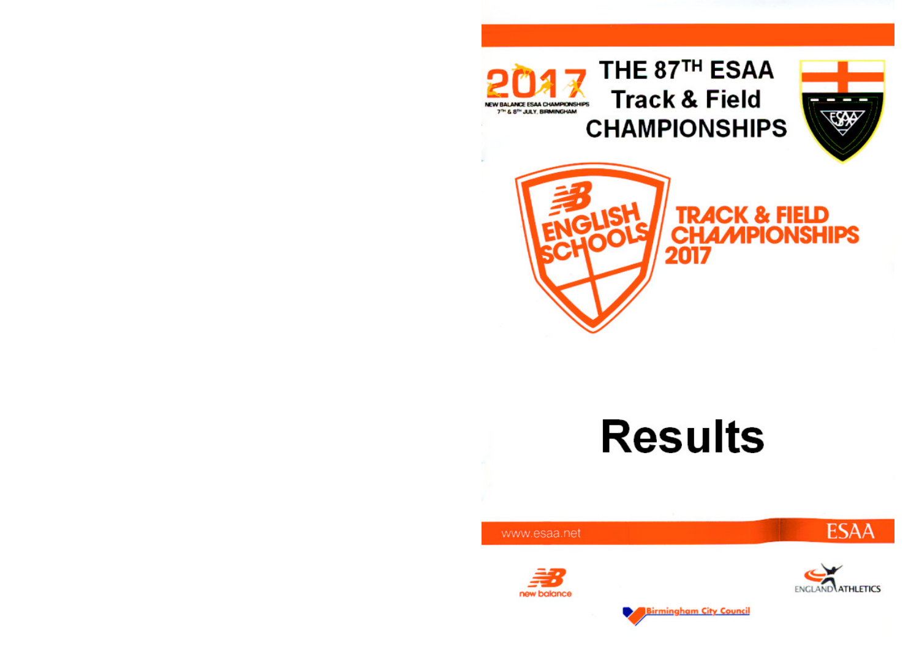2017

NEW BALANCE ESAA CHAMPIONSHIPS
7TH & 8TH JULY, BIRMINGHAM

# THE 87TH ESAA Track & Field CHAMPIONSHIPS

ENGLISH SCHOOLS

TRACK & FIELD CHAMPIONSHIPS 2017

# Results

www.esaa.net

ESAA

new balance

ENGLAND ATHLETICS

Birmingham City Council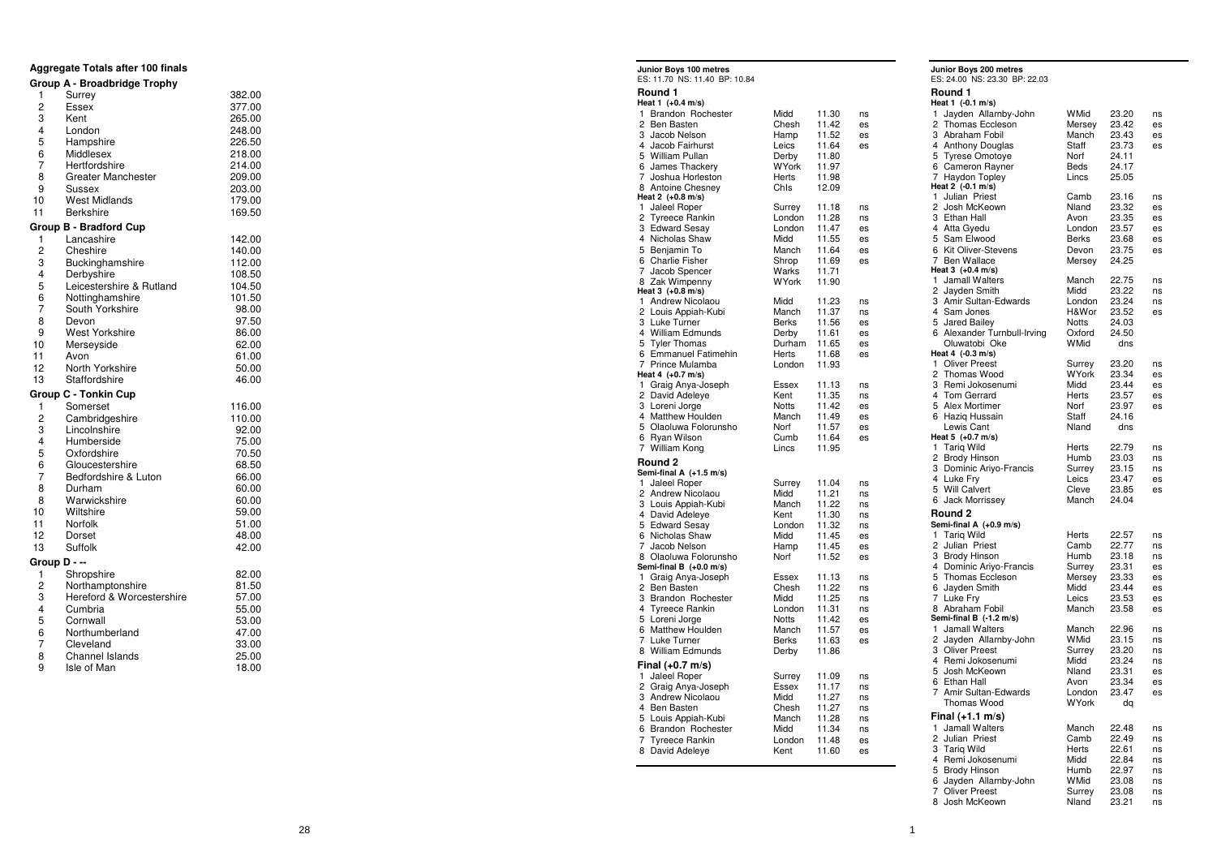## Aggregate Totals after 100 finals

### Group A - Broadbridge Trophy

| | | |
|---|---|---|
| 1 | Surrey | 382.00 |
| 2 | Essex | 377.00 |
| 3 | Kent | 265.00 |
| 4 | London | 248.00 |
| 5 | Hampshire | 226.50 |
| 6 | Middlesex | 218.00 |
| 7 | Hertfordshire | 214.00 |
| 8 | Greater Manchester | 209.00 |
| 9 | Sussex | 203.00 |
| 10 | West Midlands | 179.00 |
| 11 | Berkshire | 169.50 |

### Group B - Bradford Cup

| | | |
|---|---|---|
| 1 | Lancashire | 142.00 |
| 2 | Cheshire | 140.00 |
| 3 | Buckinghamshire | 112.00 |
| 4 | Derbyshire | 108.50 |
| 5 | Leicestershire & Rutland | 104.50 |
| 6 | Nottinghamshire | 101.50 |
| 7 | South Yorkshire | 98.00 |
| 8 | Devon | 97.50 |
| 9 | West Yorkshire | 86.00 |
| 10 | Merseyside | 62.00 |
| 11 | Avon | 61.00 |
| 12 | North Yorkshire | 50.00 |
| 13 | Staffordshire | 46.00 |

### Group C - Tonkin Cup

| | | |
|---|---|---|
| 1 | Somerset | 116.00 |
| 2 | Cambridgeshire | 110.00 |
| 3 | Lincolnshire | 92.00 |
| 4 | Humberside | 75.00 |
| 5 | Oxfordshire | 70.50 |
| 6 | Gloucestershire | 68.50 |
| 7 | Bedfordshire & Luton | 66.00 |
| 8 | Durham | 60.00 |
| 8 | Warwickshire | 60.00 |
| 10 | Wiltshire | 59.00 |
| 11 | Norfolk | 51.00 |
| 12 | Dorset | 48.00 |
| 13 | Suffolk | 42.00 |

### Group D - --

| | | |
|---|---|---|
| 1 | Shropshire | 82.00 |
| 2 | Northamptonshire | 81.50 |
| 3 | Hereford & Worcestershire | 57.00 |
| 4 | Cumbria | 55.00 |
| 5 | Cornwall | 53.00 |
| 6 | Northumberland | 47.00 |
| 7 | Cleveland | 33.00 |
| 8 | Channel Islands | 25.00 |
| 9 | Isle of Man | 18.00 |

## Junior Boys 100 metres

ES: 11.70 NS: 11.40 BP: 10.84

### Round 1

**Heat 1 (+0.4 m/s)**

| | | | | |
|---|---|---|---|---|
| 1 | Brandon Rochester | Midd | 11.30 | ns |
| 2 | Ben Basten | Chesh | 11.42 | es |
| 3 | Jacob Nelson | Hamp | 11.52 | es |
| 4 | Jacob Fairhurst | Leics | 11.64 | es |
| 5 | William Pullan | Derby | 11.80 | |
| 6 | James Thackery | WYork | 11.97 | |
| 7 | Joshua Horleston | Herts | 11.98 | |
| 8 | Antoine Chesney | Chls | 12.09 | |

**Heat 2 (+0.8 m/s)**

| | | | | |
|---|---|---|---|---|
| 1 | Jaleel Roper | Surrey | 11.18 | ns |
| 2 | Tyreece Rankin | London | 11.28 | ns |
| 3 | Edward Sesay | London | 11.47 | es |
| 4 | Nicholas Shaw | Midd | 11.55 | es |
| 5 | Benjamin To | Manch | 11.64 | es |
| 6 | Charlie Fisher | Shrop | 11.69 | es |
| 7 | Jacob Spencer | Warks | 11.71 | |
| 8 | Zak Wimpenny | WYork | 11.90 | |

**Heat 3 (+0.8 m/s)**

| | | | | |
|---|---|---|---|---|
| 1 | Andrew Nicolaou | Midd | 11.23 | ns |
| 2 | Louis Appiah-Kubi | Manch | 11.37 | ns |
| 3 | Luke Turner | Berks | 11.56 | es |
| 4 | William Edmunds | Derby | 11.61 | es |
| 5 | Tyler Thomas | Durham | 11.65 | es |
| 6 | Emmanuel Fatimehin | Herts | 11.68 | es |
| 7 | Prince Mulamba | London | 11.93 | |

**Heat 4 (+0.7 m/s)**

| | | | | |
|---|---|---|---|---|
| 1 | Graig Anya-Joseph | Essex | 11.13 | ns |
| 2 | David Adeleye | Kent | 11.35 | ns |
| 3 | Loreni Jorge | Notts | 11.42 | es |
| 4 | Matthew Houlden | Manch | 11.49 | es |
| 5 | Olaoluwa Folorunsho | Norf | 11.57 | es |
| 6 | Ryan Wilson | Cumb | 11.64 | es |
| 7 | William Kong | Lincs | 11.95 | |

### Round 2

**Semi-final A (+1.5 m/s)**

| | | | | |
|---|---|---|---|---|
| 1 | Jaleel Roper | Surrey | 11.04 | ns |
| 2 | Andrew Nicolaou | Midd | 11.21 | ns |
| 3 | Louis Appiah-Kubi | Manch | 11.22 | ns |
| 4 | David Adeleye | Kent | 11.30 | ns |
| 5 | Edward Sesay | London | 11.32 | ns |
| 6 | Nicholas Shaw | Midd | 11.45 | es |
| 7 | Jacob Nelson | Hamp | 11.45 | es |
| 8 | Olaoluwa Folorunsho | Norf | 11.52 | es |

**Semi-final B (+0.0 m/s)**

| | | | | |
|---|---|---|---|---|
| 1 | Graig Anya-Joseph | Essex | 11.13 | ns |
| 2 | Ben Basten | Chesh | 11.22 | ns |
| 3 | Brandon Rochester | Midd | 11.25 | ns |
| 4 | Tyreece Rankin | London | 11.31 | ns |
| 5 | Loreni Jorge | Notts | 11.42 | es |
| 6 | Matthew Houlden | Manch | 11.57 | es |
| 7 | Luke Turner | Berks | 11.63 | es |
| 8 | William Edmunds | Derby | 11.86 | |

### Final (+0.7 m/s)

| | | | | |
|---|---|---|---|---|
| 1 | Jaleel Roper | Surrey | 11.09 | ns |
| 2 | Graig Anya-Joseph | Essex | 11.17 | ns |
| 3 | Andrew Nicolaou | Midd | 11.27 | ns |
| 4 | Ben Basten | Chesh | 11.27 | ns |
| 5 | Louis Appiah-Kubi | Manch | 11.28 | ns |
| 6 | Brandon Rochester | Midd | 11.34 | ns |
| 7 | Tyreece Rankin | London | 11.48 | es |
| 8 | David Adeleye | Kent | 11.60 | es |

## Junior Boys 200 metres

ES: 24.00 NS: 23.30 BP: 22.03

### Round 1

**Heat 1 (-0.1 m/s)**

| | | | | |
|---|---|---|---|---|
| 1 | Jayden Allarnby-John | WMid | 23.20 | ns |
| 2 | Thomas Eccleson | Mersey | 23.42 | es |
| 3 | Abraham Fobil | Manch | 23.43 | es |
| 4 | Anthony Douglas | Staff | 23.73 | es |
| 5 | Tyrese Omotoye | Norf | 24.11 | |
| 6 | Cameron Rayner | Beds | 24.17 | |
| 7 | Haydon Topley | Lincs | 25.05 | |

**Heat 2 (-0.1 m/s)**

| | | | | |
|---|---|---|---|---|
| 1 | Julian Priest | Camb | 23.16 | ns |
| 2 | Josh McKeown | Nland | 23.32 | es |
| 3 | Ethan Hall | Avon | 23.35 | es |
| 4 | Atta Gyedu | London | 23.57 | es |
| 5 | Sam Elwood | Berks | 23.68 | es |
| 6 | Kit Oliver-Stevens | Devon | 23.75 | es |
| 7 | Ben Wallace | Mersey | 24.25 | |

**Heat 3 (+0.4 m/s)**

| | | | | |
|---|---|---|---|---|
| 1 | Jamall Walters | Manch | 22.75 | ns |
| 2 | Jayden Smith | Midd | 23.22 | ns |
| 3 | Amir Sultan-Edwards | London | 23.24 | ns |
| 4 | Sam Jones | H&Wor | 23.52 | es |
| 5 | Jared Bailey | Notts | 24.03 | |
| 6 | Alexander Turnbull-Irving | Oxford | 24.50 | |
| | Oluwatobi Oke | WMid | dns | |

**Heat 4 (-0.3 m/s)**

| | | | | |
|---|---|---|---|---|
| 1 | Oliver Preest | Surrey | 23.20 | ns |
| 2 | Thomas Wood | WYork | 23.34 | es |
| 3 | Remi Jokosenumi | Midd | 23.44 | es |
| 4 | Tom Gerrard | Herts | 23.57 | es |
| 5 | Alex Mortimer | Norf | 23.97 | es |
| 6 | Haziq Hussain | Staff | 24.16 | |
| | Lewis Cant | Nland | dns | |

**Heat 5 (+0.7 m/s)**

| | | | | |
|---|---|---|---|---|
| 1 | Tariq Wild | Herts | 22.79 | ns |
| 2 | Brody Hinson | Humb | 23.03 | ns |
| 3 | Dominic Ariyo-Francis | Surrey | 23.15 | ns |
| 4 | Luke Fry | Leics | 23.47 | es |
| 5 | Will Calvert | Cleve | 23.85 | es |
| 6 | Jack Morrissey | Manch | 24.04 | |

### Round 2

**Semi-final A (+0.9 m/s)**

| | | | | |
|---|---|---|---|---|
| 1 | Tariq Wild | Herts | 22.57 | ns |
| 2 | Julian Priest | Camb | 22.77 | ns |
| 3 | Brody Hinson | Humb | 23.18 | ns |
| 4 | Dominic Ariyo-Francis | Surrey | 23.31 | es |
| 5 | Thomas Eccleson | Mersey | 23.33 | es |
| 6 | Jayden Smith | Midd | 23.44 | es |
| 7 | Luke Fry | Leics | 23.53 | es |
| 8 | Abraham Fobil | Manch | 23.58 | es |

**Semi-final B (-1.2 m/s)**

| | | | | |
|---|---|---|---|---|
| 1 | Jamall Walters | Manch | 22.96 | ns |
| 2 | Jayden Allarnby-John | WMid | 23.15 | ns |
| 3 | Oliver Preest | Surrey | 23.20 | ns |
| 4 | Remi Jokosenumi | Midd | 23.24 | ns |
| 5 | Josh McKeown | Nland | 23.31 | es |
| 6 | Ethan Hall | Avon | 23.34 | es |
| 7 | Amir Sultan-Edwards | London | 23.47 | es |
| | Thomas Wood | WYork | dq | |

### Final (+1.1 m/s)

| | | | | |
|---|---|---|---|---|
| 1 | Jamall Walters | Manch | 22.48 | ns |
| 2 | Julian Priest | Camb | 22.49 | ns |
| 3 | Tariq Wild | Herts | 22.61 | ns |
| 4 | Remi Jokosenumi | Midd | 22.84 | ns |
| 5 | Brody Hinson | Humb | 22.97 | ns |
| 6 | Jayden Allarnby-John | WMid | 23.08 | ns |
| 7 | Oliver Preest | Surrey | 23.08 | ns |
| 8 | Josh McKeown | Nland | 23.21 | ns |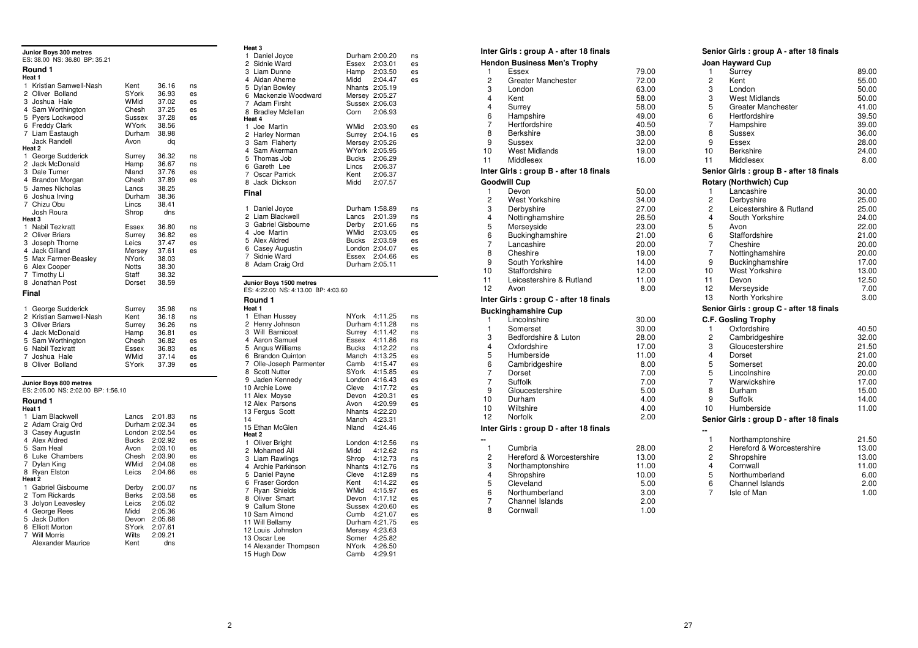## Junior Boys 300 metres

ES: 38.00 NS: 36.80 BP: 35.21

### Round 1

**Heat 1**

| Pos | Name | County | Time | |
|---|---|---|---|---|
| 1 | Kristian Samwell-Nash | Kent | 36.16 | ns |
| 2 | Oliver Bolland | SYork | 36.93 | es |
| 3 | Joshua Hale | WMid | 37.02 | es |
| 4 | Sam Worthington | Chesh | 37.25 | es |
| 5 | Pyers Lockwood | Sussex | 37.28 | es |
| 6 | Freddy Clark | WYork | 38.56 | |
| 7 | Liam Eastaugh | Durham | 38.98 | |
| | Jack Randell | Avon | dq | |

**Heat 2**

| Pos | Name | County | Time | |
|---|---|---|---|---|
| 1 | George Sudderick | Surrey | 36.32 | ns |
| 2 | Jack McDonald | Hamp | 36.67 | ns |
| 3 | Dale Turner | Nland | 37.76 | es |
| 4 | Brandon Morgan | Chesh | 37.89 | es |
| 5 | James Nicholas | Lancs | 38.25 | |
| 6 | Joshua Irving | Durham | 38.36 | |
| 7 | Chizu Obu | Lincs | 38.41 | |
| | Josh Roura | Shrop | dns | |

**Heat 3**

| Pos | Name | County | Time | |
|---|---|---|---|---|
| 1 | Nabil Tezkratt | Essex | 36.80 | ns |
| 2 | Oliver Briars | Surrey | 36.82 | es |
| 3 | Joseph Thorne | Leics | 37.47 | es |
| 4 | Jack Gilland | Mersey | 37.61 | es |
| 5 | Max Farmer-Beasley | NYork | 38.03 | |
| 6 | Alex Cooper | Notts | 38.30 | |
| 7 | Timothy Li | Staff | 38.32 | |
| 8 | Jonathan Post | Dorset | 38.59 | |

### Final

| Pos | Name | County | Time | |
|---|---|---|---|---|
| 1 | George Sudderick | Surrey | 35.98 | ns |
| 2 | Kristian Samwell-Nash | Kent | 36.18 | ns |
| 3 | Oliver Briars | Surrey | 36.26 | ns |
| 4 | Jack McDonald | Hamp | 36.81 | es |
| 5 | Sam Worthington | Chesh | 36.82 | es |
| 6 | Nabil Tezkratt | Essex | 36.83 | es |
| 7 | Joshua Hale | WMid | 37.14 | es |
| 8 | Oliver Bolland | SYork | 37.39 | es |

## Junior Boys 800 metres

ES: 2:05.00 NS: 2:02.00 BP: 1:56.10

### Round 1

**Heat 1**

| Pos | Name | County | Time | |
|---|---|---|---|---|
| 1 | Liam Blackwell | Lancs | 2:01.83 | ns |
| 2 | Adam Craig Ord | Durham | 2:02.34 | es |
| 3 | Casey Augustin | London | 2:02.54 | es |
| 4 | Alex Aldred | Bucks | 2:02.92 | es |
| 5 | Sam Heal | Avon | 2:03.10 | es |
| 6 | Luke Chambers | Chesh | 2:03.90 | es |
| 7 | Dylan King | WMid | 2:04.08 | es |
| 8 | Ryan Elston | Leics | 2:04.66 | es |

**Heat 2**

| Pos | Name | County | Time | |
|---|---|---|---|---|
| 1 | Gabriel Gisbourne | Derby | 2:00.07 | ns |
| 2 | Tom Rickards | Berks | 2:03.58 | es |
| 3 | Jolyon Leavesley | Leics | 2:05.02 | |
| 4 | George Rees | Midd | 2:05.36 | |
| 5 | Jack Dutton | Devon | 2:05.68 | |
| 6 | Elliott Morton | SYork | 2:07.61 | |
| 7 | Will Morris | Wilts | 2:09.21 | |
| | Alexander Maurice | Kent | dns | |

**Heat 3**

| Pos | Name | County | Time | |
|---|---|---|---|---|
| 1 | Daniel Joyce | Durham | 2:00.20 | ns |
| 2 | Sidnie Ward | Essex | 2:03.01 | es |
| 3 | Liam Dunne | Hamp | 2:03.50 | es |
| 4 | Aidan Aherne | Midd | 2:04.47 | es |
| 5 | Dylan Bowley | Nhants | 2:05.19 | |
| 6 | Mackenzie Woodward | Mersey | 2:05.27 | |
| 7 | Adam Firsht | Sussex | 2:06.03 | |
| 8 | Bradley Mclellan | Corn | 2:06.93 | |

**Heat 4**

| Pos | Name | County | Time | |
|---|---|---|---|---|
| 1 | Joe Martin | WMid | 2:03.90 | es |
| 2 | Harley Norman | Surrey | 2:04.16 | es |
| 3 | Sam Flaherty | Mersey | 2:05.26 | |
| 4 | Sam Akerman | WYork | 2:05.95 | |
| 5 | Thomas Job | Bucks | 2:06.29 | |
| 6 | Gareth Lee | Lincs | 2:06.37 | |
| 7 | Oscar Parrick | Kent | 2:06.37 | |
| 8 | Jack Dickson | Midd | 2:07.57 | |

### Final

| Pos | Name | County | Time | |
|---|---|---|---|---|
| 1 | Daniel Joyce | Durham | 1:58.89 | ns |
| 2 | Liam Blackwell | Lancs | 2:01.39 | ns |
| 3 | Gabriel Gisbourne | Derby | 2:01.66 | ns |
| 4 | Joe Martin | WMid | 2:03.05 | es |
| 5 | Alex Aldred | Bucks | 2:03.59 | es |
| 6 | Casey Augustin | London | 2:04.07 | es |
| 7 | Sidnie Ward | Essex | 2:04.66 | es |
| 8 | Adam Craig Ord | Durham | 2:05.11 | |

## Junior Boys 1500 metres

ES: 4:22.00 NS: 4:13.00 BP: 4:03.60

### Round 1

**Heat 1**

| Pos | Name | County | Time | |
|---|---|---|---|---|
| 1 | Ethan Hussey | NYork | 4:11.25 | ns |
| 2 | Henry Johnson | Durham | 4:11.28 | ns |
| 3 | Will Barnicoat | Surrey | 4:11.42 | ns |
| 4 | Aaron Samuel | Essex | 4:11.86 | ns |
| 5 | Angus Williams | Bucks | 4:12.22 | ns |
| 6 | Brandon Quinton | Manch | 4:13.25 | es |
| 7 | Olle-Joseph Parmenter | Camb | 4:15.47 | es |
| 8 | Scott Nutter | SYork | 4:15.85 | es |
| 9 | Jaden Kennedy | London | 4:16.43 | es |
| 10 | Archie Lowe | Cleve | 4:17.72 | es |
| 11 | Alex Moyse | Devon | 4:20.31 | es |
| 12 | Alex Parsons | Avon | 4:20.99 | es |
| 13 | Fergus Scott | Nhants | 4:22.20 | |
| 14 | | Manch | 4:23.31 | |
| 15 | Ethan McGlen | Nland | 4:24.46 | |

**Heat 2**

| Pos | Name | County | Time | |
|---|---|---|---|---|
| 1 | Oliver Bright | London | 4:12.56 | ns |
| 2 | Mohamed Ali | Midd | 4:12.62 | ns |
| 3 | Liam Rawlings | Shrop | 4:12.73 | ns |
| 4 | Archie Parkinson | Nhants | 4:12.76 | ns |
| 5 | Daniel Payne | Cleve | 4:12.89 | ns |
| 6 | Fraser Gordon | Kent | 4:14.22 | es |
| 7 | Ryan Shields | WMid | 4:15.97 | es |
| 8 | Oliver Smart | Devon | 4:17.12 | es |
| 9 | Callum Stone | Sussex | 4:20.60 | es |
| 10 | Sam Almond | Cumb | 4:21.07 | es |
| 11 | Will Bellamy | Durham | 4:21.75 | es |
| 12 | Louis Johnston | Mersey | 4:23.63 | |
| 13 | Oscar Lee | Somer | 4:25.82 | |
| 14 | Alexander Thompson | NYork | 4:26.50 | |
| 15 | Hugh Dow | Camb | 4:29.91 | |

## Inter Girls : group A - after 18 finals

### Hendon Business Men's Trophy

| Pos | County | Points |
|---|---|---|
| 1 | Essex | 79.00 |
| 2 | Greater Manchester | 72.00 |
| 3 | London | 63.00 |
| 4 | Kent | 58.00 |
| 4 | Surrey | 58.00 |
| 6 | Hampshire | 49.00 |
| 7 | Hertfordshire | 40.50 |
| 8 | Berkshire | 38.00 |
| 9 | Sussex | 32.00 |
| 10 | West Midlands | 19.00 |
| 11 | Middlesex | 16.00 |

## Inter Girls : group B - after 18 finals

### Goodwill Cup

| Pos | County | Points |
|---|---|---|
| 1 | Devon | 50.00 |
| 2 | West Yorkshire | 34.00 |
| 3 | Derbyshire | 27.00 |
| 4 | Nottinghamshire | 26.50 |
| 5 | Merseyside | 23.00 |
| 6 | Buckinghamshire | 21.00 |
| 7 | Lancashire | 20.00 |
| 8 | Cheshire | 19.00 |
| 9 | South Yorkshire | 14.00 |
| 10 | Staffordshire | 12.00 |
| 11 | Leicestershire & Rutland | 11.00 |
| 12 | Avon | 8.00 |

## Inter Girls : group C - after 18 finals

### Buckinghamshire Cup

| Pos | County | Points |
|---|---|---|
| 1 | Lincolnshire | 30.00 |
| 1 | Somerset | 30.00 |
| 3 | Bedfordshire & Luton | 28.00 |
| 4 | Oxfordshire | 17.00 |
| 5 | Humberside | 11.00 |
| 6 | Cambridgeshire | 8.00 |
| 7 | Dorset | 7.00 |
| 7 | Suffolk | 7.00 |
| 9 | Gloucestershire | 5.00 |
| 10 | Durham | 4.00 |
| 10 | Wiltshire | 4.00 |
| 12 | Norfolk | 2.00 |

## Inter Girls : group D - after 18 finals

--

| Pos | County | Points |
|---|---|---|
| 1 | Cumbria | 28.00 |
| 2 | Hereford & Worcestershire | 13.00 |
| 3 | Northamptonshire | 11.00 |
| 4 | Shropshire | 10.00 |
| 5 | Cleveland | 5.00 |
| 6 | Northumberland | 3.00 |
| 7 | Channel Islands | 2.00 |
| 8 | Cornwall | 1.00 |

## Senior Girls : group A - after 18 finals

### Joan Hayward Cup

| Pos | County | Points |
|---|---|---|
| 1 | Surrey | 89.00 |
| 2 | Kent | 55.00 |
| 3 | London | 50.00 |
| 3 | West Midlands | 50.00 |
| 5 | Greater Manchester | 41.00 |
| 6 | Hertfordshire | 39.50 |
| 7 | Hampshire | 39.00 |
| 8 | Sussex | 36.00 |
| 9 | Essex | 28.00 |
| 10 | Berkshire | 24.00 |
| 11 | Middlesex | 8.00 |

## Senior Girls : group B - after 18 finals

### Rotary (Northwich) Cup

| Pos | County | Points |
|---|---|---|
| 1 | Lancashire | 30.00 |
| 2 | Derbyshire | 25.00 |
| 2 | Leicestershire & Rutland | 25.00 |
| 4 | South Yorkshire | 24.00 |
| 5 | Avon | 22.00 |
| 6 | Staffordshire | 21.00 |
| 7 | Cheshire | 20.00 |
| 7 | Nottinghamshire | 20.00 |
| 9 | Buckinghamshire | 17.00 |
| 10 | West Yorkshire | 13.00 |
| 11 | Devon | 12.50 |
| 12 | Merseyside | 7.00 |
| 13 | North Yorkshire | 3.00 |

## Senior Girls : group C - after 18 finals

### C.F. Gosling Trophy

| Pos | County | Points |
|---|---|---|
| 1 | Oxfordshire | 40.50 |
| 2 | Cambridgeshire | 32.00 |
| 3 | Gloucestershire | 21.50 |
| 4 | Dorset | 21.00 |
| 5 | Somerset | 20.00 |
| 5 | Lincolnshire | 20.00 |
| 7 | Warwickshire | 17.00 |
| 8 | Durham | 15.00 |
| 9 | Suffolk | 14.00 |
| 10 | Humberside | 11.00 |

## Senior Girls : group D - after 18 finals

--

| Pos | County | Points |
|---|---|---|
| 1 | Northamptonshire | 21.50 |
| 2 | Hereford & Worcestershire | 13.00 |
| 2 | Shropshire | 13.00 |
| 4 | Cornwall | 11.00 |
| 5 | Northumberland | 6.00 |
| 6 | Channel Islands | 2.00 |
| 7 | Isle of Man | 1.00 |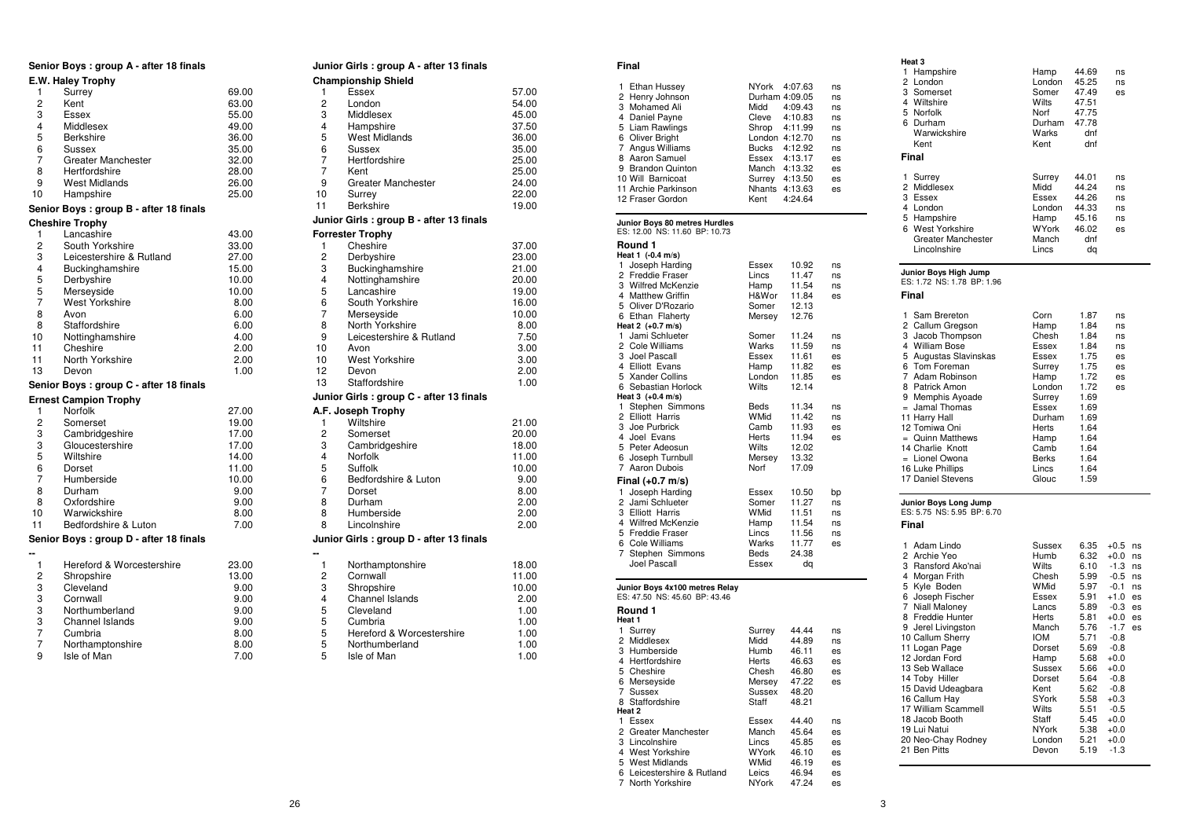## Senior Boys : group A - after 18 finals

### E.W. Haley Trophy

| | | |
|---|---|---|
| 1 | Surrey | 69.00 |
| 2 | Kent | 63.00 |
| 3 | Essex | 55.00 |
| 4 | Middlesex | 49.00 |
| 5 | Berkshire | 36.00 |
| 6 | Sussex | 35.00 |
| 7 | Greater Manchester | 32.00 |
| 8 | Hertfordshire | 28.00 |
| 9 | West Midlands | 26.00 |
| 10 | Hampshire | 25.00 |

## Senior Boys : group B - after 18 finals

### Cheshire Trophy

| | | |
|---|---|---|
| 1 | Lancashire | 43.00 |
| 2 | South Yorkshire | 33.00 |
| 3 | Leicestershire & Rutland | 27.00 |
| 4 | Buckinghamshire | 15.00 |
| 5 | Derbyshire | 10.00 |
| 5 | Merseyside | 10.00 |
| 7 | West Yorkshire | 8.00 |
| 8 | Avon | 6.00 |
| 8 | Staffordshire | 6.00 |
| 10 | Nottinghamshire | 4.00 |
| 11 | Cheshire | 2.00 |
| 11 | North Yorkshire | 2.00 |
| 13 | Devon | 1.00 |

## Senior Boys : group C - after 18 finals

### Ernest Campion Trophy

| | | |
|---|---|---|
| 1 | Norfolk | 27.00 |
| 2 | Somerset | 19.00 |
| 3 | Cambridgeshire | 17.00 |
| 3 | Gloucestershire | 17.00 |
| 5 | Wiltshire | 14.00 |
| 6 | Dorset | 11.00 |
| 7 | Humberside | 10.00 |
| 8 | Durham | 9.00 |
| 8 | Oxfordshire | 9.00 |
| 10 | Warwickshire | 8.00 |
| 11 | Bedfordshire & Luton | 7.00 |

## Senior Boys : group D - after 18 finals

--

| | | |
|---|---|---|
| 1 | Hereford & Worcestershire | 23.00 |
| 2 | Shropshire | 13.00 |
| 3 | Cleveland | 9.00 |
| 3 | Cornwall | 9.00 |
| 3 | Northumberland | 9.00 |
| 3 | Channel Islands | 9.00 |
| 7 | Cumbria | 8.00 |
| 7 | Northamptonshire | 8.00 |
| 9 | Isle of Man | 7.00 |

## Junior Girls : group A - after 13 finals

### Championship Shield

| | | |
|---|---|---|
| 1 | Essex | 57.00 |
| 2 | London | 54.00 |
| 3 | Middlesex | 45.00 |
| 4 | Hampshire | 37.50 |
| 5 | West Midlands | 36.00 |
| 6 | Sussex | 35.00 |
| 7 | Hertfordshire | 25.00 |
| 7 | Kent | 25.00 |
| 9 | Greater Manchester | 24.00 |
| 10 | Surrey | 22.00 |
| 11 | Berkshire | 19.00 |

## Junior Girls : group B - after 13 finals

### Forrester Trophy

| | | |
|---|---|---|
| 1 | Cheshire | 37.00 |
| 2 | Derbyshire | 23.00 |
| 3 | Buckinghamshire | 21.00 |
| 4 | Nottinghamshire | 20.00 |
| 5 | Lancashire | 19.00 |
| 6 | South Yorkshire | 16.00 |
| 7 | Merseyside | 10.00 |
| 8 | North Yorkshire | 8.00 |
| 9 | Leicestershire & Rutland | 7.50 |
| 10 | Avon | 3.00 |
| 10 | West Yorkshire | 3.00 |
| 12 | Devon | 2.00 |
| 13 | Staffordshire | 1.00 |

## Junior Girls : group C - after 13 finals

### A.F. Joseph Trophy

| | | |
|---|---|---|
| 1 | Wiltshire | 21.00 |
| 2 | Somerset | 20.00 |
| 3 | Cambridgeshire | 18.00 |
| 4 | Norfolk | 11.00 |
| 5 | Suffolk | 10.00 |
| 6 | Bedfordshire & Luton | 9.00 |
| 7 | Dorset | 8.00 |
| 8 | Durham | 2.00 |
| 8 | Humberside | 2.00 |
| 8 | Lincolnshire | 2.00 |

## Junior Girls : group D - after 13 finals

--

| | | |
|---|---|---|
| 1 | Northamptonshire | 18.00 |
| 2 | Cornwall | 11.00 |
| 3 | Shropshire | 10.00 |
| 4 | Channel Islands | 2.00 |
| 5 | Cleveland | 1.00 |
| 5 | Cumbria | 1.00 |
| 5 | Hereford & Worcestershire | 1.00 |
| 5 | Northumberland | 1.00 |
| 5 | Isle of Man | 1.00 |

### Final

| | | | | |
|---|---|---|---|---|
| 1 | Ethan Hussey | NYork | 4:07.63 | ns |
| 2 | Henry Johnson | Durham | 4:09.05 | ns |
| 3 | Mohamed Ali | Midd | 4:09.43 | ns |
| 4 | Daniel Payne | Cleve | 4:10.83 | ns |
| 5 | Liam Rawlings | Shrop | 4:11.99 | ns |
| 6 | Oliver Bright | London | 4:12.70 | ns |
| 7 | Angus Williams | Bucks | 4:12.92 | ns |
| 8 | Aaron Samuel | Essex | 4:13.17 | es |
| 9 | Brandon Quinton | Manch | 4:13.32 | es |
| 10 | Will Barnicoat | Surrey | 4:13.50 | es |
| 11 | Archie Parkinson | Nhants | 4:13.63 | es |
| 12 | Fraser Gordon | Kent | 4:24.64 | |

## Junior Boys 80 metres Hurdles

ES: 12.00 NS: 11.60 BP: 10.73

### Round 1

**Heat 1 (-0.4 m/s)**

| | | | | |
|---|---|---|---|---|
| 1 | Joseph Harding | Essex | 10.92 | ns |
| 2 | Freddie Fraser | Lincs | 11.47 | ns |
| 3 | Wilfred McKenzie | Hamp | 11.54 | ns |
| 4 | Matthew Griffin | H&Wor | 11.84 | es |
| 5 | Oliver D'Rozario | Somer | 12.13 | |
| 6 | Ethan Flaherty | Mersey | 12.76 | |

**Heat 2 (+0.7 m/s)**

| | | | | |
|---|---|---|---|---|
| 1 | Jami Schlueter | Somer | 11.24 | ns |
| 2 | Cole Williams | Warks | 11.59 | ns |
| 3 | Joel Pascall | Essex | 11.61 | es |
| 4 | Elliott Evans | Hamp | 11.82 | es |
| 5 | Xander Collins | London | 11.85 | es |
| 6 | Sebastian Horlock | Wilts | 12.14 | |

**Heat 3 (+0.4 m/s)**

| | | | | |
|---|---|---|---|---|
| 1 | Stephen Simmons | Beds | 11.34 | ns |
| 2 | Elliott Harris | WMid | 11.42 | ns |
| 3 | Joe Purbrick | Camb | 11.93 | es |
| 4 | Joel Evans | Herts | 11.94 | es |
| 5 | Peter Adeosun | Wilts | 12.02 | |
| 6 | Joseph Turnbull | Mersey | 13.32 | |
| 7 | Aaron Dubois | Norf | 17.09 | |

### Final (+0.7 m/s)

| | | | | |
|---|---|---|---|---|
| 1 | Joseph Harding | Essex | 10.50 | bp |
| 2 | Jami Schlueter | Somer | 11.27 | ns |
| 3 | Elliott Harris | WMid | 11.51 | ns |
| 4 | Wilfred McKenzie | Hamp | 11.54 | ns |
| 5 | Freddie Fraser | Lincs | 11.56 | ns |
| 6 | Cole Williams | Warks | 11.77 | es |
| 7 | Stephen Simmons | Beds | 24.38 | |
| | Joel Pascall | Essex | dq | |

## Junior Boys 4x100 metres Relay

ES: 47.50 NS: 45.60 BP: 43.46

### Round 1

**Heat 1**

| | | | | |
|---|---|---|---|---|
| 1 | Surrey | Surrey | 44.44 | ns |
| 2 | Middlesex | Midd | 44.89 | ns |
| 3 | Humberside | Humb | 46.11 | es |
| 4 | Hertfordshire | Herts | 46.63 | es |
| 5 | Cheshire | Chesh | 46.80 | es |
| 6 | Merseyside | Mersey | 47.22 | es |
| 7 | Sussex | Sussex | 48.20 | |
| 8 | Staffordshire | Staff | 48.21 | |

**Heat 2**

| | | | | |
|---|---|---|---|---|
| 1 | Essex | Essex | 44.40 | ns |
| 2 | Greater Manchester | Manch | 45.64 | es |
| 3 | Lincolnshire | Lincs | 45.85 | es |
| 4 | West Yorkshire | WYork | 46.10 | es |
| 5 | West Midlands | WMid | 46.19 | es |
| 6 | Leicestershire & Rutland | Leics | 46.94 | es |
| 7 | North Yorkshire | NYork | 47.24 | es |

**Heat 3**

| | | | | |
|---|---|---|---|---|
| 1 | Hampshire | Hamp | 44.69 | ns |
| 2 | London | London | 45.25 | ns |
| 3 | Somerset | Somer | 47.49 | es |
| 4 | Wiltshire | Wilts | 47.51 | |
| 5 | Norfolk | Norf | 47.75 | |
| 6 | Durham | Durham | 47.78 | |
| | Warwickshire | Warks | dnf | |
| | Kent | Kent | dnf | |

### Final

| | | | | |
|---|---|---|---|---|
| 1 | Surrey | Surrey | 44.01 | ns |
| 2 | Middlesex | Midd | 44.24 | ns |
| 3 | Essex | Essex | 44.26 | ns |
| 4 | London | London | 44.33 | ns |
| 5 | Hampshire | Hamp | 45.16 | ns |
| 6 | West Yorkshire | WYork | 46.02 | es |
| | Greater Manchester | Manch | dnf | |
| | Lincolnshire | Lincs | dq | |

## Junior Boys High Jump

ES: 1.72 NS: 1.78 BP: 1.96

### Final

| | | | | |
|---|---|---|---|---|
| 1 | Sam Brereton | Corn | 1.87 | ns |
| 2 | Callum Gregson | Hamp | 1.84 | ns |
| 3 | Jacob Thompson | Chesh | 1.84 | ns |
| 4 | William Bose | Essex | 1.84 | ns |
| 5 | Augustas Slavinskas | Essex | 1.75 | es |
| 6 | Tom Foreman | Surrey | 1.75 | es |
| 7 | Adam Robinson | Hamp | 1.72 | es |
| 8 | Patrick Amon | London | 1.72 | es |
| 9 | Memphis Ayoade | Surrey | 1.69 | |
| = | Jamal Thomas | Essex | 1.69 | |
| 11 | Harry Hall | Durham | 1.69 | |
| 12 | Tomiwa Oni | Herts | 1.64 | |
| = | Quinn Matthews | Hamp | 1.64 | |
| 14 | Charlie Knott | Camb | 1.64 | |
| = | Lionel Owona | Berks | 1.64 | |
| 16 | Luke Phillips | Lincs | 1.64 | |
| 17 | Daniel Stevens | Glouc | 1.59 | |

## Junior Boys Long Jump

ES: 5.75 NS: 5.95 BP: 6.70

### Final

| | | | | | |
|---|---|---|---|---|---|
| 1 | Adam Lindo | Sussex | 6.35 | +0.5 | ns |
| 2 | Archie Yeo | Humb | 6.32 | +0.0 | ns |
| 3 | Ransford Ako'nai | Wilts | 6.10 | -1.3 | ns |
| 4 | Morgan Frith | Chesh | 5.99 | -0.5 | ns |
| 5 | Kyle Boden | WMid | 5.97 | -0.1 | ns |
| 6 | Joseph Fischer | Essex | 5.91 | +1.0 | es |
| 7 | Niall Maloney | Lancs | 5.89 | -0.3 | es |
| 8 | Freddie Hunter | Herts | 5.81 | +0.0 | es |
| 9 | Jerel Livingston | Manch | 5.76 | -1.7 | es |
| 10 | Callum Sherry | IOM | 5.71 | -0.8 | |
| 11 | Logan Page | Dorset | 5.69 | -0.8 | |
| 12 | Jordan Ford | Hamp | 5.68 | +0.0 | |
| 13 | Seb Wallace | Sussex | 5.66 | +0.0 | |
| 14 | Toby Hiller | Dorset | 5.64 | -0.8 | |
| 15 | David Udeagbara | Kent | 5.62 | -0.8 | |
| 16 | Callum Hay | SYork | 5.58 | +0.3 | |
| 17 | William Scammell | Wilts | 5.51 | -0.5 | |
| 18 | Jacob Booth | Staff | 5.45 | +0.0 | |
| 19 | Lui Natui | NYork | 5.38 | +0.0 | |
| 20 | Neo-Chay Rodney | London | 5.21 | +0.0 | |
| 21 | Ben Pitts | Devon | 5.19 | -1.3 | |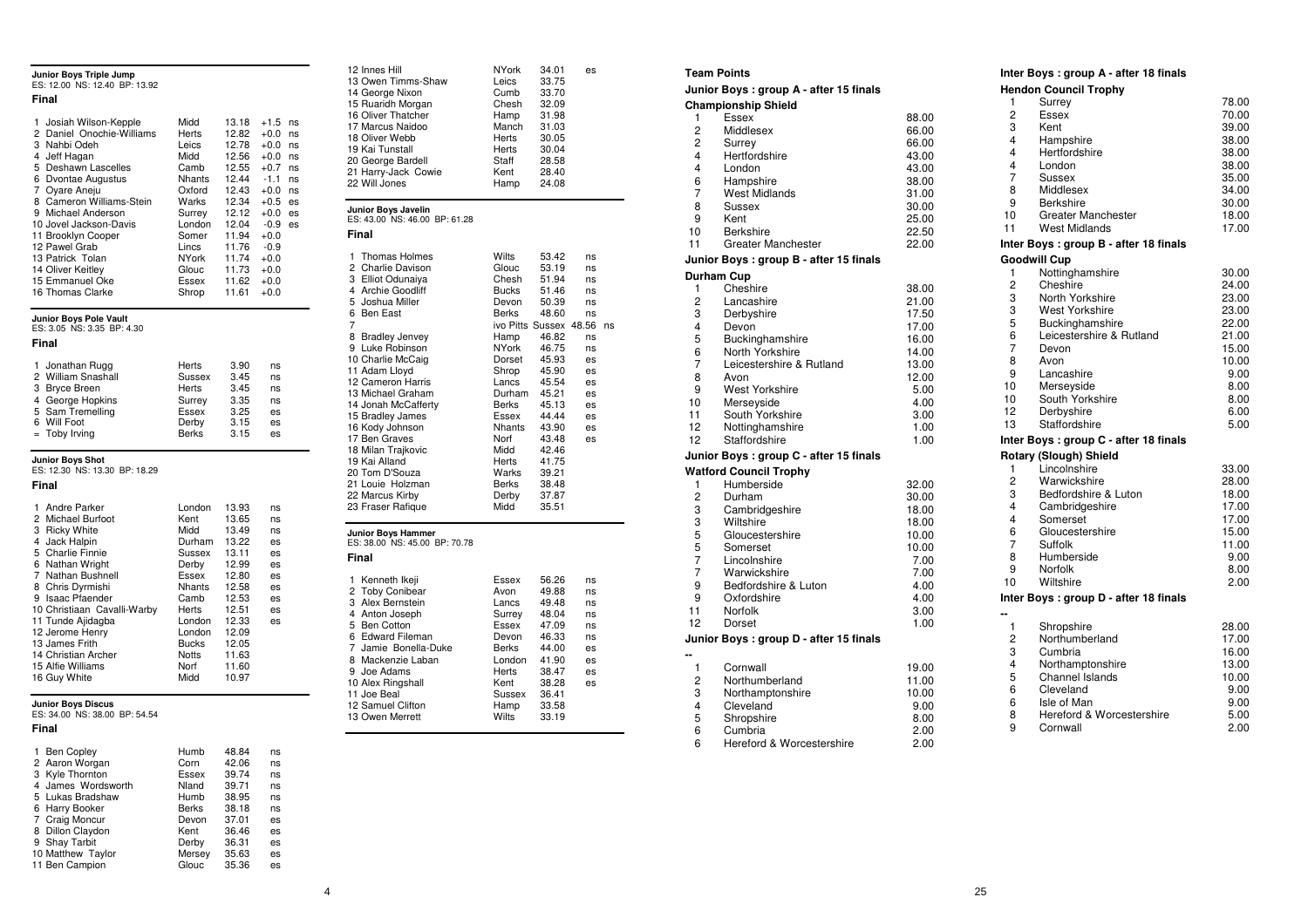## Junior Boys Triple Jump

ES: 12.00 NS: 12.40 BP: 13.92

### Final

| Pos | Name | County | Mark | Wind | |
|---|---|---|---|---|---|
| 1 | Josiah Wilson-Kepple | Midd | 13.18 | +1.5 | ns |
| 2 | Daniel Onochie-Williams | Herts | 12.82 | +0.0 | ns |
| 3 | Nahbi Odeh | Leics | 12.78 | +0.0 | ns |
| 4 | Jeff Hagan | Midd | 12.56 | +0.0 | ns |
| 5 | Deshawn Lascelles | Camb | 12.55 | +0.7 | ns |
| 6 | Dvontae Augustus | Nhants | 12.44 | -1.1 | ns |
| 7 | Oyare Aneju | Oxford | 12.43 | +0.0 | ns |
| 8 | Cameron Williams-Stein | Warks | 12.34 | +0.5 | es |
| 9 | Michael Anderson | Surrey | 12.12 | +0.0 | es |
| 10 | Jovel Jackson-Davis | London | 12.04 | -0.9 | es |
| 11 | Brooklyn Cooper | Somer | 11.94 | +0.0 | |
| 12 | Pawel Grab | Lincs | 11.76 | -0.9 | |
| 13 | Patrick Tolan | NYork | 11.74 | +0.0 | |
| 14 | Oliver Keitley | Glouc | 11.73 | +0.0 | |
| 15 | Emmanuel Oke | Essex | 11.62 | +0.0 | |
| 16 | Thomas Clarke | Shrop | 11.61 | +0.0 | |

## Junior Boys Pole Vault

ES: 3.05 NS: 3.35 BP: 4.30

### Final

| Pos | Name | County | Mark | |
|---|---|---|---|---|
| 1 | Jonathan Rugg | Herts | 3.90 | ns |
| 2 | William Snashall | Sussex | 3.45 | ns |
| 3 | Bryce Breen | Herts | 3.45 | ns |
| 4 | George Hopkins | Surrey | 3.35 | ns |
| 5 | Sam Tremelling | Essex | 3.25 | es |
| 6 | Will Foot | Derby | 3.15 | es |
| = | Toby Irving | Berks | 3.15 | es |

## Junior Boys Shot

ES: 12.30 NS: 13.30 BP: 18.29

### Final

| Pos | Name | County | Mark | |
|---|---|---|---|---|
| 1 | Andre Parker | London | 13.93 | ns |
| 2 | Michael Burfoot | Kent | 13.65 | ns |
| 3 | Ricky White | Midd | 13.49 | ns |
| 4 | Jack Halpin | Durham | 13.22 | es |
| 5 | Charlie Finnie | Sussex | 13.11 | es |
| 6 | Nathan Wright | Derby | 12.99 | es |
| 7 | Nathan Bushnell | Essex | 12.80 | es |
| 8 | Chris Dyrmishi | Nhants | 12.58 | es |
| 9 | Isaac Pfaender | Camb | 12.53 | es |
| 10 | Christiaan Cavalli-Warby | Herts | 12.51 | es |
| 11 | Tunde Ajidagba | London | 12.33 | es |
| 12 | Jerome Henry | London | 12.09 | |
| 13 | James Frith | Bucks | 12.05 | |
| 14 | Christian Archer | Notts | 11.63 | |
| 15 | Alfie Williams | Norf | 11.60 | |
| 16 | Guy White | Midd | 10.97 | |

## Junior Boys Discus

ES: 34.00 NS: 38.00 BP: 54.54

### Final

| Pos | Name | County | Mark | |
|---|---|---|---|---|
| 1 | Ben Copley | Humb | 48.84 | ns |
| 2 | Aaron Worgan | Corn | 42.06 | ns |
| 3 | Kyle Thornton | Essex | 39.74 | ns |
| 4 | James Wordsworth | Nland | 39.71 | ns |
| 5 | Lukas Bradshaw | Humb | 38.95 | ns |
| 6 | Harry Booker | Berks | 38.18 | ns |
| 7 | Craig Moncur | Devon | 37.01 | es |
| 8 | Dillon Claydon | Kent | 36.46 | es |
| 9 | Shay Tarbit | Derby | 36.31 | es |
| 10 | Matthew Taylor | Mersey | 35.63 | es |
| 11 | Ben Campion | Glouc | 35.36 | es |
| 12 | Innes Hill | NYork | 34.01 | es |
| 13 | Owen Timms-Shaw | Leics | 33.75 | |
| 14 | George Nixon | Cumb | 33.70 | |
| 15 | Ruaridh Morgan | Chesh | 32.09 | |
| 16 | Oliver Thatcher | Hamp | 31.98 | |
| 17 | Marcus Naidoo | Manch | 31.03 | |
| 18 | Oliver Webb | Herts | 30.05 | |
| 19 | Kai Tunstall | Herts | 30.04 | |
| 20 | George Bardell | Staff | 28.58 | |
| 21 | Harry-Jack Cowie | Kent | 28.40 | |
| 22 | Will Jones | Hamp | 24.08 | |

## Junior Boys Javelin

ES: 43.00 NS: 46.00 BP: 61.28

### Final

| Pos | Name | County | Mark | |
|---|---|---|---|---|
| 1 | Thomas Holmes | Wilts | 53.42 | ns |
| 2 | Charlie Davison | Glouc | 53.19 | ns |
| 3 | Elliot Odunaiya | Chesh | 51.94 | ns |
| 4 | Archie Goodliff | Bucks | 51.46 | ns |
| 5 | Joshua Miller | Devon | 50.39 | ns |
| 6 | Ben East | Berks | 48.60 | ns |
| 7 | ivo Pitts | Sussex | 48.56 | ns |
| 8 | Bradley Jenvey | Hamp | 46.82 | ns |
| 9 | Luke Robinson | NYork | 46.75 | ns |
| 10 | Charlie McCaig | Dorset | 45.93 | es |
| 11 | Adam Lloyd | Shrop | 45.90 | es |
| 12 | Cameron Harris | Lancs | 45.54 | es |
| 13 | Michael Graham | Durham | 45.21 | es |
| 14 | Jonah McCafferty | Berks | 45.13 | es |
| 15 | Bradley James | Essex | 44.44 | es |
| 16 | Kody Johnson | Nhants | 43.90 | es |
| 17 | Ben Graves | Norf | 43.48 | es |
| 18 | Milan Trajkovic | Midd | 42.46 | |
| 19 | Kai Alland | Herts | 41.75 | |
| 20 | Tom D'Souza | Warks | 39.21 | |
| 21 | Louie Holzman | Berks | 38.48 | |
| 22 | Marcus Kirby | Derby | 37.87 | |
| 23 | Fraser Rafique | Midd | 35.51 | |

## Junior Boys Hammer

ES: 38.00 NS: 45.00 BP: 70.78

### Final

| Pos | Name | County | Mark | |
|---|---|---|---|---|
| 1 | Kenneth Ikeji | Essex | 56.26 | ns |
| 2 | Toby Conibear | Avon | 49.88 | ns |
| 3 | Alex Bernstein | Lancs | 49.48 | ns |
| 4 | Anton Joseph | Surrey | 48.04 | ns |
| 5 | Ben Cotton | Essex | 47.09 | ns |
| 6 | Edward Fileman | Devon | 46.33 | ns |
| 7 | Jamie Bonella-Duke | Berks | 44.00 | es |
| 8 | Mackenzie Laban | London | 41.90 | es |
| 9 | Joe Adams | Herts | 38.47 | es |
| 10 | Alex Ringshall | Kent | 38.28 | es |
| 11 | Joe Beal | Sussex | 36.41 | |
| 12 | Samuel Clifton | Hamp | 33.58 | |
| 13 | Owen Merrett | Wilts | 33.19 | |

## Team Points

### Junior Boys : group A - after 15 finals

**Championship Shield**

| Pos | County | Points |
|---|---|---|
| 1 | Essex | 88.00 |
| 2 | Middlesex | 66.00 |
| 2 | Surrey | 66.00 |
| 4 | Hertfordshire | 43.00 |
| 4 | London | 43.00 |
| 6 | Hampshire | 38.00 |
| 7 | West Midlands | 31.00 |
| 8 | Sussex | 30.00 |
| 9 | Kent | 25.00 |
| 10 | Berkshire | 22.50 |
| 11 | Greater Manchester | 22.00 |

### Junior Boys : group B - after 15 finals

**Durham Cup**

| Pos | County | Points |
|---|---|---|
| 1 | Cheshire | 38.00 |
| 2 | Lancashire | 21.00 |
| 3 | Derbyshire | 17.50 |
| 4 | Devon | 17.00 |
| 5 | Buckinghamshire | 16.00 |
| 6 | North Yorkshire | 14.00 |
| 7 | Leicestershire & Rutland | 13.00 |
| 8 | Avon | 12.00 |
| 9 | West Yorkshire | 5.00 |
| 10 | Merseyside | 4.00 |
| 11 | South Yorkshire | 3.00 |
| 12 | Nottinghamshire | 1.00 |
| 12 | Staffordshire | 1.00 |

### Junior Boys : group C - after 15 finals

**Watford Council Trophy**

| Pos | County | Points |
|---|---|---|
| 1 | Humberside | 32.00 |
| 2 | Durham | 30.00 |
| 3 | Cambridgeshire | 18.00 |
| 3 | Wiltshire | 18.00 |
| 5 | Gloucestershire | 10.00 |
| 5 | Somerset | 10.00 |
| 7 | Lincolnshire | 7.00 |
| 7 | Warwickshire | 7.00 |
| 9 | Bedfordshire & Luton | 4.00 |
| 9 | Oxfordshire | 4.00 |
| 11 | Norfolk | 3.00 |
| 12 | Dorset | 1.00 |

### Junior Boys : group D - after 15 finals

--

| Pos | County | Points |
|---|---|---|
| 1 | Cornwall | 19.00 |
| 2 | Northumberland | 11.00 |
| 3 | Northamptonshire | 10.00 |
| 4 | Cleveland | 9.00 |
| 5 | Shropshire | 8.00 |
| 6 | Cumbria | 2.00 |
| 6 | Hereford & Worcestershire | 2.00 |

### Inter Boys : group A - after 18 finals

**Hendon Council Trophy**

| Pos | County | Points |
|---|---|---|
| 1 | Surrey | 78.00 |
| 2 | Essex | 70.00 |
| 3 | Kent | 39.00 |
| 4 | Hampshire | 38.00 |
| 4 | Hertfordshire | 38.00 |
| 4 | London | 38.00 |
| 7 | Sussex | 35.00 |
| 8 | Middlesex | 34.00 |
| 9 | Berkshire | 30.00 |
| 10 | Greater Manchester | 18.00 |
| 11 | West Midlands | 17.00 |

### Inter Boys : group B - after 18 finals

**Goodwill Cup**

| Pos | County | Points |
|---|---|---|
| 1 | Nottinghamshire | 30.00 |
| 2 | Cheshire | 24.00 |
| 3 | North Yorkshire | 23.00 |
| 3 | West Yorkshire | 23.00 |
| 5 | Buckinghamshire | 22.00 |
| 6 | Leicestershire & Rutland | 21.00 |
| 7 | Devon | 15.00 |
| 8 | Avon | 10.00 |
| 9 | Lancashire | 9.00 |
| 10 | Merseyside | 8.00 |
| 10 | South Yorkshire | 8.00 |
| 12 | Derbyshire | 6.00 |
| 13 | Staffordshire | 5.00 |

### Inter Boys : group C - after 18 finals

**Rotary (Slough) Shield**

| Pos | County | Points |
|---|---|---|
| 1 | Lincolnshire | 33.00 |
| 2 | Warwickshire | 28.00 |
| 3 | Bedfordshire & Luton | 18.00 |
| 4 | Cambridgeshire | 17.00 |
| 4 | Somerset | 17.00 |
| 6 | Gloucestershire | 15.00 |
| 7 | Suffolk | 11.00 |
| 8 | Humberside | 9.00 |
| 9 | Norfolk | 8.00 |
| 10 | Wiltshire | 2.00 |

### Inter Boys : group D - after 18 finals

--

| Pos | County | Points |
|---|---|---|
| 1 | Shropshire | 28.00 |
| 2 | Northumberland | 17.00 |
| 3 | Cumbria | 16.00 |
| 4 | Northamptonshire | 13.00 |
| 5 | Channel Islands | 10.00 |
| 6 | Cleveland | 9.00 |
| 6 | Isle of Man | 9.00 |
| 8 | Hereford & Worcestershire | 5.00 |
| 9 | Cornwall | 2.00 |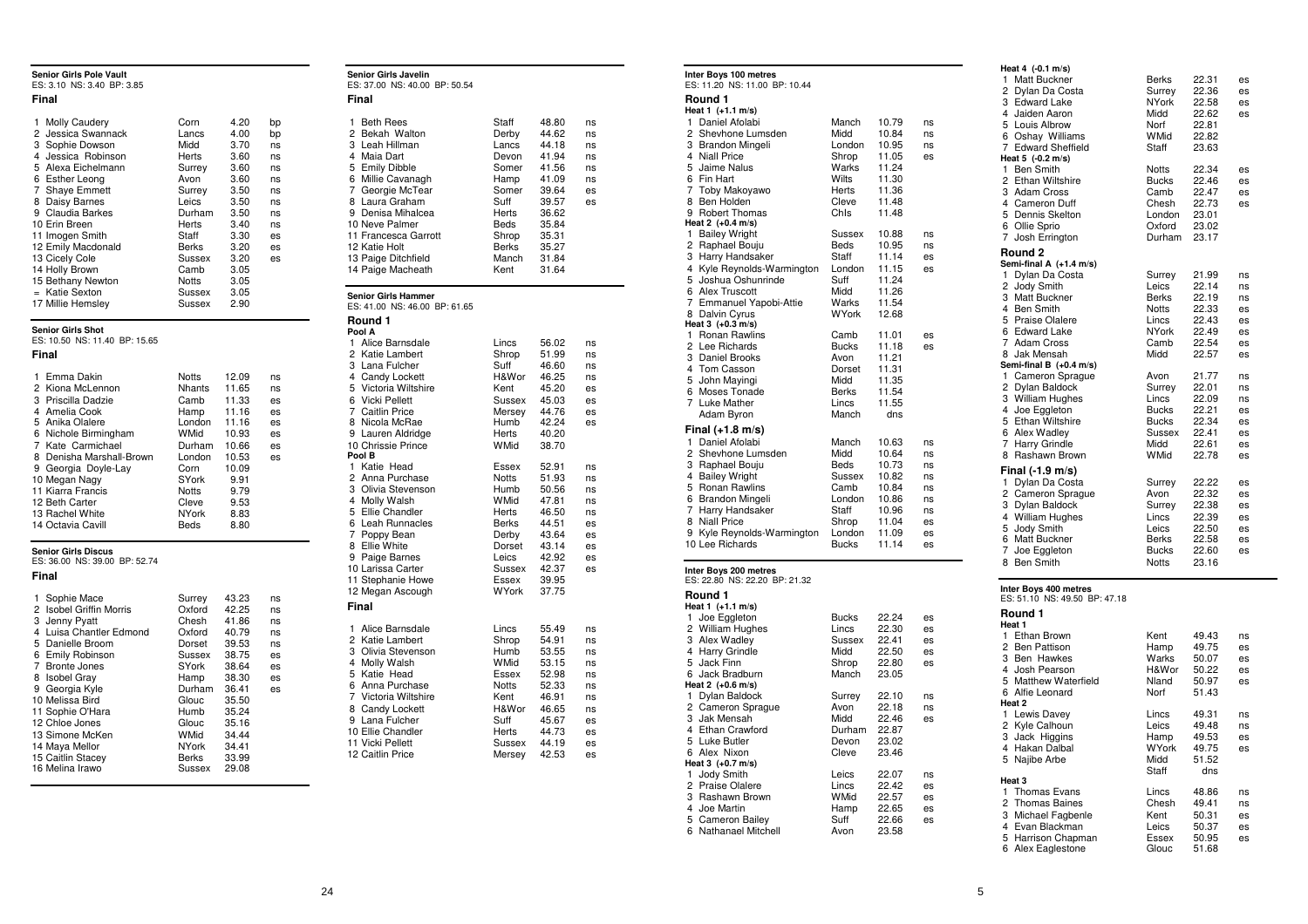## Senior Girls Pole Vault

ES: 3.10 NS: 3.40 BP: 3.85

### Final

| Pos | Name | County | Result | |
|---|---|---|---|---|
| 1 | Molly Caudery | Corn | 4.20 | bp |
| 2 | Jessica Swannack | Lancs | 4.00 | bp |
| 3 | Sophie Dowson | Midd | 3.70 | ns |
| 4 | Jessica Robinson | Herts | 3.60 | ns |
| 5 | Alexa Eichelmann | Surrey | 3.60 | ns |
| 6 | Esther Leong | Avon | 3.60 | ns |
| 7 | Shaye Emmett | Surrey | 3.50 | ns |
| 8 | Daisy Barnes | Leics | 3.50 | ns |
| 9 | Claudia Barkes | Durham | 3.50 | ns |
| 10 | Erin Breen | Herts | 3.40 | ns |
| 11 | Imogen Smith | Staff | 3.30 | es |
| 12 | Emily Macdonald | Berks | 3.20 | es |
| 13 | Cicely Cole | Sussex | 3.20 | es |
| 14 | Holly Brown | Camb | 3.05 | |
| 15 | Bethany Newton | Notts | 3.05 | |
| = | Katie Sexton | Sussex | 3.05 | |
| 17 | Millie Hemsley | Sussex | 2.90 | |

## Senior Girls Shot

ES: 10.50 NS: 11.40 BP: 15.65

### Final

| Pos | Name | County | Result | |
|---|---|---|---|---|
| 1 | Emma Dakin | Notts | 12.09 | ns |
| 2 | Kiona McLennon | Nhants | 11.65 | ns |
| 3 | Priscilla Dadzie | Camb | 11.33 | es |
| 4 | Amelia Cook | Hamp | 11.16 | es |
| 5 | Anika Olalere | London | 11.16 | es |
| 6 | Nichole Birmingham | WMid | 10.93 | es |
| 7 | Kate Carmichael | Durham | 10.66 | es |
| 8 | Denisha Marshall-Brown | London | 10.53 | es |
| 9 | Georgia Doyle-Lay | Corn | 10.09 | |
| 10 | Megan Nagy | SYork | 9.91 | |
| 11 | Kiarra Francis | Notts | 9.79 | |
| 12 | Beth Carter | Cleve | 9.53 | |
| 13 | Rachel White | NYork | 8.83 | |
| 14 | Octavia Cavill | Beds | 8.80 | |

## Senior Girls Discus

ES: 36.00 NS: 39.00 BP: 52.74

### Final

| Pos | Name | County | Result | |
|---|---|---|---|---|
| 1 | Sophie Mace | Surrey | 43.23 | ns |
| 2 | Isobel Griffin Morris | Oxford | 42.25 | ns |
| 3 | Jenny Pyatt | Chesh | 41.86 | ns |
| 4 | Luisa Chantler Edmond | Oxford | 40.79 | ns |
| 5 | Danielle Broom | Dorset | 39.53 | ns |
| 6 | Emily Robinson | Sussex | 38.75 | es |
| 7 | Bronte Jones | SYork | 38.64 | es |
| 8 | Isobel Gray | Hamp | 38.30 | es |
| 9 | Georgia Kyle | Durham | 36.41 | es |
| 10 | Melissa Bird | Glouc | 35.50 | |
| 11 | Sophie O'Hara | Humb | 35.24 | |
| 12 | Chloe Jones | Glouc | 35.16 | |
| 13 | Simone McKen | WMid | 34.44 | |
| 14 | Maya Mellor | NYork | 34.41 | |
| 15 | Caitlin Stacey | Berks | 33.99 | |
| 16 | Melina Irawo | Sussex | 29.08 | |

## Senior Girls Javelin

ES: 37.00 NS: 40.00 BP: 50.54

### Final

| Pos | Name | County | Result | |
|---|---|---|---|---|
| 1 | Beth Rees | Staff | 48.80 | ns |
| 2 | Bekah Walton | Derby | 44.62 | ns |
| 3 | Leah Hillman | Lancs | 44.18 | ns |
| 4 | Maia Dart | Devon | 41.94 | ns |
| 5 | Emily Dibble | Somer | 41.56 | ns |
| 6 | Millie Cavanagh | Hamp | 41.09 | ns |
| 7 | Georgie McTear | Somer | 39.64 | es |
| 8 | Laura Graham | Suff | 39.57 | es |
| 9 | Denisa Mihalcea | Herts | 36.62 | |
| 10 | Neve Palmer | Beds | 35.84 | |
| 11 | Francesca Garrott | Shrop | 35.31 | |
| 12 | Katie Holt | Berks | 35.27 | |
| 13 | Paige Ditchfield | Manch | 31.84 | |
| 14 | Paige Macheath | Kent | 31.64 | |

## Senior Girls Hammer

ES: 41.00 NS: 46.00 BP: 61.65

### Round 1

**Pool A**

| Pos | Name | County | Result | |
|---|---|---|---|---|
| 1 | Alice Barnsdale | Lincs | 56.02 | ns |
| 2 | Katie Lambert | Shrop | 51.99 | ns |
| 3 | Lana Fulcher | Suff | 46.60 | ns |
| 4 | Candy Lockett | H&Wor | 46.25 | ns |
| 5 | Victoria Wiltshire | Kent | 45.20 | es |
| 6 | Vicki Pellett | Sussex | 45.03 | es |
| 7 | Caitlin Price | Mersey | 44.76 | es |
| 8 | Nicola McRae | Humb | 42.24 | es |
| 9 | Lauren Aldridge | Herts | 40.20 | |
| 10 | Chrissie Prince | WMid | 38.70 | |

**Pool B**

| Pos | Name | County | Result | |
|---|---|---|---|---|
| 1 | Katie Head | Essex | 52.91 | ns |
| 2 | Anna Purchase | Notts | 51.93 | ns |
| 3 | Olivia Stevenson | Humb | 50.56 | ns |
| 4 | Molly Walsh | WMid | 47.81 | ns |
| 5 | Ellie Chandler | Herts | 46.50 | ns |
| 6 | Leah Runnacles | Berks | 44.51 | es |
| 7 | Poppy Bean | Derby | 43.64 | es |
| 8 | Ellie White | Dorset | 43.14 | es |
| 9 | Paige Barnes | Leics | 42.92 | es |
| 10 | Larissa Carter | Sussex | 42.37 | es |
| 11 | Stephanie Howe | Essex | 39.95 | |
| 12 | Megan Ascough | WYork | 37.75 | |

### Final

| Pos | Name | County | Result | |
|---|---|---|---|---|
| 1 | Alice Barnsdale | Lincs | 55.49 | ns |
| 2 | Katie Lambert | Shrop | 54.91 | ns |
| 3 | Olivia Stevenson | Humb | 53.55 | ns |
| 4 | Molly Walsh | WMid | 53.15 | ns |
| 5 | Katie Head | Essex | 52.98 | ns |
| 6 | Anna Purchase | Notts | 52.33 | ns |
| 7 | Victoria Wiltshire | Kent | 46.91 | ns |
| 8 | Candy Lockett | H&Wor | 46.65 | ns |
| 9 | Lana Fulcher | Suff | 45.67 | es |
| 10 | Ellie Chandler | Herts | 44.73 | es |
| 11 | Vicki Pellett | Sussex | 44.19 | es |
| 12 | Caitlin Price | Mersey | 42.53 | es |

## Inter Boys 100 metres

ES: 11.20 NS: 11.00 BP: 10.44

### Round 1

**Heat 1 (+1.1 m/s)**

| Pos | Name | County | Result | |
|---|---|---|---|---|
| 1 | Daniel Afolabi | Manch | 10.79 | ns |
| 2 | Shevhone Lumsden | Midd | 10.84 | ns |
| 3 | Brandon Mingeli | London | 10.95 | ns |
| 4 | Niall Price | Shrop | 11.05 | es |
| 5 | Jaime Nalus | Warks | 11.24 | |
| 6 | Fin Hart | Wilts | 11.30 | |
| 7 | Toby Makoyawo | Herts | 11.36 | |
| 8 | Ben Holden | Cleve | 11.48 | |
| 9 | Robert Thomas | Chls | 11.48 | |

**Heat 2 (+0.4 m/s)**

| Pos | Name | County | Result | |
|---|---|---|---|---|
| 1 | Bailey Wright | Sussex | 10.88 | ns |
| 2 | Raphael Bouju | Beds | 10.95 | ns |
| 3 | Harry Handsaker | Staff | 11.14 | es |
| 4 | Kyle Reynolds-Warmington | London | 11.15 | es |
| 5 | Joshua Oshunrinde | Suff | 11.24 | |
| 6 | Alex Truscott | Midd | 11.26 | |
| 7 | Emmanuel Yapobi-Attie | Warks | 11.54 | |
| 8 | Dalvin Cyrus | WYork | 12.68 | |

**Heat 3 (+0.3 m/s)**

| Pos | Name | County | Result | |
|---|---|---|---|---|
| 1 | Ronan Rawlins | Camb | 11.01 | es |
| 2 | Lee Richards | Bucks | 11.18 | es |
| 3 | Daniel Brooks | Avon | 11.21 | |
| 4 | Tom Casson | Dorset | 11.31 | |
| 5 | John Mayingi | Midd | 11.35 | |
| 6 | Moses Tonade | Berks | 11.54 | |
| 7 | Luke Mather | Lincs | 11.55 | |
| | Adam Byron | Manch | dns | |

### Final (+1.8 m/s)

| Pos | Name | County | Result | |
|---|---|---|---|---|
| 1 | Daniel Afolabi | Manch | 10.63 | ns |
| 2 | Shevhone Lumsden | Midd | 10.64 | ns |
| 3 | Raphael Bouju | Beds | 10.73 | ns |
| 4 | Bailey Wright | Sussex | 10.82 | ns |
| 5 | Ronan Rawlins | Camb | 10.84 | ns |
| 6 | Brandon Mingeli | London | 10.86 | ns |
| 7 | Harry Handsaker | Staff | 10.96 | ns |
| 8 | Niall Price | Shrop | 11.04 | es |
| 9 | Kyle Reynolds-Warmington | London | 11.09 | es |
| 10 | Lee Richards | Bucks | 11.14 | es |

## Inter Boys 200 metres

ES: 22.80 NS: 22.20 BP: 21.32

### Round 1

**Heat 1 (+1.1 m/s)**

| Pos | Name | County | Result | |
|---|---|---|---|---|
| 1 | Joe Eggleton | Bucks | 22.24 | es |
| 2 | William Hughes | Lincs | 22.30 | es |
| 3 | Alex Wadley | Sussex | 22.41 | es |
| 4 | Harry Grindle | Midd | 22.50 | es |
| 5 | Jack Finn | Shrop | 22.80 | es |
| 6 | Jack Bradburn | Manch | 23.05 | |

**Heat 2 (+0.6 m/s)**

| Pos | Name | County | Result | |
|---|---|---|---|---|
| 1 | Dylan Baldock | Surrey | 22.10 | ns |
| 2 | Cameron Sprague | Avon | 22.18 | ns |
| 3 | Jak Mensah | Midd | 22.46 | es |
| 4 | Ethan Crawford | Durham | 22.87 | |
| 5 | Luke Butler | Devon | 23.02 | |
| 6 | Alex Nixon | Cleve | 23.46 | |

**Heat 3 (+0.7 m/s)**

| Pos | Name | County | Result | |
|---|---|---|---|---|
| 1 | Jody Smith | Leics | 22.07 | ns |
| 2 | Praise Olalere | Lincs | 22.42 | es |
| 3 | Rashawn Brown | WMid | 22.57 | es |
| 4 | Joe Martin | Hamp | 22.65 | es |
| 5 | Cameron Bailey | Suff | 22.66 | es |
| 6 | Nathanael Mitchell | Avon | 23.58 | |

**Heat 4 (-0.1 m/s)**

| Pos | Name | County | Result | |
|---|---|---|---|---|
| 1 | Matt Buckner | Berks | 22.31 | es |
| 2 | Dylan Da Costa | Surrey | 22.36 | es |
| 3 | Edward Lake | NYork | 22.58 | es |
| 4 | Jaiden Aaron | Midd | 22.62 | es |
| 5 | Louis Albrow | Norf | 22.81 | |
| 6 | Oshay Williams | WMid | 22.82 | |
| 7 | Edward Sheffield | Staff | 23.63 | |

**Heat 5 (-0.2 m/s)**

| Pos | Name | County | Result | |
|---|---|---|---|---|
| 1 | Ben Smith | Notts | 22.34 | es |
| 2 | Ethan Wiltshire | Bucks | 22.46 | es |
| 3 | Adam Cross | Camb | 22.47 | es |
| 4 | Cameron Duff | Chesh | 22.73 | es |
| 5 | Dennis Skelton | London | 23.01 | |
| 6 | Ollie Sprio | Oxford | 23.02 | |
| 7 | Josh Errington | Durham | 23.17 | |

### Round 2

**Semi-final A (+1.4 m/s)**

| Pos | Name | County | Result | |
|---|---|---|---|---|
| 1 | Dylan Da Costa | Surrey | 21.99 | ns |
| 2 | Jody Smith | Leics | 22.14 | ns |
| 3 | Matt Buckner | Berks | 22.19 | ns |
| 4 | Ben Smith | Notts | 22.33 | es |
| 5 | Praise Olalere | Lincs | 22.43 | es |
| 6 | Edward Lake | NYork | 22.49 | es |
| 7 | Adam Cross | Camb | 22.54 | es |
| 8 | Jak Mensah | Midd | 22.57 | es |

**Semi-final B (+0.4 m/s)**

| Pos | Name | County | Result | |
|---|---|---|---|---|
| 1 | Cameron Sprague | Avon | 21.77 | ns |
| 2 | Dylan Baldock | Surrey | 22.01 | ns |
| 3 | William Hughes | Lincs | 22.09 | ns |
| 4 | Joe Eggleton | Bucks | 22.21 | es |
| 5 | Ethan Wiltshire | Bucks | 22.34 | es |
| 6 | Alex Wadley | Sussex | 22.41 | es |
| 7 | Harry Grindle | Midd | 22.61 | es |
| 8 | Rashawn Brown | WMid | 22.78 | es |

### Final (-1.9 m/s)

| Pos | Name | County | Result | |
|---|---|---|---|---|
| 1 | Dylan Da Costa | Surrey | 22.22 | es |
| 2 | Cameron Sprague | Avon | 22.32 | es |
| 3 | Dylan Baldock | Surrey | 22.38 | es |
| 4 | William Hughes | Lincs | 22.39 | es |
| 5 | Jody Smith | Leics | 22.50 | es |
| 6 | Matt Buckner | Berks | 22.58 | es |
| 7 | Joe Eggleton | Bucks | 22.60 | es |
| 8 | Ben Smith | Notts | 23.16 | |

## Inter Boys 400 metres

ES: 51.10 NS: 49.50 BP: 47.18

### Round 1

**Heat 1**

| Pos | Name | County | Result | |
|---|---|---|---|---|
| 1 | Ethan Brown | Kent | 49.43 | ns |
| 2 | Ben Pattison | Hamp | 49.75 | es |
| 3 | Ben Hawkes | Warks | 50.07 | es |
| 4 | Josh Pearson | H&Wor | 50.22 | es |
| 5 | Matthew Waterfield | Nland | 50.97 | es |
| 6 | Alfie Leonard | Norf | 51.43 | |

**Heat 2**

| Pos | Name | County | Result | |
|---|---|---|---|---|
| 1 | Lewis Davey | Lincs | 49.31 | ns |
| 2 | Kyle Calhoun | Leics | 49.48 | ns |
| 3 | Jack Higgins | Hamp | 49.53 | es |
| 4 | Hakan Dalbal | WYork | 49.75 | es |
| 5 | Najibe Arbe | Midd | 51.52 | |
| | | Staff | dns | |

**Heat 3**

| Pos | Name | County | Result | |
|---|---|---|---|---|
| 1 | Thomas Evans | Lincs | 48.86 | ns |
| 2 | Thomas Baines | Chesh | 49.41 | ns |
| 3 | Michael Fagbenle | Kent | 50.31 | es |
| 4 | Evan Blackman | Leics | 50.37 | es |
| 5 | Harrison Chapman | Essex | 50.95 | es |
| 6 | Alex Eaglestone | Glouc | 51.68 | |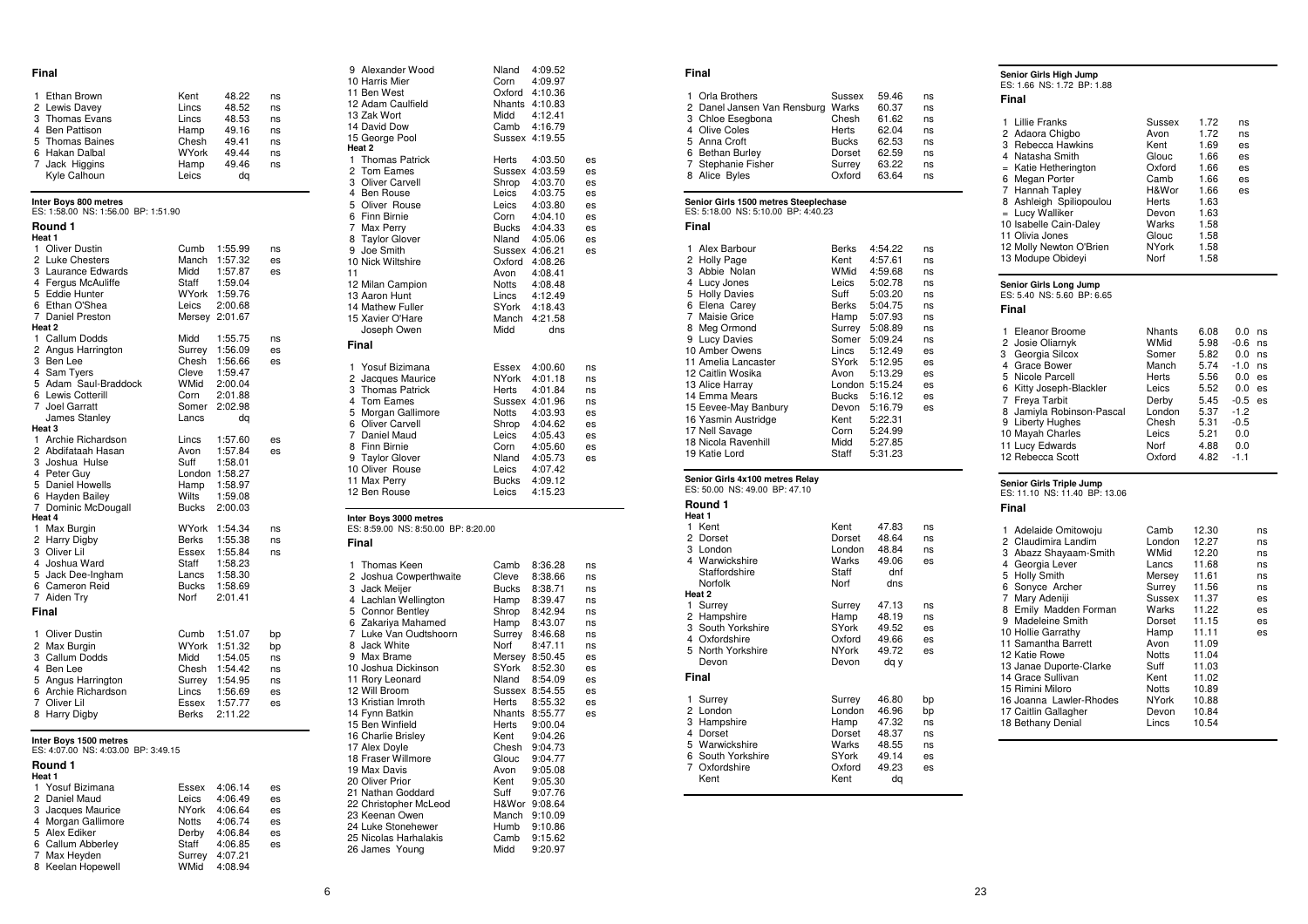### Final

| Pos | Name | County | Time | |
|---|---|---|---|---|
| 1 | Ethan Brown | Kent | 48.22 | ns |
| 2 | Lewis Davey | Lincs | 48.52 | ns |
| 3 | Thomas Evans | Lincs | 48.53 | ns |
| 4 | Ben Pattison | Hamp | 49.16 | ns |
| 5 | Thomas Baines | Chesh | 49.41 | ns |
| 6 | Hakan Dalbal | WYork | 49.44 | ns |
| 7 | Jack Higgins | Hamp | 49.46 | ns |
| | Kyle Calhoun | Leics | dq | |

### Inter Boys 800 metres

ES: 1:58.00 NS: 1:56.00 BP: 1:51.90

#### Round 1

**Heat 1**

| Pos | Name | County | Time | |
|---|---|---|---|---|
| 1 | Oliver Dustin | Cumb | 1:55.99 | ns |
| 2 | Luke Chesters | Manch | 1:57.32 | es |
| 3 | Laurance Edwards | Midd | 1:57.87 | es |
| 4 | Fergus McAuliffe | Staff | 1:59.04 | |
| 5 | Eddie Hunter | WYork | 1:59.76 | |
| 6 | Ethan O'Shea | Leics | 2:00.68 | |
| 7 | Daniel Preston | Mersey | 2:01.67 | |

**Heat 2**

| Pos | Name | County | Time | |
|---|---|---|---|---|
| 1 | Callum Dodds | Midd | 1:55.75 | ns |
| 2 | Angus Harrington | Surrey | 1:56.09 | es |
| 3 | Ben Lee | Chesh | 1:56.66 | es |
| 4 | Sam Tyers | Cleve | 1:59.47 | |
| 5 | Adam Saul-Braddock | WMid | 2:00.04 | |
| 6 | Lewis Cotterill | Corn | 2:01.88 | |
| 7 | Joel Garratt | Somer | 2:02.98 | |
| | James Stanley | Lancs | dq | |

**Heat 3**

| Pos | Name | County | Time | |
|---|---|---|---|---|
| 1 | Archie Richardson | Lincs | 1:57.60 | es |
| 2 | Abdifataah Hasan | Avon | 1:57.84 | es |
| 3 | Joshua Hulse | Suff | 1:58.01 | |
| 4 | Peter Guy | London | 1:58.27 | |
| 5 | Daniel Howells | Hamp | 1:58.97 | |
| 6 | Hayden Bailey | Wilts | 1:59.08 | |
| 7 | Dominic McDougall | Bucks | 2:00.03 | |

**Heat 4**

| Pos | Name | County | Time | |
|---|---|---|---|---|
| 1 | Max Burgin | WYork | 1:54.34 | ns |
| 2 | Harry Digby | Berks | 1:55.38 | ns |
| 3 | Oliver Lil | Essex | 1:55.84 | ns |
| 4 | Joshua Ward | Staff | 1:58.23 | |
| 5 | Jack Dee-Ingham | Lancs | 1:58.30 | |
| 6 | Cameron Reid | Bucks | 1:58.69 | |
| 7 | Aiden Try | Norf | 2:01.41 | |

#### Final

| Pos | Name | County | Time | |
|---|---|---|---|---|
| 1 | Oliver Dustin | Cumb | 1:51.07 | bp |
| 2 | Max Burgin | WYork | 1:51.32 | bp |
| 3 | Callum Dodds | Midd | 1:54.05 | ns |
| 4 | Ben Lee | Chesh | 1:54.42 | ns |
| 5 | Angus Harrington | Surrey | 1:54.95 | ns |
| 6 | Archie Richardson | Lincs | 1:56.69 | es |
| 7 | Oliver Lil | Essex | 1:57.77 | es |
| 8 | Harry Digby | Berks | 2:11.22 | |

### Inter Boys 1500 metres

ES: 4:07.00 NS: 4:03.00 BP: 3:49.15

#### Round 1

**Heat 1**

| Pos | Name | County | Time | |
|---|---|---|---|---|
| 1 | Yosuf Bizimana | Essex | 4:06.14 | es |
| 2 | Daniel Maud | Leics | 4:06.49 | es |
| 3 | Jacques Maurice | NYork | 4:06.64 | es |
| 4 | Morgan Gallimore | Notts | 4:06.74 | es |
| 5 | Alex Ediker | Derby | 4:06.84 | es |
| 6 | Callum Abberley | Staff | 4:06.85 | es |
| 7 | Max Heyden | Surrey | 4:07.21 | |
| 8 | Keelan Hopewell | WMid | 4:08.94 | |
| 9 | Alexander Wood | Nland | 4:09.52 | |
| 10 | Harris Mier | Corn | 4:09.97 | |
| 11 | Ben West | Oxford | 4:10.36 | |
| 12 | Adam Caulfield | Nhants | 4:10.83 | |
| 13 | Zak Wort | Midd | 4:12.41 | |
| 14 | David Dow | Camb | 4:16.79 | |
| 15 | George Pool | Sussex | 4:19.55 | |

**Heat 2**

| Pos | Name | County | Time | |
|---|---|---|---|---|
| 1 | Thomas Patrick | Herts | 4:03.50 | es |
| 2 | Tom Eames | Sussex | 4:03.59 | es |
| 3 | Oliver Carvell | Shrop | 4:03.70 | es |
| 4 | Ben Rouse | Leics | 4:03.75 | es |
| 5 | Oliver Rouse | Leics | 4:03.80 | es |
| 6 | Finn Birnie | Corn | 4:04.10 | es |
| 7 | Max Perry | Bucks | 4:04.33 | es |
| 8 | Taylor Glover | Nland | 4:05.06 | es |
| 9 | Joe Smith | Sussex | 4:06.21 | es |
| 10 | Nick Wiltshire | Oxford | 4:08.26 | |
| 11 | | Avon | 4:08.41 | |
| 12 | Milan Campion | Notts | 4:08.48 | |
| 13 | Aaron Hunt | Lincs | 4:12.49 | |
| 14 | Mathew Fuller | SYork | 4:18.43 | |
| 15 | Xavier O'Hare | Manch | 4:21.58 | |
| | Joseph Owen | Midd | dns | |

#### Final

| Pos | Name | County | Time | |
|---|---|---|---|---|
| 1 | Yosuf Bizimana | Essex | 4:00.60 | ns |
| 2 | Jacques Maurice | NYork | 4:01.18 | ns |
| 3 | Thomas Patrick | Herts | 4:01.84 | ns |
| 4 | Tom Eames | Sussex | 4:01.96 | ns |
| 5 | Morgan Gallimore | Notts | 4:03.93 | es |
| 6 | Oliver Carvell | Shrop | 4:04.62 | es |
| 7 | Daniel Maud | Leics | 4:05.43 | es |
| 8 | Finn Birnie | Corn | 4:05.60 | es |
| 9 | Taylor Glover | Nland | 4:05.73 | es |
| 10 | Oliver Rouse | Leics | 4:07.42 | |
| 11 | Max Perry | Bucks | 4:09.12 | |
| 12 | Ben Rouse | Leics | 4:15.23 | |

### Inter Boys 3000 metres

ES: 8:59.00 NS: 8:50.00 BP: 8:20.00

#### Final

| Pos | Name | County | Time | |
|---|---|---|---|---|
| 1 | Thomas Keen | Camb | 8:36.28 | ns |
| 2 | Joshua Cowperthwaite | Cleve | 8:38.66 | ns |
| 3 | Jack Meijer | Bucks | 8:38.71 | ns |
| 4 | Lachlan Wellington | Hamp | 8:39.47 | ns |
| 5 | Connor Bentley | Shrop | 8:42.94 | ns |
| 6 | Zakariya Mahamed | Hamp | 8:43.07 | ns |
| 7 | Luke Van Oudtshoorn | Surrey | 8:46.68 | ns |
| 8 | Jack White | Norf | 8:47.11 | ns |
| 9 | Max Brame | Mersey | 8:50.45 | es |
| 10 | Joshua Dickinson | SYork | 8:52.30 | es |
| 11 | Rory Leonard | Nland | 8:54.09 | es |
| 12 | Will Broom | Sussex | 8:54.55 | es |
| 13 | Kristian Imroth | Herts | 8:55.32 | es |
| 14 | Fynn Batkin | Nhants | 8:55.77 | es |
| 15 | Ben Winfield | Herts | 9:00.04 | |
| 16 | Charlie Brisley | Kent | 9:04.26 | |
| 17 | Alex Doyle | Chesh | 9:04.73 | |
| 18 | Fraser Willmore | Glouc | 9:04.77 | |
| 19 | Max Davis | Avon | 9:05.08 | |
| 20 | Oliver Prior | Kent | 9:05.30 | |
| 21 | Nathan Goddard | Suff | 9:07.76 | |
| 22 | Christopher McLeod | H&Wor | 9:08.64 | |
| 23 | Keenan Owen | Manch | 9:10.09 | |
| 24 | Luke Stonehewer | Humb | 9:10.86 | |
| 25 | Nicolas Harhalakis | Camb | 9:15.62 | |
| 26 | James Young | Midd | 9:20.97 | |

### Final

| Pos | Name | County | Time | |
|---|---|---|---|---|
| 1 | Orla Brothers | Sussex | 59.46 | ns |
| 2 | Danel Jansen Van Rensburg | Warks | 60.37 | ns |
| 3 | Chloe Esegbona | Chesh | 61.62 | ns |
| 4 | Olive Coles | Herts | 62.04 | ns |
| 5 | Anna Croft | Bucks | 62.53 | ns |
| 6 | Bethan Burley | Dorset | 62.59 | ns |
| 7 | Stephanie Fisher | Surrey | 63.22 | ns |
| 8 | Alice Byles | Oxford | 63.64 | ns |

### Senior Girls 1500 metres Steeplechase

ES: 5:18.00 NS: 5:10.00 BP: 4:40.23

#### Final

| Pos | Name | County | Time | |
|---|---|---|---|---|
| 1 | Alex Barbour | Berks | 4:54.22 | ns |
| 2 | Holly Page | Kent | 4:57.61 | ns |
| 3 | Abbie Nolan | WMid | 4:59.68 | ns |
| 4 | Lucy Jones | Leics | 5:02.78 | ns |
| 5 | Holly Davies | Suff | 5:03.20 | ns |
| 6 | Elena Carey | Berks | 5:04.75 | ns |
| 7 | Maisie Grice | Hamp | 5:07.93 | ns |
| 8 | Meg Ormond | Surrey | 5:08.89 | ns |
| 9 | Lucy Davies | Somer | 5:09.24 | ns |
| 10 | Amber Owens | Lincs | 5:12.49 | es |
| 11 | Amelia Lancaster | SYork | 5:12.95 | es |
| 12 | Caitlin Wosika | Avon | 5:13.29 | es |
| 13 | Alice Harray | London | 5:15.24 | es |
| 14 | Emma Mears | Bucks | 5:16.12 | es |
| 15 | Eevee-May Banbury | Devon | 5:16.79 | es |
| 16 | Yasmin Austridge | Kent | 5:22.31 | |
| 17 | Nell Savage | Corn | 5:24.99 | |
| 18 | Nicola Ravenhill | Midd | 5:27.85 | |
| 19 | Katie Lord | Staff | 5:31.23 | |

### Senior Girls 4x100 metres Relay

ES: 50.00 NS: 49.00 BP: 47.10

#### Round 1

**Heat 1**

| Pos | Team | County | Time | |
|---|---|---|---|---|
| 1 | Kent | Kent | 47.83 | ns |
| 2 | Dorset | Dorset | 48.64 | ns |
| 3 | London | London | 48.84 | ns |
| 4 | Warwickshire | Warks | 49.06 | es |
| | Staffordshire | Staff | dnf | |
| | Norfolk | Norf | dns | |

**Heat 2**

| Pos | Team | County | Time | |
|---|---|---|---|---|
| 1 | Surrey | Surrey | 47.13 | ns |
| 2 | Hampshire | Hamp | 48.19 | ns |
| 3 | South Yorkshire | SYork | 49.52 | es |
| 4 | Oxfordshire | Oxford | 49.66 | es |
| 5 | North Yorkshire | NYork | 49.72 | es |
| | Devon | Devon | dq y | |

#### Final

| Pos | Team | County | Time | |
|---|---|---|---|---|
| 1 | Surrey | Surrey | 46.80 | bp |
| 2 | London | London | 46.96 | bp |
| 3 | Hampshire | Hamp | 47.32 | ns |
| 4 | Dorset | Dorset | 48.37 | ns |
| 5 | Warwickshire | Warks | 48.55 | ns |
| 6 | South Yorkshire | SYork | 49.14 | es |
| 7 | Oxfordshire | Oxford | 49.23 | es |
| | Kent | Kent | dq | |

### Senior Girls High Jump

ES: 1.66 NS: 1.72 BP: 1.88

#### Final

| Pos | Name | County | Height | |
|---|---|---|---|---|
| 1 | Lillie Franks | Sussex | 1.72 | ns |
| 2 | Adaora Chigbo | Avon | 1.72 | ns |
| 3 | Rebecca Hawkins | Kent | 1.69 | es |
| 4 | Natasha Smith | Glouc | 1.66 | es |
| = | Katie Hetherington | Oxford | 1.66 | es |
| 6 | Megan Porter | Camb | 1.66 | es |
| 7 | Hannah Tapley | H&Wor | 1.66 | es |
| 8 | Ashleigh Spiliopoulou | Herts | 1.63 | |
| = | Lucy Walliker | Devon | 1.63 | |
| 10 | Isabelle Cain-Daley | Warks | 1.58 | |
| 11 | Olivia Jones | Glouc | 1.58 | |
| 12 | Molly Newton O'Brien | NYork | 1.58 | |
| 13 | Modupe Obideyi | Norf | 1.58 | |

### Senior Girls Long Jump

ES: 5.40 NS: 5.60 BP: 6.65

#### Final

| Pos | Name | County | Distance | Wind | |
|---|---|---|---|---|---|
| 1 | Eleanor Broome | Nhants | 6.08 | 0.0 | ns |
| 2 | Josie Oliarnyk | WMid | 5.98 | -0.6 | ns |
| 3 | Georgia Silcox | Somer | 5.82 | 0.0 | ns |
| 4 | Grace Bower | Manch | 5.74 | -1.0 | ns |
| 5 | Nicole Parcell | Herts | 5.56 | 0.0 | es |
| 6 | Kitty Joseph-Blackler | Leics | 5.52 | 0.0 | es |
| 7 | Freya Tarbit | Derby | 5.45 | -0.5 | es |
| 8 | Jamiyla Robinson-Pascal | London | 5.37 | -1.2 | |
| 9 | Liberty Hughes | Chesh | 5.31 | -0.5 | |
| 10 | Mayah Charles | Leics | 5.21 | 0.0 | |
| 11 | Lucy Edwards | Norf | 4.88 | 0.0 | |
| 12 | Rebecca Scott | Oxford | 4.82 | -1.1 | |

### Senior Girls Triple Jump

ES: 11.10 NS: 11.40 BP: 13.06

#### Final

| Pos | Name | County | Distance | |
|---|---|---|---|---|
| 1 | Adelaide Omitowoju | Camb | 12.30 | ns |
| 2 | Claudimira Landim | London | 12.27 | ns |
| 3 | Abazz Shayaam-Smith | WMid | 12.20 | ns |
| 4 | Georgia Lever | Lancs | 11.68 | ns |
| 5 | Holly Smith | Mersey | 11.61 | ns |
| 6 | Sonyce Archer | Surrey | 11.56 | ns |
| 7 | Mary Adeniji | Sussex | 11.37 | es |
| 8 | Emily Madden Forman | Warks | 11.22 | es |
| 9 | Madeleine Smith | Dorset | 11.15 | es |
| 10 | Hollie Garrathy | Hamp | 11.11 | es |
| 11 | Samantha Barrett | Avon | 11.09 | |
| 12 | Katie Rowe | Notts | 11.04 | |
| 13 | Janae Duporte-Clarke | Suff | 11.03 | |
| 14 | Grace Sullivan | Kent | 11.02 | |
| 15 | Rimini Miloro | Notts | 10.89 | |
| 16 | Joanna Lawler-Rhodes | NYork | 10.88 | |
| 17 | Caitlin Gallagher | Devon | 10.84 | |
| 18 | Bethany Denial | Lincs | 10.54 | |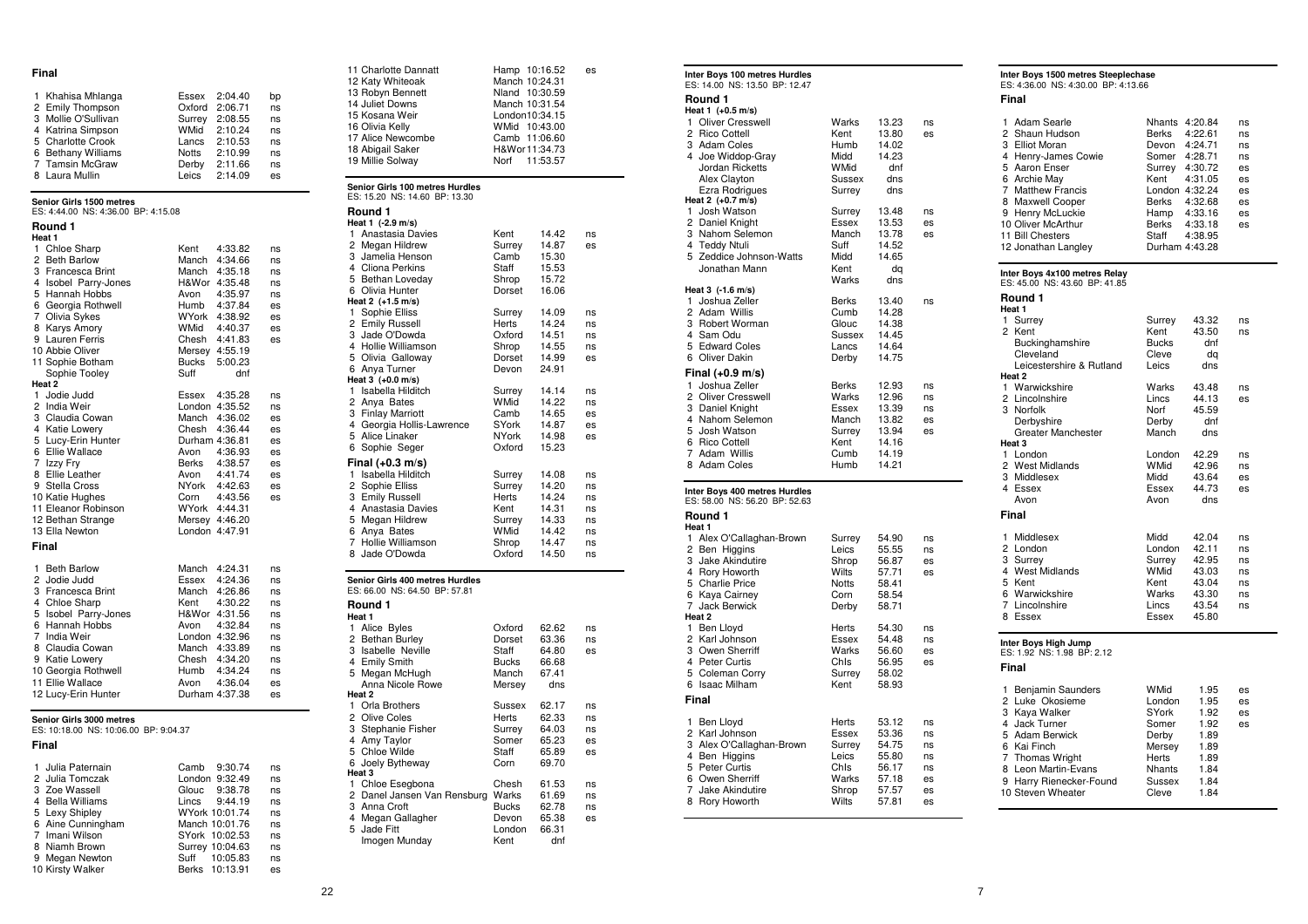### Final

| | Name | County | Time | |
|---|---|---|---|---|
| 1 | Khahisa Mhlanga | Essex | 2:04.40 | bp |
| 2 | Emily Thompson | Oxford | 2:06.71 | ns |
| 3 | Mollie O'Sullivan | Surrey | 2:08.55 | ns |
| 4 | Katrina Simpson | WMid | 2:10.24 | ns |
| 5 | Charlotte Crook | Lancs | 2:10.53 | ns |
| 6 | Bethany Williams | Notts | 2:10.99 | ns |
| 7 | Tamsin McGraw | Derby | 2:11.66 | ns |
| 8 | Laura Mullin | Leics | 2:14.09 | es |

## Senior Girls 1500 metres

ES: 4:44.00 NS: 4:36.00 BP: 4:15.08

### Round 1

**Heat 1**

| | Name | County | Time | |
|---|---|---|---|---|
| 1 | Chloe Sharp | Kent | 4:33.82 | ns |
| 2 | Beth Barlow | Manch | 4:34.66 | ns |
| 3 | Francesca Brint | Manch | 4:35.18 | ns |
| 4 | Isobel Parry-Jones | H&Wor | 4:35.48 | ns |
| 5 | Hannah Hobbs | Avon | 4:35.97 | ns |
| 6 | Georgia Rothwell | Humb | 4:37.84 | es |
| 7 | Olivia Sykes | WYork | 4:38.92 | es |
| 8 | Karys Amory | WMid | 4:40.37 | es |
| 9 | Lauren Ferris | Chesh | 4:41.83 | es |
| 10 | Abbie Oliver | Mersey | 4:55.19 | |
| 11 | Sophie Botham | Bucks | 5:00.23 | |
| | Sophie Tooley | Suff | dnf | |

**Heat 2**

| | Name | County | Time | |
|---|---|---|---|---|
| 1 | Jodie Judd | Essex | 4:35.28 | ns |
| 2 | India Weir | London | 4:35.52 | ns |
| 3 | Claudia Cowan | Manch | 4:36.02 | es |
| 4 | Katie Lowery | Chesh | 4:36.44 | es |
| 5 | Lucy-Erin Hunter | Durham | 4:36.81 | es |
| 6 | Ellie Wallace | Avon | 4:36.93 | es |
| 7 | Izzy Fry | Berks | 4:38.57 | es |
| 8 | Ellie Leather | Avon | 4:41.74 | es |
| 9 | Stella Cross | NYork | 4:42.63 | es |
| 10 | Katie Hughes | Corn | 4:43.56 | es |
| 11 | Eleanor Robinson | WYork | 4:44.31 | |
| 12 | Bethan Strange | Mersey | 4:46.20 | |
| 13 | Ella Newton | London | 4:47.91 | |

### Final

| | Name | County | Time | |
|---|---|---|---|---|
| 1 | Beth Barlow | Manch | 4:24.31 | ns |
| 2 | Jodie Judd | Essex | 4:24.36 | ns |
| 3 | Francesca Brint | Manch | 4:26.86 | ns |
| 4 | Chloe Sharp | Kent | 4:30.22 | ns |
| 5 | Isobel Parry-Jones | H&Wor | 4:31.56 | ns |
| 6 | Hannah Hobbs | Avon | 4:32.84 | ns |
| 7 | India Weir | London | 4:32.96 | ns |
| 8 | Claudia Cowan | Manch | 4:33.89 | ns |
| 9 | Katie Lowery | Chesh | 4:34.20 | ns |
| 10 | Georgia Rothwell | Humb | 4:34.24 | ns |
| 11 | Ellie Wallace | Avon | 4:36.04 | es |
| 12 | Lucy-Erin Hunter | Durham | 4:37.38 | es |

## Senior Girls 3000 metres

ES: 10:18.00 NS: 10:06.00 BP: 9:04.37

### Final

| | Name | County | Time | |
|---|---|---|---|---|
| 1 | Julia Paternain | Camb | 9:30.74 | ns |
| 2 | Julia Tomczak | London | 9:32.49 | ns |
| 3 | Zoe Wassell | Glouc | 9:38.78 | ns |
| 4 | Bella Williams | Lincs | 9:44.19 | ns |
| 5 | Lexy Shipley | WYork | 10:01.74 | ns |
| 6 | Aine Cunningham | Manch | 10:01.76 | ns |
| 7 | Imani Wilson | SYork | 10:02.53 | ns |
| 8 | Niamh Brown | Surrey | 10:04.63 | ns |
| 9 | Megan Newton | Suff | 10:05.83 | ns |
| 10 | Kirsty Walker | Berks | 10:13.91 | es |
| 11 | Charlotte Dannatt | Hamp | 10:16.52 | es |
| 12 | Katy Whiteoak | Manch | 10:24.31 | |
| 13 | Robyn Bennett | Nland | 10:30.59 | |
| 14 | Juliet Downs | Manch | 10:31.54 | |
| 15 | Kosana Weir | London | 10:34.15 | |
| 16 | Olivia Kelly | WMid | 10:43.00 | |
| 17 | Alice Newcombe | Camb | 11:06.60 | |
| 18 | Abigail Saker | H&Wor | 11:34.73 | |
| 19 | Millie Solway | Norf | 11:53.57 | |

## Senior Girls 100 metres Hurdles

ES: 15.20 NS: 14.60 BP: 13.30

### Round 1

**Heat 1 (-2.9 m/s)**

| | Name | County | Time | |
|---|---|---|---|---|
| 1 | Anastasia Davies | Kent | 14.42 | ns |
| 2 | Megan Hildrew | Surrey | 14.87 | es |
| 3 | Jamelia Henson | Camb | 15.30 | |
| 4 | Cliona Perkins | Staff | 15.53 | |
| 5 | Bethan Loveday | Shrop | 15.72 | |
| 6 | Olivia Hunter | Dorset | 16.06 | |

**Heat 2 (+1.5 m/s)**

| | Name | County | Time | |
|---|---|---|---|---|
| 1 | Sophie Elliss | Surrey | 14.09 | ns |
| 2 | Emily Russell | Herts | 14.24 | ns |
| 3 | Jade O'Dowda | Oxford | 14.51 | ns |
| 4 | Hollie Williamson | Shrop | 14.55 | ns |
| 5 | Olivia Galloway | Dorset | 14.99 | es |
| 6 | Anya Turner | Devon | 24.91 | |

**Heat 3 (+0.0 m/s)**

| | Name | County | Time | |
|---|---|---|---|---|
| 1 | Isabella Hilditch | Surrey | 14.14 | ns |
| 2 | Anya Bates | WMid | 14.22 | ns |
| 3 | Finlay Marriott | Camb | 14.65 | es |
| 4 | Georgia Hollis-Lawrence | SYork | 14.87 | es |
| 5 | Alice Linaker | NYork | 14.98 | es |
| 6 | Sophie Seger | Oxford | 15.23 | |

### Final (+0.3 m/s)

| | Name | County | Time | |
|---|---|---|---|---|
| 1 | Isabella Hilditch | Surrey | 14.08 | ns |
| 2 | Sophie Elliss | Surrey | 14.20 | ns |
| 3 | Emily Russell | Herts | 14.24 | ns |
| 4 | Anastasia Davies | Kent | 14.31 | ns |
| 5 | Megan Hildrew | Surrey | 14.33 | ns |
| 6 | Anya Bates | WMid | 14.42 | ns |
| 7 | Hollie Williamson | Shrop | 14.47 | ns |
| 8 | Jade O'Dowda | Oxford | 14.50 | ns |

## Senior Girls 400 metres Hurdles

ES: 66.00 NS: 64.50 BP: 57.81

### Round 1

**Heat 1**

| | Name | County | Time | |
|---|---|---|---|---|
| 1 | Alice Byles | Oxford | 62.62 | ns |
| 2 | Bethan Burley | Dorset | 63.36 | ns |
| 3 | Isabelle Neville | Staff | 64.80 | es |
| 4 | Emily Smith | Bucks | 66.68 | |
| 5 | Megan McHugh | Manch | 67.41 | |
| | Anna Nicole Rowe | Mersey | dns | |

**Heat 2**

| | Name | County | Time | |
|---|---|---|---|---|
| 1 | Orla Brothers | Sussex | 62.17 | ns |
| 2 | Olive Coles | Herts | 62.33 | ns |
| 3 | Stephanie Fisher | Surrey | 64.03 | ns |
| 4 | Amy Taylor | Somer | 65.23 | es |
| 5 | Chloe Wilde | Staff | 65.89 | es |
| 6 | Joely Bytheway | Corn | 69.70 | |

**Heat 3**

| | Name | County | Time | |
|---|---|---|---|---|
| 1 | Chloe Esegbona | Chesh | 61.53 | ns |
| 2 | Danel Jansen Van Rensburg | Warks | 61.69 | ns |
| 3 | Anna Croft | Bucks | 62.78 | ns |
| 4 | Megan Gallagher | Devon | 65.38 | es |
| 5 | Jade Fitt | London | 66.31 | |
| | Imogen Munday | Kent | dnf | |

## Inter Boys 100 metres Hurdles

ES: 14.00 NS: 13.50 BP: 12.47

### Round 1

**Heat 1 (+0.5 m/s)**

| | Name | County | Time | |
|---|---|---|---|---|
| 1 | Oliver Cresswell | Warks | 13.23 | ns |
| 2 | Rico Cottell | Kent | 13.80 | es |
| 3 | Adam Coles | Humb | 14.02 | |
| 4 | Joe Widdop-Gray | Midd | 14.23 | |
| | Jordan Ricketts | WMid | dnf | |
| | Alex Clayton | Sussex | dns | |
| | Ezra Rodrigues | Surrey | dns | |

**Heat 2 (+0.7 m/s)**

| | Name | County | Time | |
|---|---|---|---|---|
| 1 | Josh Watson | Surrey | 13.48 | ns |
| 2 | Daniel Knight | Essex | 13.53 | es |
| 3 | Nahom Selemon | Manch | 13.78 | es |
| 4 | Teddy Ntuli | Suff | 14.52 | |
| 5 | Zeddice Johnson-Watts | Midd | 14.65 | |
| | Jonathan Mann | Kent | dq | |
| | | Warks | dns | |

**Heat 3 (-1.6 m/s)**

| | Name | County | Time | |
|---|---|---|---|---|
| 1 | Joshua Zeller | Berks | 13.40 | ns |
| 2 | Adam Willis | Cumb | 14.28 | |
| 3 | Robert Worman | Glouc | 14.38 | |
| 4 | Sam Odu | Sussex | 14.45 | |
| 5 | Edward Coles | Lancs | 14.64 | |
| 6 | Oliver Dakin | Derby | 14.75 | |

### Final (+0.9 m/s)

| | Name | County | Time | |
|---|---|---|---|---|
| 1 | Joshua Zeller | Berks | 12.93 | ns |
| 2 | Oliver Cresswell | Warks | 12.96 | ns |
| 3 | Daniel Knight | Essex | 13.39 | ns |
| 4 | Nahom Selemon | Manch | 13.82 | es |
| 5 | Josh Watson | Surrey | 13.94 | es |
| 6 | Rico Cottell | Kent | 14.16 | |
| 7 | Adam Willis | Cumb | 14.19 | |
| 8 | Adam Coles | Humb | 14.21 | |

## Inter Boys 400 metres Hurdles

ES: 58.00 NS: 56.20 BP: 52.63

### Round 1

**Heat 1**

| | Name | County | Time | |
|---|---|---|---|---|
| 1 | Alex O'Callaghan-Brown | Surrey | 54.90 | ns |
| 2 | Ben Higgins | Leics | 55.55 | ns |
| 3 | Jake Akindutire | Shrop | 56.87 | es |
| 4 | Rory Howorth | Wilts | 57.71 | es |
| 5 | Charlie Price | Notts | 58.41 | |
| 6 | Kaya Cairney | Corn | 58.54 | |
| 7 | Jack Berwick | Derby | 58.71 | |

**Heat 2**

| | Name | County | Time | |
|---|---|---|---|---|
| 1 | Ben Lloyd | Herts | 54.30 | ns |
| 2 | Karl Johnson | Essex | 54.48 | ns |
| 3 | Owen Sherriff | Warks | 56.60 | es |
| 4 | Peter Curtis | Chls | 56.95 | es |
| 5 | Coleman Corry | Surrey | 58.02 | |
| 6 | Isaac Milham | Kent | 58.93 | |

### Final

| | Name | County | Time | |
|---|---|---|---|---|
| 1 | Ben Lloyd | Herts | 53.12 | ns |
| 2 | Karl Johnson | Essex | 53.36 | ns |
| 3 | Alex O'Callaghan-Brown | Surrey | 54.75 | ns |
| 4 | Ben Higgins | Leics | 55.80 | ns |
| 5 | Peter Curtis | Chls | 56.17 | ns |
| 6 | Owen Sherriff | Warks | 57.18 | es |
| 7 | Jake Akindutire | Shrop | 57.57 | es |
| 8 | Rory Howorth | Wilts | 57.81 | es |

## Inter Boys 1500 metres Steeplechase

ES: 4:36.00 NS: 4:30.00 BP: 4:13.66

### Final

| | Name | County | Time | |
|---|---|---|---|---|
| 1 | Adam Searle | Nhants | 4:20.84 | ns |
| 2 | Shaun Hudson | Berks | 4:22.61 | ns |
| 3 | Elliot Moran | Devon | 4:24.71 | ns |
| 4 | Henry-James Cowie | Somer | 4:28.71 | ns |
| 5 | Aaron Enser | Surrey | 4:30.72 | es |
| 6 | Archie May | Kent | 4:31.05 | es |
| 7 | Matthew Francis | London | 4:32.24 | es |
| 8 | Maxwell Cooper | Berks | 4:32.68 | es |
| 9 | Henry McLuckie | Hamp | 4:33.16 | es |
| 10 | Oliver McArthur | Berks | 4:33.18 | es |
| 11 | Bill Chesters | Staff | 4:38.95 | |
| 12 | Jonathan Langley | Durham | 4:43.28 | |

## Inter Boys 4x100 metres Relay

ES: 45.00 NS: 43.60 BP: 41.85

### Round 1

**Heat 1**

| | Team | County | Time | |
|---|---|---|---|---|
| 1 | Surrey | Surrey | 43.32 | ns |
| 2 | Kent | Kent | 43.50 | ns |
| | Buckinghamshire | Bucks | dnf | |
| | Cleveland | Cleve | dq | |
| | Leicestershire & Rutland | Leics | dns | |

**Heat 2**

| | Team | County | Time | |
|---|---|---|---|---|
| 1 | Warwickshire | Warks | 43.48 | ns |
| 2 | Lincolnshire | Lincs | 44.13 | es |
| 3 | Norfolk | Norf | 45.59 | |
| | Derbyshire | Derby | dnf | |
| | Greater Manchester | Manch | dns | |

**Heat 3**

| | Team | County | Time | |
|---|---|---|---|---|
| 1 | London | London | 42.29 | ns |
| 2 | West Midlands | WMid | 42.96 | ns |
| 3 | Middlesex | Midd | 43.64 | es |
| 4 | Essex | Essex | 44.73 | es |
| | Avon | Avon | dns | |

### Final

| | Team | County | Time | |
|---|---|---|---|---|
| 1 | Middlesex | Midd | 42.04 | ns |
| 2 | London | London | 42.11 | ns |
| 3 | Surrey | Surrey | 42.95 | ns |
| 4 | West Midlands | WMid | 43.03 | ns |
| 5 | Kent | Kent | 43.04 | ns |
| 6 | Warwickshire | Warks | 43.30 | ns |
| 7 | Lincolnshire | Lincs | 43.54 | ns |
| 8 | Essex | Essex | 45.80 | |

## Inter Boys High Jump

ES: 1.92 NS: 1.98 BP: 2.12

### Final

| | Name | County | Height | |
|---|---|---|---|---|
| 1 | Benjamin Saunders | WMid | 1.95 | es |
| 2 | Luke Okosieme | London | 1.95 | es |
| 3 | Kaya Walker | SYork | 1.92 | es |
| 4 | Jack Turner | Somer | 1.92 | es |
| 5 | Adam Berwick | Derby | 1.89 | |
| 6 | Kai Finch | Mersey | 1.89 | |
| 7 | Thomas Wright | Herts | 1.89 | |
| 8 | Leon Martin-Evans | Nhants | 1.84 | |
| 9 | Harry Rienecker-Found | Sussex | 1.84 | |
| 10 | Steven Wheater | Cleve | 1.84 | |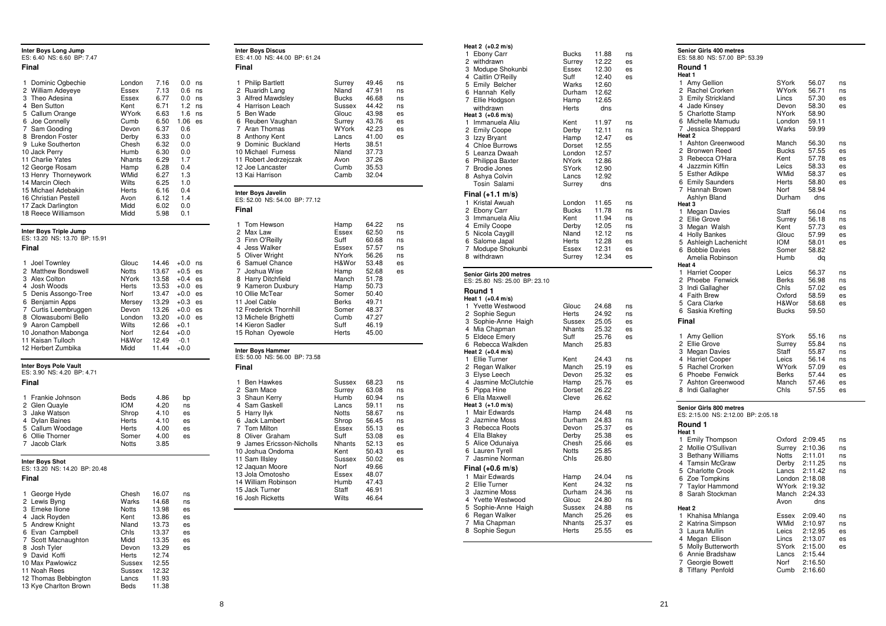## Inter Boys Long Jump

ES: 6.40 NS: 6.60 BP: 7.47

### Final

| Pos | Name | County | Mark | Wind | |
|---|---|---|---|---|---|
| 1 | Dominic Ogbechie | London | 7.16 | 0.0 | ns |
| 2 | William Adeyeye | Essex | 7.13 | 0.6 | ns |
| 3 | Theo Adesina | Essex | 6.77 | 0.0 | ns |
| 4 | Ben Sutton | Kent | 6.71 | 1.2 | ns |
| 5 | Callum Orange | WYork | 6.63 | 1.6 | ns |
| 6 | Joe Connelly | Cumb | 6.50 | 1.06 | es |
| 7 | Sam Gooding | Devon | 6.37 | 0.6 | |
| 8 | Brendon Foster | Derby | 6.33 | 0.0 | |
| 9 | Luke Southerton | Chesh | 6.32 | 0.0 | |
| 10 | Jack Perry | Humb | 6.30 | 0.0 | |
| 11 | Charlie Yates | Nhants | 6.29 | 1.7 | |
| 12 | George Rosam | Hamp | 6.28 | 0.4 | |
| 13 | Henry Thorneywork | WMid | 6.27 | 1.3 | |
| 14 | Marcin Olech | Wilts | 6.25 | 1.0 | |
| 15 | Michael Adebakin | Herts | 6.16 | 0.4 | |
| 16 | Christian Pestell | Avon | 6.12 | 1.4 | |
| 17 | Zack Darlington | Midd | 6.02 | 0.0 | |
| 18 | Reece Williamson | Midd | 5.98 | 0.1 | |

## Inter Boys Triple Jump

ES: 13.20 NS: 13.70 BP: 15.91

### Final

| Pos | Name | County | Mark | Wind | |
|---|---|---|---|---|---|
| 1 | Joel Townley | Glouc | 14.46 | +0.0 | ns |
| 2 | Matthew Bondswell | Notts | 13.67 | +0.5 | es |
| 3 | Alex Colton | NYork | 13.58 | +0.4 | es |
| 4 | Josh Woods | Herts | 13.53 | +0.0 | es |
| 5 | Denis Assongo-Tree | Norf | 13.47 | +0.0 | es |
| 6 | Benjamin Apps | Mersey | 13.29 | +0.3 | es |
| 7 | Curtis Leembruggen | Devon | 13.26 | +0.0 | es |
| 8 | Olowasubomi Bello | London | 13.20 | +0.0 | es |
| 9 | Aaron Campbell | Wilts | 12.66 | +0.1 | |
| 10 | Jonathon Mabonga | Norf | 12.64 | +0.0 | |
| 11 | Kaisan Tulloch | H&Wor | 12.49 | -0.1 | |
| 12 | Herbert Zumbika | Midd | 11.44 | +0.0 | |

## Inter Boys Pole Vault

ES: 3.90 NS: 4.20 BP: 4.71

### Final

| Pos | Name | County | Mark | |
|---|---|---|---|---|
| 1 | Frankie Johnson | Beds | 4.86 | bp |
| 2 | Glen Quayle | IOM | 4.20 | ns |
| 3 | Jake Watson | Shrop | 4.10 | es |
| 4 | Dylan Baines | Herts | 4.10 | es |
| 5 | Callum Woodage | Herts | 4.00 | es |
| 6 | Ollie Thorner | Somer | 4.00 | es |
| 7 | Jacob Clark | Notts | 3.85 | |

## Inter Boys Shot

ES: 13.20 NS: 14.20 BP: 20.48

### Final

| Pos | Name | County | Mark | |
|---|---|---|---|---|
| 1 | George Hyde | Chesh | 16.07 | ns |
| 2 | Lewis Byng | Warks | 14.68 | ns |
| 3 | Emeke Ilione | Notts | 13.98 | es |
| 4 | Jack Royden | Kent | 13.86 | es |
| 5 | Andrew Knight | Nland | 13.73 | es |
| 6 | Evan Campbell | Chls | 13.37 | es |
| 7 | Scott Macnaughton | Midd | 13.35 | es |
| 8 | Josh Tyler | Devon | 13.29 | es |
| 9 | David Koffi | Herts | 12.74 | |
| 10 | Max Pawlowicz | Sussex | 12.55 | |
| 11 | Noah Rees | Sussex | 12.32 | |
| 12 | Thomas Bebbington | Lancs | 11.93 | |
| 13 | Kye Charlton Brown | Beds | 11.38 | |

## Inter Boys Discus

ES: 41.00 NS: 44.00 BP: 61.24

### Final

| Pos | Name | County | Mark | |
|---|---|---|---|---|
| 1 | Philip Bartlett | Surrey | 49.46 | ns |
| 2 | Ruaridh Lang | Nland | 47.91 | ns |
| 3 | Alfred Mawdsley | Bucks | 46.68 | ns |
| 4 | Harrison Leach | Sussex | 44.42 | ns |
| 5 | Ben Wade | Glouc | 43.98 | es |
| 6 | Reuben Vaughan | Surrey | 43.76 | es |
| 7 | Aran Thomas | WYork | 42.23 | es |
| 8 | Anthony Kent | Lancs | 41.00 | es |
| 9 | Dominic Buckland | Herts | 38.51 | |
| 10 | Michael Furness | Nland | 37.73 | |
| 11 | Robert Jedrzejczak | Avon | 37.26 | |
| 12 | Joe Lancaster | Cumb | 35.53 | |
| 13 | Kai Harrison | Camb | 32.04 | |

## Inter Boys Javelin

ES: 52.00 NS: 54.00 BP: 77.12

### Final

| Pos | Name | County | Mark | |
|---|---|---|---|---|
| 1 | Tom Hewson | Hamp | 64.22 | ns |
| 2 | Max Law | Essex | 62.50 | ns |
| 3 | Finn O'Reilly | Suff | 60.68 | ns |
| 4 | Jess Walker | Essex | 57.57 | ns |
| 5 | Oliver Wright | NYork | 56.26 | ns |
| 6 | Samuel Chance | H&Wor | 53.48 | es |
| 7 | Joshua Wise | Hamp | 52.68 | es |
| 8 | Harry Ditchfield | Manch | 51.78 | |
| 9 | Kameron Duxbury | Hamp | 50.73 | |
| 10 | Ollie McTear | Somer | 50.40 | |
| 11 | Joel Cable | Berks | 49.71 | |
| 12 | Frederick Thornhill | Somer | 48.37 | |
| 13 | Michele Brighetti | Cumb | 47.27 | |
| 14 | Kieron Sadler | Suff | 46.19 | |
| 15 | Rohan Oyewole | Herts | 45.00 | |

## Inter Boys Hammer

ES: 50.00 NS: 56.00 BP: 73.58

### Final

| Pos | Name | County | Mark | |
|---|---|---|---|---|
| 1 | Ben Hawkes | Sussex | 68.23 | ns |
| 2 | Sam Mace | Surrey | 63.08 | ns |
| 3 | Shaun Kerry | Humb | 60.94 | ns |
| 4 | Sam Gaskell | Lancs | 59.11 | ns |
| 5 | Harry Ilyk | Notts | 58.67 | ns |
| 6 | Jack Lambert | Shrop | 56.45 | ns |
| 7 | Tom Milton | Essex | 55.13 | es |
| 8 | Oliver Graham | Suff | 53.08 | es |
| 9 | James Ericsson-Nicholls | Nhants | 52.13 | es |
| 10 | Joshua Ondoma | Kent | 50.43 | es |
| 11 | Sam Illsley | Sussex | 50.02 | es |
| 12 | Jaquan Moore | Norf | 49.66 | |
| 13 | Jola Omotosho | Essex | 48.07 | |
| 14 | William Robinson | Humb | 47.43 | |
| 15 | Jack Turner | Staff | 46.91 | |
| 16 | Josh Ricketts | Wilts | 46.64 | |

**Heat 2 (+0.2 m/s)**

| Pos | Name | County | Time | |
|---|---|---|---|---|
| 1 | Ebony Carr | Bucks | 11.88 | ns |
| 2 | withdrawn | Surrey | 12.22 | es |
| 3 | Modupe Shokunbi | Essex | 12.30 | es |
| 4 | Caitlin O'Reilly | Suff | 12.40 | es |
| 5 | Emily Belcher | Warks | 12.60 | |
| 6 | Hannah Kelly | Durham | 12.62 | |
| 7 | Ellie Hodgson | Hamp | 12.65 | |
| | withdrawn | Herts | dns | |

**Heat 3 (+0.6 m/s)**

| Pos | Name | County | Time | |
|---|---|---|---|---|
| 1 | Immanuela Aliu | Kent | 11.97 | ns |
| 2 | Emily Coope | Derby | 12.11 | ns |
| 3 | Izzy Bryant | Hamp | 12.47 | es |
| 4 | Chloe Burrows | Dorset | 12.55 | |
| 5 | Leanza Dwaah | London | 12.57 | |
| 6 | Philippa Baxter | NYork | 12.86 | |
| 7 | Brodie Jones | SYork | 12.90 | |
| 8 | Ashya Colvin | Lancs | 12.92 | |
| | Tosin Salami | Surrey | dns | |

### Final (+1.1 m/s)

| Pos | Name | County | Time | |
|---|---|---|---|---|
| 1 | Kristal Awuah | London | 11.65 | ns |
| 2 | Ebony Carr | Bucks | 11.78 | ns |
| 3 | Immanuela Aliu | Kent | 11.94 | ns |
| 4 | Emily Coope | Derby | 12.05 | ns |
| 5 | Nicola Caygill | Nland | 12.12 | ns |
| 6 | Salome Japal | Herts | 12.28 | es |
| 7 | Modupe Shokunbi | Essex | 12.31 | es |
| 8 | withdrawn | Surrey | 12.34 | es |

## Senior Girls 200 metres

ES: 25.80 NS: 25.00 BP: 23.10

### Round 1

**Heat 1 (+0.4 m/s)**

| Pos | Name | County | Time | |
|---|---|---|---|---|
| 1 | Yvette Westwood | Glouc | 24.68 | ns |
| 2 | Sophie Segun | Herts | 24.92 | ns |
| 3 | Sophie-Anne Haigh | Sussex | 25.05 | es |
| 4 | Mia Chapman | Nhants | 25.32 | es |
| 5 | Eldece Emery | Suff | 25.76 | es |
| 6 | Rebecca Walkden | Manch | 25.83 | |

**Heat 2 (+0.4 m/s)**

| Pos | Name | County | Time | |
|---|---|---|---|---|
| 1 | Ellie Turner | Kent | 24.43 | ns |
| 2 | Regan Walker | Manch | 25.19 | es |
| 3 | Elyse Leech | Devon | 25.32 | es |
| 4 | Jasmine McClutchie | Hamp | 25.76 | es |
| 5 | Pippa Hine | Dorset | 26.22 | |
| 6 | Ella Maxwell | Cleve | 26.62 | |

**Heat 3 (+1.0 m/s)**

| Pos | Name | County | Time | |
|---|---|---|---|---|
| 1 | Mair Edwards | Hamp | 24.48 | ns |
| 2 | Jazmine Moss | Durham | 24.83 | ns |
| 3 | Rebecca Roots | Devon | 25.37 | es |
| 4 | Ella Blakey | Derby | 25.38 | es |
| 5 | Alice Odunaiya | Chesh | 25.66 | es |
| 6 | Lauren Tyrell | Notts | 25.85 | |
| 7 | Jasmine Norman | Chls | 26.80 | |

### Final (+0.6 m/s)

| Pos | Name | County | Time | |
|---|---|---|---|---|
| 1 | Mair Edwards | Hamp | 24.04 | ns |
| 2 | Ellie Turner | Kent | 24.32 | ns |
| 3 | Jazmine Moss | Durham | 24.36 | ns |
| 4 | Yvette Westwood | Glouc | 24.80 | ns |
| 5 | Sophie-Anne Haigh | Sussex | 24.88 | ns |
| 6 | Regan Walker | Manch | 25.26 | es |
| 7 | Mia Chapman | Nhants | 25.37 | es |
| 8 | Sophie Segun | Herts | 25.55 | es |

## Senior Girls 400 metres

ES: 58.80 NS: 57.00 BP: 53.39

### Round 1

**Heat 1**

| Pos | Name | County | Time | |
|---|---|---|---|---|
| 1 | Amy Gellion | SYork | 56.07 | ns |
| 2 | Rachel Crorken | WYork | 56.71 | ns |
| 3 | Emily Strickland | Lincs | 57.30 | es |
| 4 | Jade Kinsey | Devon | 58.30 | es |
| 5 | Charlotte Stamp | NYork | 58.90 | |
| 6 | Michelle Mamudu | London | 59.11 | |
| 7 | Jessica Sheppard | Warks | 59.99 | |

**Heat 2**

| Pos | Name | County | Time | |
|---|---|---|---|---|
| 1 | Ashton Greenwood | Manch | 56.30 | ns |
| 2 | Bronwen Reed | Bucks | 57.55 | es |
| 3 | Rebecca O'Hara | Kent | 57.78 | es |
| 4 | Jazzmin Kiffin | Leics | 58.33 | es |
| 5 | Esther Adikpe | WMid | 58.37 | es |
| 6 | Emily Saunders | Herts | 58.80 | es |
| 7 | Hannah Brown | Norf | 58.94 | |
| | Ashlyn Bland | Durham | dns | |

**Heat 3**

| Pos | Name | County | Time | |
|---|---|---|---|---|
| 1 | Megan Davies | Staff | 56.04 | ns |
| 2 | Ellie Grove | Surrey | 56.18 | ns |
| 3 | Megan Walsh | Kent | 57.73 | es |
| 4 | Holly Bankes | Glouc | 57.99 | es |
| 5 | Ashleigh Lachenicht | IOM | 58.01 | es |
| 6 | Bobbie Davies | Somer | 58.82 | |
| | Amelia Robinson | Humb | dq | |

**Heat 4**

| Pos | Name | County | Time | |
|---|---|---|---|---|
| 1 | Harriet Cooper | Leics | 56.37 | ns |
| 2 | Phoebe Fenwick | Berks | 56.98 | ns |
| 3 | Indi Gallagher | Chls | 57.02 | es |
| 4 | Faith Brew | Oxford | 58.59 | es |
| 5 | Cara Clarke | H&Wor | 58.68 | es |
| 6 | Saskia Krefting | Bucks | 59.50 | |

### Final

| Pos | Name | County | Time | |
|---|---|---|---|---|
| 1 | Amy Gellion | SYork | 55.16 | ns |
| 2 | Ellie Grove | Surrey | 55.84 | ns |
| 3 | Megan Davies | Staff | 55.87 | ns |
| 4 | Harriet Cooper | Leics | 56.14 | ns |
| 5 | Rachel Crorken | WYork | 57.09 | es |
| 6 | Phoebe Fenwick | Berks | 57.44 | es |
| 7 | Ashton Greenwood | Manch | 57.46 | es |
| 8 | Indi Gallagher | Chls | 57.55 | es |

## Senior Girls 800 metres

ES: 2:15.00 NS: 2:12.00 BP: 2:05.18

### Round 1

**Heat 1**

| Pos | Name | County | Time | |
|---|---|---|---|---|
| 1 | Emily Thompson | Oxford | 2:09.45 | ns |
| 2 | Mollie O'Sullivan | Surrey | 2:10.36 | ns |
| 3 | Bethany Williams | Notts | 2:11.01 | ns |
| 4 | Tamsin McGraw | Derby | 2:11.25 | ns |
| 5 | Charlotte Crook | Lancs | 2:11.42 | ns |
| 6 | Zoe Tompkins | London | 2:18.08 | |
| 7 | Taylor Hammond | WYork | 2:19.32 | |
| 8 | Sarah Stockman | Manch | 2:24.33 | |
| | | Avon | dns | |

**Heat 2**

| Pos | Name | County | Time | |
|---|---|---|---|---|
| 1 | Khahisa Mhlanga | Essex | 2:09.40 | ns |
| 2 | Katrina Simpson | WMid | 2:10.97 | ns |
| 3 | Laura Mullin | Leics | 2:12.95 | es |
| 4 | Megan Ellison | Lincs | 2:13.07 | es |
| 5 | Molly Butterworth | SYork | 2:15.00 | es |
| 6 | Annie Bradshaw | Lancs | 2:15.44 | |
| 7 | Georgie Bowett | Norf | 2:16.50 | |
| 8 | Tiffany Penfold | Cumb | 2:16.60 | |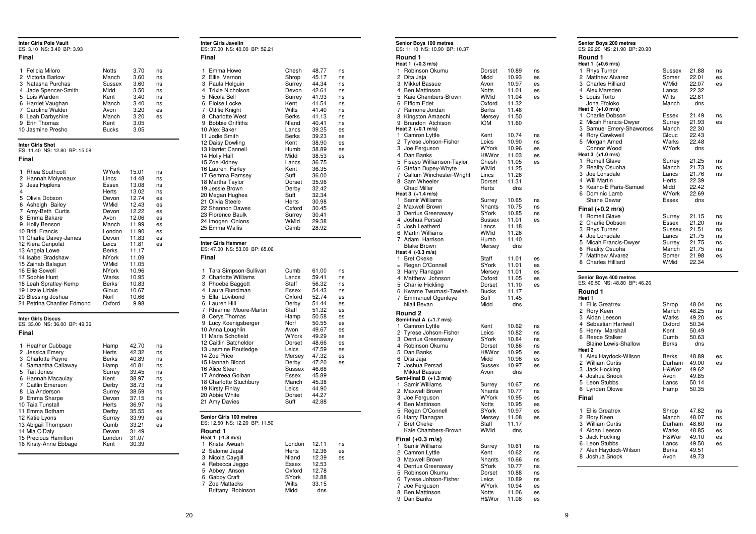### Inter Girls Pole Vault

ES: 3.10 NS: 3.40 BP: 3.93

**Final**

| Pos | Name | County | Mark | Std |
|---|---|---|---|---|
| 1 | Felicia Miloro | Notts | 3.70 | ns |
| 2 | Victoria Barlow | Manch | 3.60 | ns |
| 3 | Natasha Purchas | Sussex | 3.60 | ns |
| 4 | Jade Spencer-Smith | Midd | 3.50 | ns |
| 5 | Lois Warden | Kent | 3.40 | ns |
| 6 | Harriet Vaughan | Manch | 3.40 | ns |
| 7 | Caroline Walder | Avon | 3.20 | es |
| 8 | Leah Darbyshire | Manch | 3.20 | es |
| 9 | Erin Thomas | Kent | 3.05 | |
| 10 | Jasmine Presho | Bucks | 3.05 | |

### Inter Girls Shot

ES: 11.40 NS: 12.80 BP: 15.08

**Final**

| Pos | Name | County | Mark | Std |
|---|---|---|---|---|
| 1 | Rhea Southcott | WYork | 15.01 | ns |
| 2 | Hannah Molyneaux | Lincs | 14.48 | ns |
| 3 | Jess Hopkins | Essex | 13.08 | ns |
| 4 | | Herts | 13.02 | ns |
| 5 | Olivia Dobson | Devon | 12.74 | es |
| 6 | Asheigh Bailey | WMid | 12.43 | es |
| 7 | Amy-Beth Curtis | Devon | 12.22 | es |
| 8 | Emma Bakare | Avon | 12.06 | es |
| 9 | Holly Benson | Manch | 11.99 | es |
| 10 | Britti Francis | London | 11.90 | es |
| 11 | Charlie Davey-James | Devon | 11.83 | es |
| 12 | Kiera Canpolat | Leics | 11.81 | es |
| 13 | Angela Lowe | Berks | 11.17 | |
| 14 | Isabel Bradshaw | NYork | 11.09 | |
| 15 | Zainab Balagun | WMid | 11.05 | |
| 16 | Ellie Sewell | NYork | 10.96 | |
| 17 | Sophie Hunt | Warks | 10.95 | |
| 18 | Leah Spratley-Kemp | Berks | 10.83 | |
| 19 | Lizzie Udale | Glouc | 10.67 | |
| 20 | Blessing Joshua | Norf | 10.66 | |
| 21 | Petrina Chantler Edmond | Oxford | 9.98 | |

### Inter Girls Discus

ES: 33.00 NS: 36.00 BP: 49.36

**Final**

| Pos | Name | County | Mark | Std |
|---|---|---|---|---|
| 1 | Heather Cubbage | Hamp | 42.70 | ns |
| 2 | Jessica Emery | Herts | 42.32 | ns |
| 3 | Charlotte Payne | Berks | 40.89 | ns |
| 4 | Samantha Callaway | Hamp | 40.81 | ns |
| 5 | Tait Jones | Surrey | 39.45 | ns |
| 6 | Hannah Macaulay | Kent | 38.97 | ns |
| 7 | Caitlin Emerson | Derby | 38.73 | ns |
| 8 | Lia Anderson | Surrey | 38.59 | ns |
| 9 | Emma Sharpe | Devon | 37.15 | ns |
| 10 | Taia Tunstall | Herts | 36.97 | ns |
| 11 | Emma Botham | Derby | 35.55 | es |
| 12 | Katie Lyons | Surrey | 33.99 | es |
| 13 | Abigail Thompson | Cumb | 33.21 | es |
| 14 | Mia O'Daly | Devon | 31.49 | |
| 15 | Precious Hamilton | London | 31.07 | |
| 16 | Kirsty-Anne Ebbage | Kent | 30.39 | |

### Inter Girls Javelin

ES: 37.00 NS: 40.00 BP: 52.21

**Final**

| Pos | Name | County | Mark | Std |
|---|---|---|---|---|
| 1 | Emma Howe | Chesh | 48.77 | ns |
| 2 | Ellie Vernon | Shrop | 45.17 | ns |
| 3 | Paula Holguin | Surrey | 44.34 | ns |
| 4 | Trixie Nicholson | Devon | 42.61 | ns |
| 5 | Nicola Bell | Surrey | 41.93 | ns |
| 6 | Eloise Locke | Kent | 41.54 | ns |
| 7 | Ottilie Knight | Wilts | 41.40 | ns |
| 8 | Charlotte West | Berks | 41.13 | ns |
| 9 | Bobbie Griffiths | Nland | 40.41 | ns |
| 10 | Alex Baker | Lancs | 39.25 | es |
| 11 | Jodie Smith | Berks | 39.23 | es |
| 12 | Daisy Dowling | Kent | 38.90 | es |
| 13 | Harriet Cannell | Humb | 38.89 | es |
| 14 | Holly Hall | Midd | 38.53 | es |
| 15 | Zoe Kidney | Lancs | 36.75 | |
| 16 | Lauren Farley | Kent | 36.35 | |
| 17 | Gemma Ramsey | Suff | 36.00 | |
| 18 | Martha Taylor | Dorset | 35.96 | |
| 19 | Jessie Brown | Derby | 32.42 | |
| 20 | Megan Hughes | Suff | 32.34 | |
| 21 | Olivia Steele | Herts | 30.98 | |
| 22 | Shannon Dawes | Oxford | 30.45 | |
| 23 | Florence Baulk | Surrey | 30.41 | |
| 24 | Imogen Onions | WMid | 29.38 | |
| 25 | Emma Wallis | Camb | 28.92 | |

### Inter Girls Hammer

ES: 47.00 NS: 53.00 BP: 65.06

**Final**

| Pos | Name | County | Mark | Std |
|---|---|---|---|---|
| 1 | Tara Simpson-Sullivan | Cumb | 61.00 | ns |
| 2 | Charlotte Williams | Lancs | 59.41 | ns |
| 3 | Phoebe Baggott | Staff | 56.32 | ns |
| 4 | Laura Runciman | Essex | 54.43 | ns |
| 5 | Ella Lovibond | Oxford | 52.74 | es |
| 6 | Lauren Hill | Derby | 51.44 | es |
| 7 | Rhianne Moore-Martin | Staff | 51.32 | es |
| 8 | Cerys Thomas | Hamp | 50.58 | es |
| 9 | Lucy Koenigsberger | Norf | 50.55 | es |
| 10 | Anna Loughlin | Avon | 49.67 | es |
| 11 | Maria Schofield | WYork | 49.29 | es |
| 12 | Caitlin Batcheldor | Dorset | 48.66 | es |
| 13 | Jasmine Routledge | Leics | 47.59 | es |
| 14 | Zoe Price | Mersey | 47.32 | es |
| 15 | Hannah Blood | Derby | 47.20 | es |
| 16 | Alice Steer | Sussex | 46.68 | |
| 17 | Andreea Golban | Essex | 45.89 | |
| 18 | Charlotte Stuchbury | Manch | 45.38 | |
| 19 | Kirsty Finlay | Leics | 44.90 | |
| 20 | Abbie White | Dorset | 44.27 | |
| 21 | Amy Davies | Suff | 42.88 | |

### Senior Girls 100 metres

ES: 12.50 NS: 12.20 BP: 11.50

**Round 1**

Heat 1 (-1.8 m/s)

| Pos | Name | County | Time | Std |
|---|---|---|---|---|
| 1 | Kristal Awuah | London | 12.11 | ns |
| 2 | Salome Japal | Herts | 12.36 | es |
| 3 | Nicola Caygill | Nland | 12.39 | es |
| 4 | Rebecca Jeggo | Essex | 12.53 | |
| 5 | Abbey Anson | Oxford | 12.78 | |
| 6 | Gabby Craft | SYork | 12.88 | |
| 7 | Zoe Mattacks | Wilts | 33.15 | |
| | Brittany Robinson | Midd | dns | |

### Senior Boys 100 metres

ES: 11.10 NS: 10.90 BP: 10.37

**Round 1**

Heat 1 (+0.3 m/s)

| Pos | Name | County | Time | Std |
|---|---|---|---|---|
| 1 | Robinson Okumu | Dorset | 10.89 | ns |
| 2 | Dita Jaja | Midd | 10.93 | es |
| 3 | Mikkel Bassue | Avon | 10.97 | es |
| 4 | Ben Mattinson | Notts | 11.01 | es |
| 5 | Kaie Chambers-Brown | WMid | 11.04 | es |
| 6 | Effiom Edet | Oxford | 11.32 | |
| 7 | Ramone Jordan | Berks | 11.48 | |
| 8 | Kingston Amaechi | Mersey | 11.50 | |
| 9 | Brandon Atchison | IOM | 11.60 | |

Heat 2 (+0.1 m/s)

| Pos | Name | County | Time | Std |
|---|---|---|---|---|
| 1 | Camron Lyttle | Kent | 10.74 | ns |
| 2 | Tyrese Johnson-Fisher | Leics | 10.90 | ns |
| 3 | Joe Ferguson | WYork | 10.96 | es |
| 4 | Dan Banks | H&Wor | 11.03 | es |
| 5 | Fisayo Williamson-Taylor | Chesh | 11.05 | es |
| 6 | Stefan Dupey-Whyte | WMid | 11.25 | |
| 7 | Callum Winchester-Wright | Lincs | 11.26 | |
| 8 | Sam Wheeler | Dorset | 11.31 | |
| | Chad Miller | Herts | dns | |

Heat 3 (+1.4 m/s)

| Pos | Name | County | Time | Std |
|---|---|---|---|---|
| 1 | Samir Williams | Surrey | 10.65 | ns |
| 2 | Maxwell Brown | Nhants | 10.75 | ns |
| 3 | Derrius Greenaway | SYork | 10.85 | ns |
| 4 | Joshua Persad | Sussex | 11.01 | es |
| 5 | Josh Leatherd | Lancs | 11.18 | |
| 6 | Martin Williams | WMid | 11.26 | |
| 7 | Adam Harrison | Humb | 11.40 | |
| | Blake Brown | Mersey | dns | |

Heat 4 (-0.3 m/s)

| Pos | Name | County | Time | Std |
|---|---|---|---|---|
| 1 | Bret Okeke | Staff | 11.01 | es |
| = | Regan O'Connell | SYork | 11.01 | es |
| 3 | Harry Flanagan | Mersey | 11.01 | es |
| 4 | Matthew Johnson | Oxford | 11.05 | es |
| 5 | Charlie Hickling | Dorset | 11.10 | es |
| 6 | Kwame Twumasi-Tawiah | Bucks | 11.17 | |
| 7 | Emmanuel Ogunleye | Suff | 11.45 | |
| | Niall Bevan | Midd | dns | |

**Round 2**

Semi-final A (+1.7 m/s)

| Pos | Name | County | Time | Std |
|---|---|---|---|---|
| 1 | Camron Lyttle | Kent | 10.62 | ns |
| 2 | Tyrese Johnson-Fisher | Leics | 10.82 | ns |
| 3 | Derrius Greenaway | SYork | 10.84 | ns |
| 4 | Robinson Okumu | Dorset | 10.86 | ns |
| 5 | Dan Banks | H&Wor | 10.95 | es |
| 6 | Dita Jaja | Midd | 10.96 | es |
| 7 | Joshua Persad | Sussex | 10.97 | es |
| | Mikkel Bassue | Avon | dns | |

Semi-final B (+1.3 m/s)

| Pos | Name | County | Time | Std |
|---|---|---|---|---|
| 1 | Samir Williams | Surrey | 10.67 | ns |
| 2 | Maxwell Brown | Nhants | 10.77 | ns |
| 3 | Joe Ferguson | WYork | 10.95 | es |
| 4 | Ben Mattinson | Notts | 10.95 | es |
| 5 | Regan O'Connell | SYork | 10.97 | es |
| 6 | Harry Flanagan | Mersey | 11.08 | es |
| 7 | Bret Okeke | Staff | 11.17 | |
| | Kaie Chambers-Brown | WMid | dns | |

**Final (+0.3 m/s)**

| Pos | Name | County | Time | Std |
|---|---|---|---|---|
| 1 | Samir Williams | Surrey | 10.61 | ns |
| 2 | Camron Lyttle | Kent | 10.62 | ns |
| 3 | Maxwell Brown | Nhants | 10.66 | ns |
| 4 | Derrius Greenaway | SYork | 10.77 | ns |
| 5 | Robinson Okumu | Dorset | 10.88 | ns |
| 6 | Tyrese Johnson-Fisher | Leics | 10.89 | ns |
| 7 | Joe Ferguson | WYork | 10.94 | es |
| 8 | Ben Mattinson | Notts | 11.06 | es |
| 9 | Dan Banks | H&Wor | 11.08 | es |

### Senior Boys 200 metres

ES: 22.20 NS: 21.90 BP: 20.90

**Round 1**

Heat 1 (+0.6 m/s)

| Pos | Name | County | Time | Std |
|---|---|---|---|---|
| 1 | Rhys Turner | Sussex | 21.88 | ns |
| 2 | Matthew Alvarez | Somer | 22.01 | es |
| 3 | Charles Hilliard | WMid | 22.07 | es |
| 4 | Alex Marsden | Lancs | 22.32 | |
| 5 | Louis Torto | Wilts | 22.81 | |
| | Jona Efoloko | Manch | dns | |

Heat 2 (+1.0 m/s)

| Pos | Name | County | Time | Std |
|---|---|---|---|---|
| 1 | Charlie Dobson | Essex | 21.49 | ns |
| 2 | Micah Francis-Dwyer | Surrey | 21.93 | es |
| 3 | Samuel Emery-Shawcross | Manch | 22.30 | |
| 4 | Rory Cawkwell | Glouc | 22.43 | |
| 5 | Morgan Amed | Warks | 22.48 | |
| | Connor Wood | WYork | dns | |

Heat 3 (+1.0 m/s)

| Pos | Name | County | Time | Std |
|---|---|---|---|---|
| 1 | Romell Glave | Surrey | 21.25 | ns |
| 2 | Reality Osuoha | Manch | 21.73 | ns |
| 3 | Joe Lonsdale | Lancs | 21.76 | ns |
| 4 | Will Martin | Herts | 22.39 | |
| 5 | Keano-E Paris-Samuel | Midd | 22.42 | |
| 6 | Dominic Lamb | WYork | 22.69 | |
| | Shane Dewar | Essex | dns | |

**Final (+0.2 m/s)**

| Pos | Name | County | Time | Std |
|---|---|---|---|---|
| 1 | Romell Glave | Surrey | 21.15 | ns |
| 2 | Charlie Dobson | Essex | 21.20 | ns |
| 3 | Rhys Turner | Sussex | 21.51 | ns |
| 4 | Joe Lonsdale | Lancs | 21.75 | ns |
| 5 | Micah Francis-Dwyer | Surrey | 21.75 | ns |
| 6 | Reality Osuoha | Manch | 21.75 | ns |
| 7 | Matthew Alvarez | Somer | 21.98 | es |
| 8 | Charles Hilliard | WMid | 22.34 | |

### Senior Boys 400 metres

ES: 49.50 NS: 48.80 BP: 46.26

**Round 1**

Heat 1

| Pos | Name | County | Time | Std |
|---|---|---|---|---|
| 1 | Ellis Greatrex | Shrop | 48.04 | ns |
| 2 | Rory Keen | Manch | 48.25 | ns |
| 3 | Aidan Leeson | Warks | 49.20 | es |
| 4 | Sebastian Hartwell | Oxford | 50.34 | |
| 5 | Henry Marshall | Kent | 50.49 | |
| 6 | Reece Stalker | Cumb | 50.63 | |
| | Blaine Lewis-Shallow | Berks | dns | |

Heat 2

| Pos | Name | County | Time | Std |
|---|---|---|---|---|
| 1 | Alex Haydock-Wilson | Berks | 48.89 | es |
| 2 | William Curtis | Durham | 49.00 | es |
| 3 | Jack Hocking | H&Wor | 49.62 | |
| 4 | Joshua Snook | Avon | 49.85 | |
| 5 | Leon Stubbs | Lancs | 50.14 | |
| 6 | Lynden Olowe | Hamp | 50.35 | |

**Final**

| Pos | Name | County | Time | Std |
|---|---|---|---|---|
| 1 | Ellis Greatrex | Shrop | 47.82 | ns |
| 2 | Rory Keen | Manch | 48.07 | ns |
| 3 | William Curtis | Durham | 48.60 | ns |
| 4 | Aidan Leeson | Warks | 48.85 | es |
| 5 | Jack Hocking | H&Wor | 49.10 | es |
| 6 | Leon Stubbs | Lancs | 49.50 | es |
| 7 | Alex Haydock-Wilson | Berks | 49.51 | |
| 8 | Joshua Snook | Avon | 49.73 | |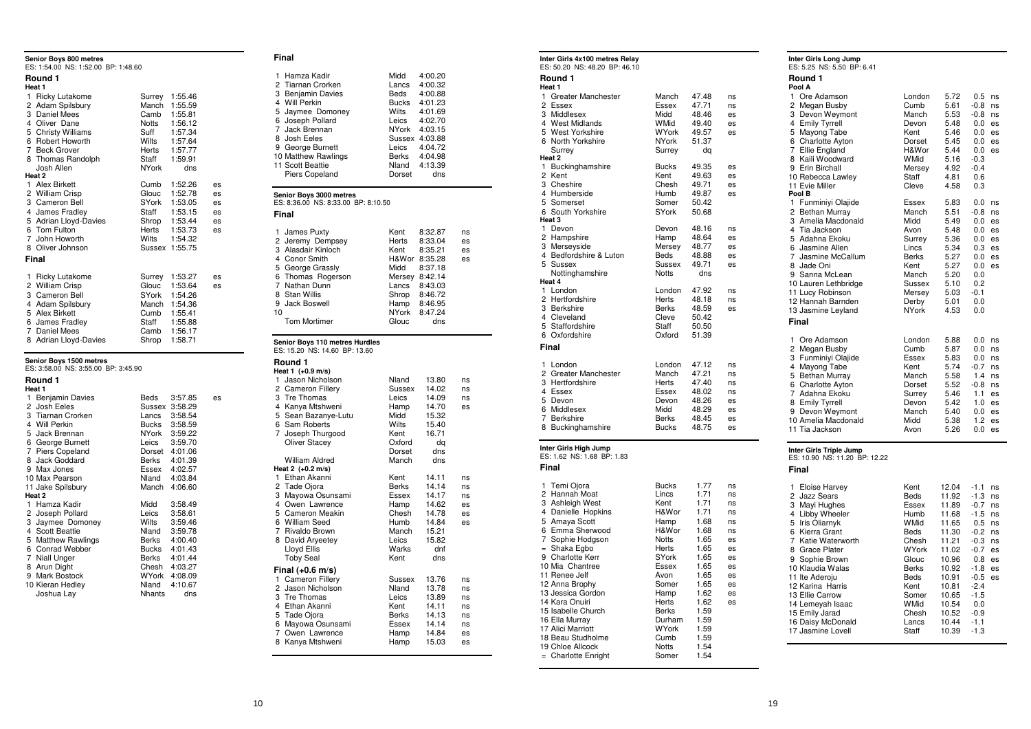## Senior Boys 800 metres

ES: 1:54.00 NS: 1:52.00 BP: 1:48.60

### Round 1

**Heat 1**

| Pos | Name | County | Time | |
|---|---|---|---|---|
| 1 | Ricky Lutakome | Surrey | 1:55.46 | |
| 2 | Adam Spilsbury | Manch | 1:55.59 | |
| 3 | Daniel Mees | Camb | 1:55.81 | |
| 4 | Oliver Dane | Notts | 1:56.12 | |
| 5 | Christy Williams | Suff | 1:57.34 | |
| 6 | Robert Howorth | Wilts | 1:57.64 | |
| 7 | Beck Grover | Herts | 1:57.77 | |
| 8 | Thomas Randolph | Staff | 1:59.91 | |
| | Josh Allen | NYork | dns | |

**Heat 2**

| Pos | Name | County | Time | |
|---|---|---|---|---|
| 1 | Alex Birkett | Cumb | 1:52.26 | es |
| 2 | William Crisp | Glouc | 1:52.78 | es |
| 3 | Cameron Bell | SYork | 1:53.05 | es |
| 4 | James Fradley | Staff | 1:53.15 | es |
| 5 | Adrian Lloyd-Davies | Shrop | 1:53.44 | es |
| 6 | Tom Fulton | Herts | 1:53.73 | es |
| 7 | John Howorth | Wilts | 1:54.32 | |
| 8 | Oliver Johnson | Sussex | 1:55.75 | |

### Final

| Pos | Name | County | Time | |
|---|---|---|---|---|
| 1 | Ricky Lutakome | Surrey | 1:53.27 | es |
| 2 | William Crisp | Glouc | 1:53.64 | es |
| 3 | Cameron Bell | SYork | 1:54.26 | |
| 4 | Adam Spilsbury | Manch | 1:54.36 | |
| 5 | Alex Birkett | Cumb | 1:55.41 | |
| 6 | James Fradley | Staff | 1:55.88 | |
| 7 | Daniel Mees | Camb | 1:56.17 | |
| 8 | Adrian Lloyd-Davies | Shrop | 1:58.71 | |

## Senior Boys 1500 metres

ES: 3:58.00 NS: 3:55.00 BP: 3:45.90

### Round 1

**Heat 1**

| Pos | Name | County | Time | |
|---|---|---|---|---|
| 1 | Benjamin Davies | Beds | 3:57.85 | es |
| 2 | Josh Eeles | Sussex | 3:58.29 | |
| 3 | Tiarnan Crorken | Lancs | 3:58.54 | |
| 4 | Will Perkin | Bucks | 3:58.59 | |
| 5 | Jack Brennan | NYork | 3:59.22 | |
| 6 | George Burnett | Leics | 3:59.70 | |
| 7 | Piers Copeland | Dorset | 4:01.06 | |
| 8 | Jack Goddard | Berks | 4:01.39 | |
| 9 | Max Jones | Essex | 4:02.57 | |
| 10 | Max Pearson | Nland | 4:03.84 | |
| 11 | Jake Spilsbury | Manch | 4:06.60 | |

**Heat 2**

| Pos | Name | County | Time |
|---|---|---|---|
| 1 | Hamza Kadir | Midd | 3:58.49 |
| 2 | Joseph Pollard | Leics | 3:58.61 |
| 3 | Jaymee Domoney | Wilts | 3:59.46 |
| 4 | Scott Beattie | Nland | 3:59.78 |
| 5 | Matthew Rawlings | Berks | 4:00.40 |
| 6 | Conrad Webber | Bucks | 4:01.43 |
| 7 | Niall Unger | Berks | 4:01.44 |
| 8 | Arun Dight | Chesh | 4:03.27 |
| 9 | Mark Bostock | WYork | 4:08.09 |
| 10 | Kieran Hedley | Nland | 4:10.67 |
| | Joshua Lay | Nhants | dns |

### Final

| Pos | Name | County | Time |
|---|---|---|---|
| 1 | Hamza Kadir | Midd | 4:00.20 |
| 2 | Tiarnan Crorken | Lancs | 4:00.32 |
| 3 | Benjamin Davies | Beds | 4:00.88 |
| 4 | Will Perkin | Bucks | 4:01.23 |
| 5 | Jaymee Domoney | Wilts | 4:01.69 |
| 6 | Joseph Pollard | Leics | 4:02.70 |
| 7 | Jack Brennan | NYork | 4:03.15 |
| 8 | Josh Eeles | Sussex | 4:03.88 |
| 9 | George Burnett | Leics | 4:04.72 |
| 10 | Matthew Rawlings | Berks | 4:04.98 |
| 11 | Scott Beattie | Nland | 4:13.39 |
| | Piers Copeland | Dorset | dns |

## Senior Boys 3000 metres

ES: 8:36.00 NS: 8:33.00 BP: 8:10.50

### Final

| Pos | Name | County | Time | |
|---|---|---|---|---|
| 1 | James Puxty | Kent | 8:32.87 | ns |
| 2 | Jeremy Dempsey | Herts | 8:33.04 | es |
| 3 | Alasdair Kinloch | Kent | 8:35.21 | es |
| 4 | Conor Smith | H&Wor | 8:35.28 | es |
| 5 | George Grassly | Midd | 8:37.18 | |
| 6 | Thomas Rogerson | Mersey | 8:42.14 | |
| 7 | Nathan Dunn | Lancs | 8:43.03 | |
| 8 | Stan Willis | Shrop | 8:46.72 | |
| 9 | Jack Boswell | Hamp | 8:46.95 | |
| 10 | | NYork | 8:47.24 | |
| | Tom Mortimer | Glouc | dns | |

## Senior Boys 110 metres Hurdles

ES: 15.20 NS: 14.60 BP: 13.60

### Round 1

**Heat 1 (+0.9 m/s)**

| Pos | Name | County | Time | |
|---|---|---|---|---|
| 1 | Jason Nicholson | Nland | 13.80 | ns |
| 2 | Cameron Fillery | Sussex | 14.02 | ns |
| 3 | Tre Thomas | Leics | 14.09 | ns |
| 4 | Kanya Mtshweni | Hamp | 14.70 | es |
| 5 | Sean Bazanye-Lutu | Midd | 15.32 | |
| 6 | Sam Roberts | Wilts | 15.40 | |
| 7 | Joseph Thurgood | Kent | 16.71 | |
| | Oliver Stacey | Oxford | dq | |
| | | Dorset | dns | |
| | William Aldred | Manch | dns | |

**Heat 2 (+0.2 m/s)**

| Pos | Name | County | Time | |
|---|---|---|---|---|
| 1 | Ethan Akanni | Kent | 14.11 | ns |
| 2 | Tade Ojora | Berks | 14.14 | ns |
| 3 | Mayowa Osunsami | Essex | 14.17 | ns |
| 4 | Owen Lawrence | Hamp | 14.62 | es |
| 5 | Cameron Meakin | Chesh | 14.78 | es |
| 6 | William Seed | Humb | 14.84 | es |
| 7 | Rivaldo Brown | Manch | 15.21 | |
| 8 | David Aryeetey | Leics | 15.82 | |
| | Lloyd Ellis | Warks | dnf | |
| | Toby Seal | Kent | dns | |

### Final (+0.6 m/s)

| Pos | Name | County | Time | |
|---|---|---|---|---|
| 1 | Cameron Fillery | Sussex | 13.76 | ns |
| 2 | Jason Nicholson | Nland | 13.78 | ns |
| 3 | Tre Thomas | Leics | 13.89 | ns |
| 4 | Ethan Akanni | Kent | 14.11 | ns |
| 5 | Tade Ojora | Berks | 14.13 | ns |
| 6 | Mayowa Osunsami | Essex | 14.14 | ns |
| 7 | Owen Lawrence | Hamp | 14.84 | es |
| 8 | Kanya Mtshweni | Hamp | 15.03 | es |

## Inter Girls 4x100 metres Relay

ES: 50.20 NS: 48.20 BP: 46.10

### Round 1

**Heat 1**

| Pos | Team | County | Time | |
|---|---|---|---|---|
| 1 | Greater Manchester | Manch | 47.48 | ns |
| 2 | Essex | Essex | 47.71 | ns |
| 3 | Middlesex | Midd | 48.46 | es |
| 4 | West Midlands | WMid | 49.40 | es |
| 5 | West Yorkshire | WYork | 49.57 | es |
| 6 | North Yorkshire | NYork | 51.37 | |
| | Surrey | Surrey | dq | |

**Heat 2**

| Pos | Team | County | Time | |
|---|---|---|---|---|
| 1 | Buckinghamshire | Bucks | 49.35 | es |
| 2 | Kent | Kent | 49.63 | es |
| 3 | Cheshire | Chesh | 49.71 | es |
| 4 | Humberside | Humb | 49.87 | es |
| 5 | Somerset | Somer | 50.42 | |
| 6 | South Yorkshire | SYork | 50.68 | |

**Heat 3**

| Pos | Team | County | Time | |
|---|---|---|---|---|
| 1 | Devon | Devon | 48.16 | ns |
| 2 | Hampshire | Hamp | 48.64 | es |
| 3 | Merseyside | Mersey | 48.77 | es |
| 4 | Bedfordshire & Luton | Beds | 48.88 | es |
| 5 | Sussex | Sussex | 49.71 | es |
| | Nottinghamshire | Notts | dns | |

**Heat 4**

| Pos | Team | County | Time | |
|---|---|---|---|---|
| 1 | London | London | 47.92 | ns |
| 2 | Hertfordshire | Herts | 48.18 | ns |
| 3 | Berkshire | Berks | 48.59 | es |
| 4 | Cleveland | Cleve | 50.42 | |
| 5 | Staffordshire | Staff | 50.50 | |
| 6 | Oxfordshire | Oxford | 51.39 | |

### Final

| Pos | Team | County | Time | |
|---|---|---|---|---|
| 1 | London | London | 47.12 | ns |
| 2 | Greater Manchester | Manch | 47.21 | ns |
| 3 | Hertfordshire | Herts | 47.40 | ns |
| 4 | Essex | Essex | 48.02 | ns |
| 5 | Devon | Devon | 48.26 | es |
| 6 | Middlesex | Midd | 48.29 | es |
| 7 | Berkshire | Berks | 48.45 | es |
| 8 | Buckinghamshire | Bucks | 48.75 | es |

## Inter Girls High Jump

ES: 1.62 NS: 1.68 BP: 1.83

### Final

| Pos | Name | County | Height | |
|---|---|---|---|---|
| 1 | Temi Ojora | Bucks | 1.77 | ns |
| 2 | Hannah Moat | Lincs | 1.71 | ns |
| 3 | Ashleigh West | Kent | 1.71 | ns |
| 4 | Danielle Hopkins | H&Wor | 1.71 | ns |
| 5 | Amaya Scott | Hamp | 1.68 | ns |
| 6 | Emma Sherwood | H&Wor | 1.68 | ns |
| 7 | Sophie Hodgson | Notts | 1.65 | es |
| = | Shaka Egbo | Herts | 1.65 | es |
| 9 | Charlotte Kerr | SYork | 1.65 | es |
| 10 | Mia Chantree | Essex | 1.65 | es |
| 11 | Renee Jelf | Avon | 1.65 | es |
| 12 | Anna Brophy | Somer | 1.65 | es |
| 13 | Jessica Gordon | Hamp | 1.62 | es |
| 14 | Kara Onuiri | Herts | 1.62 | es |
| 15 | Isabelle Church | Berks | 1.59 | |
| 16 | Ella Murray | Durham | 1.59 | |
| 17 | Alici Marriott | WYork | 1.59 | |
| 18 | Beau Studholme | Cumb | 1.59 | |
| 19 | Chloe Allcock | Notts | 1.54 | |
| = | Charlotte Enright | Somer | 1.54 | |

## Inter Girls Long Jump

ES: 5.25 NS: 5.50 BP: 6.41

### Round 1

**Pool A**

| Pos | Name | County | Distance | Wind | |
|---|---|---|---|---|---|
| 1 | Ore Adamson | London | 5.72 | 0.5 | ns |
| 2 | Megan Busby | Cumb | 5.61 | -0.8 | ns |
| 3 | Devon Weymont | Manch | 5.53 | -0.8 | ns |
| 4 | Emily Tyrrell | Devon | 5.48 | 0.0 | es |
| 5 | Mayong Tabe | Kent | 5.46 | 0.0 | es |
| 6 | Charlotte Ayton | Dorset | 5.45 | 0.0 | es |
| 7 | Ellie England | H&Wor | 5.44 | 0.0 | es |
| 8 | Kaili Woodward | WMid | 5.16 | -0.3 | |
| 9 | Erin Birchall | Mersey | 4.92 | -0.4 | |
| 10 | Rebecca Lawley | Staff | 4.81 | 0.6 | |
| 11 | Evie Miller | Cleve | 4.58 | 0.3 | |

**Pool B**

| Pos | Name | County | Distance | Wind | |
|---|---|---|---|---|---|
| 1 | Funminiyi Olajide | Essex | 5.83 | 0.0 | ns |
| 2 | Bethan Murray | Manch | 5.51 | -0.8 | ns |
| 3 | Amelia Macdonald | Midd | 5.49 | 0.0 | es |
| 4 | Tia Jackson | Avon | 5.48 | 0.0 | es |
| 5 | Adaha Ekoku | Surrey | 5.36 | 0.0 | es |
| 6 | Jasmine Allen | Lincs | 5.34 | 0.3 | es |
| 7 | Jasmine McCallum | Berks | 5.27 | 0.0 | es |
| 8 | Jade Oni | Kent | 5.27 | 0.0 | es |
| 9 | Sanna McLean | Manch | 5.20 | 0.0 | |
| 10 | Lauren Lethbridge | Sussex | 5.10 | 0.2 | |
| 11 | Lucy Robinson | Mersey | 5.03 | -0.1 | |
| 12 | Hannah Barnden | Derby | 5.01 | 0.0 | |
| 13 | Jasmine Leyland | NYork | 4.53 | 0.0 | |

### Final

| Pos | Name | County | Distance | Wind | |
|---|---|---|---|---|---|
| 1 | Ore Adamson | London | 5.88 | 0.0 | ns |
| 2 | Megan Busby | Cumb | 5.87 | 0.0 | ns |
| 3 | Funminiyi Olajide | Essex | 5.83 | 0.0 | ns |
| 4 | Mayong Tabe | Kent | 5.74 | -0.7 | ns |
| 5 | Bethan Murray | Manch | 5.58 | 1.4 | ns |
| 6 | Charlotte Ayton | Dorset | 5.52 | -0.8 | ns |
| 7 | Adhana Ekoku | Surrey | 5.46 | 1.1 | es |
| 8 | Emily Tyrrell | Devon | 5.42 | 1.0 | es |
| 9 | Devon Weymont | Manch | 5.40 | 0.0 | es |
| 10 | Amelia Macdonald | Midd | 5.38 | 1.2 | es |
| 11 | Tia Jackson | Avon | 5.26 | 0.0 | es |

## Inter Girls Triple Jump

ES: 10.90 NS: 11.20 BP: 12.22

### Final

| Pos | Name | County | Distance | Wind | |
|---|---|---|---|---|---|
| 1 | Eloise Harvey | Kent | 12.04 | -1.1 | ns |
| 2 | Jazz Sears | Beds | 11.92 | -1.3 | ns |
| 3 | Mayi Hughes | Essex | 11.89 | -0.7 | ns |
| 4 | Libby Wheeler | Humb | 11.68 | -1.5 | ns |
| 5 | Iris Oliarnyk | WMid | 11.65 | 0.5 | ns |
| 6 | Kierra Grant | Beds | 11.30 | -0.2 | ns |
| 7 | Katie Waterworth | Chesh | 11.21 | -0.3 | ns |
| 8 | Grace Plater | WYork | 11.02 | -0.7 | es |
| 9 | Sophie Brown | Glouc | 10.96 | 0.8 | es |
| 10 | Klaudia Walas | Berks | 10.92 | -1.8 | es |
| 11 | Ite Aderoju | Beds | 10.91 | -0.5 | es |
| 12 | Karina Harris | Kent | 10.81 | -2.4 | |
| 13 | Ellie Carrow | Somer | 10.65 | -1.5 | |
| 14 | Lemeyah Isaac | WMid | 10.54 | 0.0 | |
| 15 | Emily Jarad | Chesh | 10.52 | -0.9 | |
| 16 | Daisy McDonald | Lancs | 10.44 | -1.1 | |
| 17 | Jasmine Lovell | Staff | 10.39 | -1.3 | |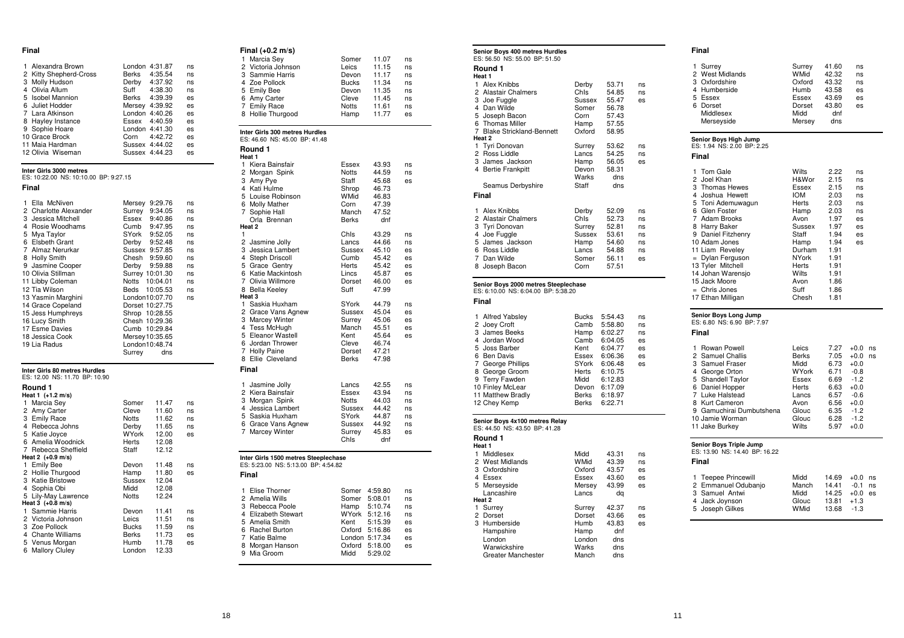## Final

| Pos | Name | County | Time | |
|---|---|---|---|---|
| 1 | Alexandra Brown | London | 4:31.87 | ns |
| 2 | Kitty Shepherd-Cross | Berks | 4:35.54 | ns |
| 3 | Molly Hudson | Derby | 4:37.92 | ns |
| 4 | Olivia Allum | Suff | 4:38.30 | ns |
| 5 | Isobel Mannion | Berks | 4:39.39 | es |
| 6 | Juliet Hodder | Mersey | 4:39.92 | es |
| 7 | Lara Atkinson | London | 4:40.26 | es |
| 8 | Hayley Instance | Essex | 4:40.59 | es |
| 9 | Sophie Hoare | London | 4:41.30 | es |
| 10 | Grace Brock | Corn | 4:42.72 | es |
| 11 | Maia Hardman | Sussex | 4:44.02 | es |
| 12 | Olivia Wiseman | Sussex | 4:44.23 | es |

### Inter Girls 3000 metres

ES: 10:22.00 NS: 10:10.00 BP: 9:27.15

#### Final

| Pos | Name | County | Time | |
|---|---|---|---|---|
| 1 | Ella McNiven | Mersey | 9:29.76 | ns |
| 2 | Charlotte Alexander | Surrey | 9:34.05 | ns |
| 3 | Jessica Mitchell | Essex | 9:40.86 | ns |
| 4 | Rosie Woodhams | Cumb | 9:47.95 | ns |
| 5 | Mya Taylor | SYork | 9:52.05 | ns |
| 6 | Elsbeth Grant | Derby | 9:52.48 | ns |
| 7 | Almaz Nerurkar | Sussex | 9:57.85 | ns |
| 8 | Holly Smith | Chesh | 9:59.60 | ns |
| 9 | Jasmine Cooper | Derby | 9:59.88 | ns |
| 10 | Olivia Stillman | Surrey | 10:01.30 | ns |
| 11 | Libby Coleman | Notts | 10:04.01 | ns |
| 12 | Tia Wilson | Beds | 10:05.53 | ns |
| 13 | Yasmin Marghini | London | 10:07.70 | ns |
| 14 | Grace Copeland | Dorset | 10:27.75 | |
| 15 | Jess Humphreys | Shrop | 10:28.55 | |
| 16 | Lucy Smith | Chesh | 10:29.36 | |
| 17 | Esme Davies | Cumb | 10:29.84 | |
| 18 | Jessica Cook | Mersey | 10:35.65 | |
| 19 | Lia Radus | London | 10:48.74 | |
| | | Surrey | dns | |

### Inter Girls 80 metres Hurdles

ES: 12.00 NS: 11.70 BP: 10.90

#### Round 1

Heat 1 (+1.2 m/s)

| Pos | Name | County | Time | |
|---|---|---|---|---|
| 1 | Marcia Sey | Somer | 11.47 | ns |
| 2 | Amy Carter | Cleve | 11.60 | ns |
| 3 | Emily Race | Notts | 11.62 | ns |
| 4 | Rebecca Johns | Derby | 11.65 | ns |
| 5 | Katie Joyce | WYork | 12.00 | es |
| 6 | Amelia Woodnick | Herts | 12.08 | |
| 7 | Rebecca Sheffield | Staff | 12.12 | |

Heat 2 (+0.9 m/s)

| Pos | Name | County | Time | |
|---|---|---|---|---|
| 1 | Emily Bee | Devon | 11.48 | ns |
| 2 | Hollie Thurgood | Hamp | 11.80 | es |
| 3 | Katie Bristowe | Sussex | 12.04 | |
| 4 | Sophia Obi | Midd | 12.08 | |
| 5 | Lily-May Lawrence | Notts | 12.24 | |

Heat 3 (+0.8 m/s)

| Pos | Name | County | Time | |
|---|---|---|---|---|
| 1 | Sammie Harris | Devon | 11.41 | ns |
| 2 | Victoria Johnson | Leics | 11.51 | ns |
| 3 | Zoe Pollock | Bucks | 11.59 | ns |
| 4 | Chante Williams | Berks | 11.73 | es |
| 5 | Venus Morgan | Humb | 11.78 | es |
| 6 | Mallory Cluley | London | 12.33 | |

#### Final (+0.2 m/s)

| Pos | Name | County | Time | |
|---|---|---|---|---|
| 1 | Marcia Sey | Somer | 11.07 | ns |
| 2 | Victoria Johnson | Leics | 11.15 | ns |
| 3 | Sammie Harris | Devon | 11.17 | ns |
| 4 | Zoe Pollock | Bucks | 11.34 | ns |
| 5 | Emily Bee | Devon | 11.35 | ns |
| 6 | Amy Carter | Cleve | 11.45 | ns |
| 7 | Emily Race | Notts | 11.61 | ns |
| 8 | Hollie Thurgood | Hamp | 11.77 | es |

### Inter Girls 300 metres Hurdles

ES: 46.60 NS: 45.00 BP: 41.48

#### Round 1

Heat 1

| Pos | Name | County | Time | |
|---|---|---|---|---|
| 1 | Kiera Bainsfair | Essex | 43.93 | ns |
| 2 | Morgan Spink | Notts | 44.59 | ns |
| 3 | Amy Pye | Staff | 45.68 | es |
| 4 | Kati Hulme | Shrop | 46.73 | |
| 5 | Louise Robinson | WMid | 46.83 | |
| 6 | Molly Mather | Corn | 47.39 | |
| 7 | Sophie Hall | Manch | 47.52 | |
| | Orla Brennan | Berks | dnf | |

Heat 2

| Pos | Name | County | Time | |
|---|---|---|---|---|
| 1 | | Chls | 43.29 | ns |
| 2 | Jasmine Jolly | Lancs | 44.66 | ns |
| 3 | Jessica Lambert | Sussex | 45.10 | es |
| 4 | Steph Driscoll | Cumb | 45.42 | es |
| 5 | Grace Gentry | Herts | 45.42 | es |
| 6 | Katie Mackintosh | Lincs | 45.87 | es |
| 7 | Olivia Willmore | Dorset | 46.00 | es |
| 8 | Bella Keeley | Suff | 47.99 | |

Heat 3

| Pos | Name | County | Time | |
|---|---|---|---|---|
| 1 | Saskia Huxham | SYork | 44.79 | ns |
| 2 | Grace Vans Agnew | Sussex | 45.04 | es |
| 3 | Marcey Winter | Surrey | 45.06 | es |
| 4 | Tess McHugh | Manch | 45.51 | es |
| 5 | Eleanor Wastell | Kent | 45.64 | es |
| 6 | Jordan Thrower | Cleve | 46.74 | |
| 7 | Holly Paine | Dorset | 47.21 | |
| 8 | Ellie Cleveland | Berks | 47.98 | |

#### Final

| Pos | Name | County | Time | |
|---|---|---|---|---|
| 1 | Jasmine Jolly | Lancs | 42.55 | ns |
| 2 | Kiera Bainsfair | Essex | 43.94 | ns |
| 3 | Morgan Spink | Notts | 44.03 | ns |
| 4 | Jessica Lambert | Sussex | 44.42 | ns |
| 5 | Saskia Huxham | SYork | 44.87 | ns |
| 6 | Grace Vans Agnew | Sussex | 44.92 | ns |
| 7 | Marcey Winter | Surrey | 45.83 | es |
| | | Chls | dnf | |

### Inter Girls 1500 metres Steeplechase

ES: 5:23.00 NS: 5:13.00 BP: 4:54.82

#### Final

| Pos | Name | County | Time | |
|---|---|---|---|---|
| 1 | Elise Thorner | Somer | 4:59.80 | ns |
| 2 | Amelia Wills | Somer | 5:08.01 | ns |
| 3 | Rebecca Poole | Hamp | 5:10.74 | ns |
| 4 | Elizabeth Stewart | WYork | 5:12.16 | ns |
| 5 | Amelia Smith | Kent | 5:15.39 | es |
| 6 | Rachel Burton | Oxford | 5:16.86 | es |
| 7 | Katie Balme | London | 5:17.34 | es |
| 8 | Morgan Hanson | Oxford | 5:18.00 | es |
| 9 | Mia Groom | Midd | 5:29.02 | |

### Senior Boys 400 metres Hurdles

ES: 56.50 NS: 55.00 BP: 51.50

#### Round 1

Heat 1

| Pos | Name | County | Time | |
|---|---|---|---|---|
| 1 | Alex Knibbs | Derby | 53.71 | ns |
| 2 | Alastair Chalmers | Chls | 54.85 | ns |
| 3 | Joe Fuggle | Sussex | 55.47 | es |
| 4 | Dan Wilde | Somer | 56.78 | |
| 5 | Joseph Bacon | Corn | 57.43 | |
| 6 | Thomas Miller | Hamp | 57.55 | |
| 7 | Blake Strickland-Bennett | Oxford | 58.95 | |

Heat 2

| Pos | Name | County | Time | |
|---|---|---|---|---|
| 1 | Tyri Donovan | Surrey | 53.62 | ns |
| 2 | Ross Liddle | Lancs | 54.25 | ns |
| 3 | James Jackson | Hamp | 56.05 | es |
| 4 | Bertie Frankpitt | Devon | 58.31 | |
| | | Warks | dns | |
| | Seamus Derbyshire | Staff | dns | |

#### Final

| Pos | Name | County | Time | |
|---|---|---|---|---|
| 1 | Alex Knibbs | Derby | 52.09 | ns |
| 2 | Alastair Chalmers | Chls | 52.73 | ns |
| 3 | Tyri Donovan | Surrey | 52.81 | ns |
| 4 | Joe Fuggle | Sussex | 53.61 | ns |
| 5 | James Jackson | Hamp | 54.60 | ns |
| 6 | Ross Liddle | Lancs | 54.88 | ns |
| 7 | Dan Wilde | Somer | 56.11 | es |
| 8 | Joseph Bacon | Corn | 57.51 | |

### Senior Boys 2000 metres Steeplechase

ES: 6:10.00 NS: 6:04.00 BP: 5:38.20

#### Final

| Pos | Name | County | Time | |
|---|---|---|---|---|
| 1 | Alfred Yabsley | Bucks | 5:54.43 | ns |
| 2 | Joey Croft | Camb | 5:58.80 | ns |
| 3 | James Beeks | Hamp | 6:02.27 | ns |
| 4 | Jordan Wood | Camb | 6:04.05 | es |
| 5 | Joss Barber | Kent | 6:04.77 | es |
| 6 | Ben Davis | Essex | 6:06.36 | es |
| 7 | George Phillips | SYork | 6:06.48 | es |
| 8 | George Groom | Herts | 6:10.75 | |
| 9 | Terry Fawden | Midd | 6:12.83 | |
| 10 | Finley McLear | Devon | 6:17.09 | |
| 11 | Matthew Brady | Berks | 6:18.97 | |
| 12 | Chey Kemp | Berks | 6:22.71 | |

### Senior Boys 4x100 metres Relay

ES: 44.50 NS: 43.50 BP: 41.28

#### Round 1

Heat 1

| Pos | Team | County | Time | |
|---|---|---|---|---|
| 1 | Middlesex | Midd | 43.31 | ns |
| 2 | West Midlands | WMid | 43.39 | ns |
| 3 | Oxfordshire | Oxford | 43.57 | es |
| 4 | Essex | Essex | 43.60 | es |
| 5 | Merseyside | Mersey | 43.99 | es |
| | Lancashire | Lancs | dq | |

Heat 2

| Pos | Team | County | Time | |
|---|---|---|---|---|
| 1 | Surrey | Surrey | 42.37 | ns |
| 2 | Dorset | Dorset | 43.66 | es |
| 3 | Humberside | Humb | 43.83 | es |
| | Hampshire | Hamp | dnf | |
| | London | London | dns | |
| | Warwickshire | Warks | dns | |
| | Greater Manchester | Manch | dns | |

#### Final

| Pos | Team | County | Time | |
|---|---|---|---|---|
| 1 | Surrey | Surrey | 41.60 | ns |
| 2 | West Midlands | WMid | 42.32 | ns |
| 3 | Oxfordshire | Oxford | 43.32 | ns |
| 4 | Humberside | Humb | 43.58 | es |
| 5 | Essex | Essex | 43.69 | es |
| 6 | Dorset | Dorset | 43.80 | es |
| | Middlesex | Midd | dnf | |
| | Merseyside | Mersey | dns | |

### Senior Boys High Jump

ES: 1.94 NS: 2.00 BP: 2.25

#### Final

| Pos | Name | County | Height | |
|---|---|---|---|---|
| 1 | Tom Gale | Wilts | 2.22 | ns |
| 2 | Joel Khan | H&Wor | 2.15 | ns |
| 3 | Thomas Hewes | Essex | 2.15 | ns |
| 4 | Joshua Hewett | IOM | 2.03 | ns |
| 5 | Toni Ademuwagun | Herts | 2.03 | ns |
| 6 | Glen Foster | Hamp | 2.03 | ns |
| 7 | Adam Brooks | Avon | 1.97 | es |
| 8 | Harry Baker | Sussex | 1.97 | es |
| 9 | Daniel Fitzhenry | Staff | 1.94 | es |
| 10 | Adam Jones | Hamp | 1.94 | es |
| 11 | Liam Reveley | Durham | 1.91 | |
| = | Dylan Ferguson | NYork | 1.91 | |
| 13 | Tyler Mitchell | Herts | 1.91 | |
| 14 | Johan Warensjo | Wilts | 1.91 | |
| 15 | Jack Moore | Avon | 1.86 | |
| = | Chris Jones | Suff | 1.86 | |
| 17 | Ethan Milligan | Chesh | 1.81 | |

### Senior Boys Long Jump

ES: 6.80 NS: 6.90 BP: 7.97

#### Final

| Pos | Name | County | Distance | Wind | |
|---|---|---|---|---|---|
| 1 | Rowan Powell | Leics | 7.27 | +0.0 | ns |
| 2 | Samuel Challis | Berks | 7.05 | +0.0 | ns |
| 3 | Samuel Fraser | Midd | 6.73 | +0.0 | |
| 4 | George Orton | WYork | 6.71 | -0.8 | |
| 5 | Shandell Taylor | Essex | 6.69 | -1.2 | |
| 6 | Daniel Hopper | Herts | 6.63 | +0.0 | |
| 7 | Luke Halstead | Lancs | 6.57 | -0.6 | |
| 8 | Kurt Cameron | Avon | 6.56 | +0.0 | |
| 9 | Gamuchirai Dumbutshena | Glouc | 6.35 | -1.2 | |
| 10 | Jamie Worman | Glouc | 6.28 | -1.2 | |
| 11 | Jake Burkey | Wilts | 5.97 | +0.0 | |

### Senior Boys Triple Jump

ES: 13.90 NS: 14.40 BP: 16.22

#### Final

| Pos | Name | County | Distance | Wind | |
|---|---|---|---|---|---|
| 1 | Teepee Princewill | Midd | 14.69 | +0.0 | ns |
| 2 | Emmanuel Odubanjo | Manch | 14.41 | -0.1 | ns |
| 3 | Samuel Antwi | Midd | 14.25 | +0.0 | es |
| 4 | Jack Joynson | Glouc | 13.81 | +1.3 | |
| 5 | Joseph Gilkes | WMid | 13.68 | -1.3 | |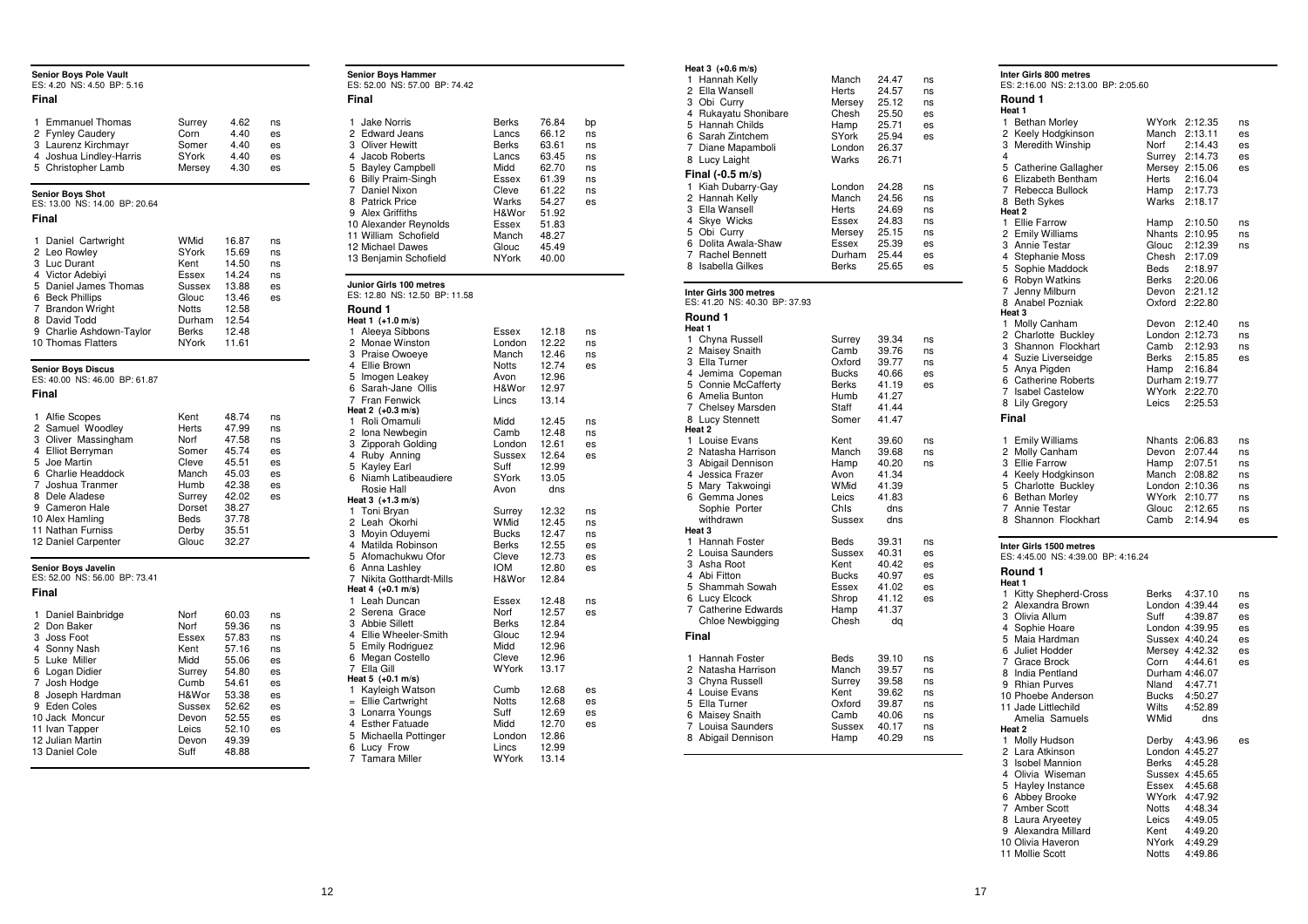## Senior Boys Pole Vault

ES: 4.20 NS: 4.50 BP: 5.16

### Final

| Pos | Name | County | Mark | Std |
|---|---|---|---|---|
| 1 | Emmanuel Thomas | Surrey | 4.62 | ns |
| 2 | Fynley Caudery | Corn | 4.40 | es |
| 3 | Laurenz Kirchmayr | Somer | 4.40 | es |
| 4 | Joshua Lindley-Harris | SYork | 4.40 | es |
| 5 | Christopher Lamb | Mersey | 4.30 | es |

## Senior Boys Shot

ES: 13.00 NS: 14.00 BP: 20.64

### Final

| Pos | Name | County | Mark | Std |
|---|---|---|---|---|
| 1 | Daniel Cartwright | WMid | 16.87 | ns |
| 2 | Leo Rowley | SYork | 15.69 | ns |
| 3 | Luc Durant | Kent | 14.50 | ns |
| 4 | Victor Adebiyi | Essex | 14.24 | ns |
| 5 | Daniel James Thomas | Sussex | 13.88 | es |
| 6 | Beck Phillips | Glouc | 13.46 | es |
| 7 | Brandon Wright | Notts | 12.58 | |
| 8 | David Todd | Durham | 12.54 | |
| 9 | Charlie Ashdown-Taylor | Berks | 12.48 | |
| 10 | Thomas Flatters | NYork | 11.61 | |

## Senior Boys Discus

ES: 40.00 NS: 46.00 BP: 61.87

### Final

| Pos | Name | County | Mark | Std |
|---|---|---|---|---|
| 1 | Alfie Scopes | Kent | 48.74 | ns |
| 2 | Samuel Woodley | Herts | 47.99 | ns |
| 3 | Oliver Massingham | Norf | 47.58 | ns |
| 4 | Elliot Berryman | Somer | 45.74 | es |
| 5 | Joe Martin | Cleve | 45.51 | es |
| 6 | Charlie Headdock | Manch | 45.03 | es |
| 7 | Joshua Tranmer | Humb | 42.38 | es |
| 8 | Dele Aladese | Surrey | 42.02 | es |
| 9 | Cameron Hale | Dorset | 38.27 | |
| 10 | Alex Hamling | Beds | 37.78 | |
| 11 | Nathan Furniss | Derby | 35.51 | |
| 12 | Daniel Carpenter | Glouc | 32.27 | |

## Senior Boys Javelin

ES: 52.00 NS: 56.00 BP: 73.41

### Final

| Pos | Name | County | Mark | Std |
|---|---|---|---|---|
| 1 | Daniel Bainbridge | Norf | 60.03 | ns |
| 2 | Don Baker | Norf | 59.36 | ns |
| 3 | Joss Foot | Essex | 57.83 | ns |
| 4 | Sonny Nash | Kent | 57.16 | ns |
| 5 | Luke Miller | Midd | 55.06 | es |
| 6 | Logan Didier | Surrey | 54.80 | es |
| 7 | Josh Hodge | Cumb | 54.61 | es |
| 8 | Joseph Hardman | H&Wor | 53.38 | es |
| 9 | Eden Coles | Sussex | 52.62 | es |
| 10 | Jack Moncur | Devon | 52.55 | es |
| 11 | Ivan Tapper | Leics | 52.10 | es |
| 12 | Julian Martin | Devon | 49.39 | |
| 13 | Daniel Cole | Suff | 48.88 | |

## Senior Boys Hammer

ES: 52.00 NS: 57.00 BP: 74.42

### Final

| Pos | Name | County | Mark | Std |
|---|---|---|---|---|
| 1 | Jake Norris | Berks | 76.84 | bp |
| 2 | Edward Jeans | Lancs | 66.12 | ns |
| 3 | Oliver Hewitt | Berks | 63.61 | ns |
| 4 | Jacob Roberts | Lancs | 63.45 | ns |
| 5 | Bayley Campbell | Midd | 62.70 | ns |
| 6 | Billy Praim-Singh | Essex | 61.39 | ns |
| 7 | Daniel Nixon | Cleve | 61.22 | ns |
| 8 | Patrick Price | Warks | 54.27 | es |
| 9 | Alex Griffiths | H&Wor | 51.92 | |
| 10 | Alexander Reynolds | Essex | 51.83 | |
| 11 | William Schofield | Manch | 48.27 | |
| 12 | Michael Dawes | Glouc | 45.49 | |
| 13 | Benjamin Schofield | NYork | 40.00 | |

## Junior Girls 100 metres

ES: 12.80 NS: 12.50 BP: 11.58

### Round 1

**Heat 1 (+1.0 m/s)**

| Pos | Name | County | Time | Std |
|---|---|---|---|---|
| 1 | Aleeya Sibbons | Essex | 12.18 | ns |
| 2 | Monae Winston | London | 12.22 | ns |
| 3 | Praise Owoeye | Manch | 12.46 | ns |
| 4 | Ellie Brown | Notts | 12.74 | es |
| 5 | Imogen Leakey | Avon | 12.96 | |
| 6 | Sarah-Jane Ollis | H&Wor | 12.97 | |
| 7 | Fran Fenwick | Lincs | 13.14 | |

**Heat 2 (+0.3 m/s)**

| Pos | Name | County | Time | Std |
|---|---|---|---|---|
| 1 | Roli Omamuli | Midd | 12.45 | ns |
| 2 | Iona Newbegin | Camb | 12.48 | ns |
| 3 | Zipporah Golding | London | 12.61 | es |
| 4 | Ruby Anning | Sussex | 12.64 | es |
| 5 | Kayley Earl | Suff | 12.99 | |
| 6 | Niamh Latibeaudiere | SYork | 13.05 | |
| | Rosie Hall | Avon | dns | |

**Heat 3 (+1.3 m/s)**

| Pos | Name | County | Time | Std |
|---|---|---|---|---|
| 1 | Toni Bryan | Surrey | 12.32 | ns |
| 2 | Leah Okorhi | WMid | 12.45 | ns |
| 3 | Moyin Oduyemi | Bucks | 12.47 | ns |
| 4 | Matilda Robinson | Berks | 12.55 | es |
| 5 | Afomachukwu Ofor | Cleve | 12.73 | es |
| 6 | Anna Lashley | IOM | 12.80 | es |
| 7 | Nikita Gotthardt-Mills | H&Wor | 12.84 | |

**Heat 4 (+0.1 m/s)**

| Pos | Name | County | Time | Std |
|---|---|---|---|---|
| 1 | Leah Duncan | Essex | 12.48 | ns |
| 2 | Serena Grace | Norf | 12.57 | es |
| 3 | Abbie Sillett | Berks | 12.84 | |
| 4 | Ellie Wheeler-Smith | Glouc | 12.94 | |
| 5 | Emily Rodriguez | Midd | 12.96 | |
| 6 | Megan Costello | Cleve | 12.96 | |
| 7 | Ella Gill | WYork | 13.17 | |

**Heat 5 (+0.1 m/s)**

| Pos | Name | County | Time | Std |
|---|---|---|---|---|
| 1 | Kayleigh Watson | Cumb | 12.68 | es |
| = | Ellie Cartwright | Notts | 12.68 | es |
| 3 | Lonarra Youngs | Suff | 12.69 | es |
| 4 | Esther Fatuade | Midd | 12.70 | es |
| 5 | Michaella Pottinger | London | 12.86 | |
| 6 | Lucy Frow | Lincs | 12.99 | |
| 7 | Tamara Miller | WYork | 13.14 | |

**Heat 3 (+0.6 m/s)**

| Pos | Name | County | Time | Std |
|---|---|---|---|---|
| 1 | Hannah Kelly | Manch | 24.47 | ns |
| 2 | Ella Wansell | Herts | 24.57 | ns |
| 3 | Obi Curry | Mersey | 25.12 | ns |
| 4 | Rukayatu Shonibare | Chesh | 25.50 | es |
| 5 | Hannah Childs | Hamp | 25.71 | es |
| 6 | Sarah Zintchem | SYork | 25.94 | es |
| 7 | Diane Mapamboli | London | 26.37 | |
| 8 | Lucy Laight | Warks | 26.71 | |

### Final (-0.5 m/s)

| Pos | Name | County | Time | Std |
|---|---|---|---|---|
| 1 | Kiah Dubarry-Gay | London | 24.28 | ns |
| 2 | Hannah Kelly | Manch | 24.56 | ns |
| 3 | Ella Wansell | Herts | 24.69 | ns |
| 4 | Skye Wicks | Essex | 24.83 | ns |
| 5 | Obi Curry | Mersey | 25.15 | ns |
| 6 | Dolita Awala-Shaw | Essex | 25.39 | es |
| 7 | Rachel Bennett | Durham | 25.44 | es |
| 8 | Isabella Gilkes | Berks | 25.65 | es |

## Inter Girls 300 metres

ES: 41.20 NS: 40.30 BP: 37.93

### Round 1

**Heat 1**

| Pos | Name | County | Time | Std |
|---|---|---|---|---|
| 1 | Chyna Russell | Surrey | 39.34 | ns |
| 2 | Maisey Snaith | Camb | 39.76 | ns |
| 3 | Ella Turner | Oxford | 39.77 | ns |
| 4 | Jemima Copeman | Bucks | 40.66 | es |
| 5 | Connie McCafferty | Berks | 41.19 | es |
| 6 | Amelia Bunton | Humb | 41.27 | |
| 7 | Chelsey Marsden | Staff | 41.44 | |
| 8 | Lucy Stennett | Somer | 41.47 | |

**Heat 2**

| Pos | Name | County | Time | Std |
|---|---|---|---|---|
| 1 | Louise Evans | Kent | 39.60 | ns |
| 2 | Natasha Harrison | Manch | 39.68 | ns |
| 3 | Abigail Dennison | Hamp | 40.20 | ns |
| 4 | Jessica Frazer | Avon | 41.34 | |
| 5 | Mary Takwoingi | WMid | 41.39 | |
| 6 | Gemma Jones | Leics | 41.83 | |
| | Sophie Porter | Chls | dns | |
| | withdrawn | Sussex | dns | |

**Heat 3**

| Pos | Name | County | Time | Std |
|---|---|---|---|---|
| 1 | Hannah Foster | Beds | 39.31 | ns |
| 2 | Louisa Saunders | Sussex | 40.31 | es |
| 3 | Asha Root | Kent | 40.42 | es |
| 4 | Abi Fitton | Bucks | 40.97 | es |
| 5 | Shammah Sowah | Essex | 41.02 | es |
| 6 | Lucy Elcock | Shrop | 41.12 | es |
| 7 | Catherine Edwards | Hamp | 41.37 | |
| | Chloe Newbigging | Chesh | dq | |

### Final

| Pos | Name | County | Time | Std |
|---|---|---|---|---|
| 1 | Hannah Foster | Beds | 39.10 | ns |
| 2 | Natasha Harrison | Manch | 39.57 | ns |
| 3 | Chyna Russell | Surrey | 39.58 | ns |
| 4 | Louise Evans | Kent | 39.62 | ns |
| 5 | Ella Turner | Oxford | 39.87 | ns |
| 6 | Maisey Snaith | Camb | 40.06 | ns |
| 7 | Louisa Saunders | Sussex | 40.17 | ns |
| 8 | Abigail Dennison | Hamp | 40.29 | ns |

## Inter Girls 800 metres

ES: 2:16.00 NS: 2:13.00 BP: 2:05.60

### Round 1

**Heat 1**

| Pos | Name | County | Time | Std |
|---|---|---|---|---|
| 1 | Bethan Morley | WYork | 2:12.35 | ns |
| 2 | Keely Hodgkinson | Manch | 2:13.11 | es |
| 3 | Meredith Winship | Norf | 2:14.43 | es |
| 4 | | Surrey | 2:14.73 | es |
| 5 | Catherine Gallagher | Mersey | 2:15.06 | es |
| 6 | Elizabeth Bentham | Herts | 2:16.04 | |
| 7 | Rebecca Bullock | Hamp | 2:17.73 | |
| 8 | Beth Sykes | Warks | 2:18.17 | |

**Heat 2**

| Pos | Name | County | Time | Std |
|---|---|---|---|---|
| 1 | Ellie Farrow | Hamp | 2:10.50 | ns |
| 2 | Emily Williams | Nhants | 2:10.95 | ns |
| 3 | Annie Testar | Glouc | 2:12.39 | ns |
| 4 | Stephanie Moss | Chesh | 2:17.09 | |
| 5 | Sophie Maddock | Beds | 2:18.97 | |
| 6 | Robyn Watkins | Berks | 2:20.06 | |
| 7 | Jenny Milburn | Devon | 2:21.12 | |
| 8 | Anabel Pozniak | Oxford | 2:22.80 | |

**Heat 3**

| Pos | Name | County | Time | Std |
|---|---|---|---|---|
| 1 | Molly Canham | Devon | 2:12.40 | ns |
| 2 | Charlotte Buckley | London | 2:12.73 | ns |
| 3 | Shannon Flockhart | Camb | 2:12.93 | ns |
| 4 | Suzie Liverseidge | Berks | 2:15.85 | es |
| 5 | Anya Pigden | Hamp | 2:16.84 | |
| 6 | Catherine Roberts | Durham | 2:19.77 | |
| 7 | Isabel Castelow | WYork | 2:22.70 | |
| 8 | Lily Gregory | Leics | 2:25.53 | |

### Final

| Pos | Name | County | Time | Std |
|---|---|---|---|---|
| 1 | Emily Williams | Nhants | 2:06.83 | ns |
| 2 | Molly Canham | Devon | 2:07.44 | ns |
| 3 | Ellie Farrow | Hamp | 2:07.51 | ns |
| 4 | Keely Hodgkinson | Manch | 2:08.82 | ns |
| 5 | Charlotte Buckley | London | 2:10.36 | ns |
| 6 | Bethan Morley | WYork | 2:10.77 | ns |
| 7 | Annie Testar | Glouc | 2:12.65 | ns |
| 8 | Shannon Flockhart | Camb | 2:14.94 | es |

## Inter Girls 1500 metres

ES: 4:45.00 NS: 4:39.00 BP: 4:16.24

### Round 1

**Heat 1**

| Pos | Name | County | Time | Std |
|---|---|---|---|---|
| 1 | Kitty Shepherd-Cross | Berks | 4:37.10 | ns |
| 2 | Alexandra Brown | London | 4:39.44 | es |
| 3 | Olivia Allum | Suff | 4:39.87 | es |
| 4 | Sophie Hoare | London | 4:39.95 | es |
| 5 | Maia Hardman | Sussex | 4:40.24 | es |
| 6 | Juliet Hodder | Mersey | 4:42.32 | es |
| 7 | Grace Brock | Corn | 4:44.61 | es |
| 8 | India Pentland | Durham | 4:46.07 | |
| 9 | Rhian Purves | Nland | 4:47.71 | |
| 10 | Phoebe Anderson | Bucks | 4:50.27 | |
| 11 | Jade Littlechild | Wilts | 4:52.89 | |
| | Amelia Samuels | WMid | dns | |

**Heat 2**

| Pos | Name | County | Time | Std |
|---|---|---|---|---|
| 1 | Molly Hudson | Derby | 4:43.96 | es |
| 2 | Lara Atkinson | London | 4:45.27 | |
| 3 | Isobel Mannion | Berks | 4:45.28 | |
| 4 | Olivia Wiseman | Sussex | 4:45.65 | |
| 5 | Hayley Instance | Essex | 4:45.68 | |
| 6 | Abbey Brooke | WYork | 4:47.92 | |
| 7 | Amber Scott | Notts | 4:48.34 | |
| 8 | Laura Aryeetey | Leics | 4:49.05 | |
| 9 | Alexandra Millard | Kent | 4:49.20 | |
| 10 | Olivia Haveron | NYork | 4:49.29 | |
| 11 | Mollie Scott | Notts | 4:49.86 | |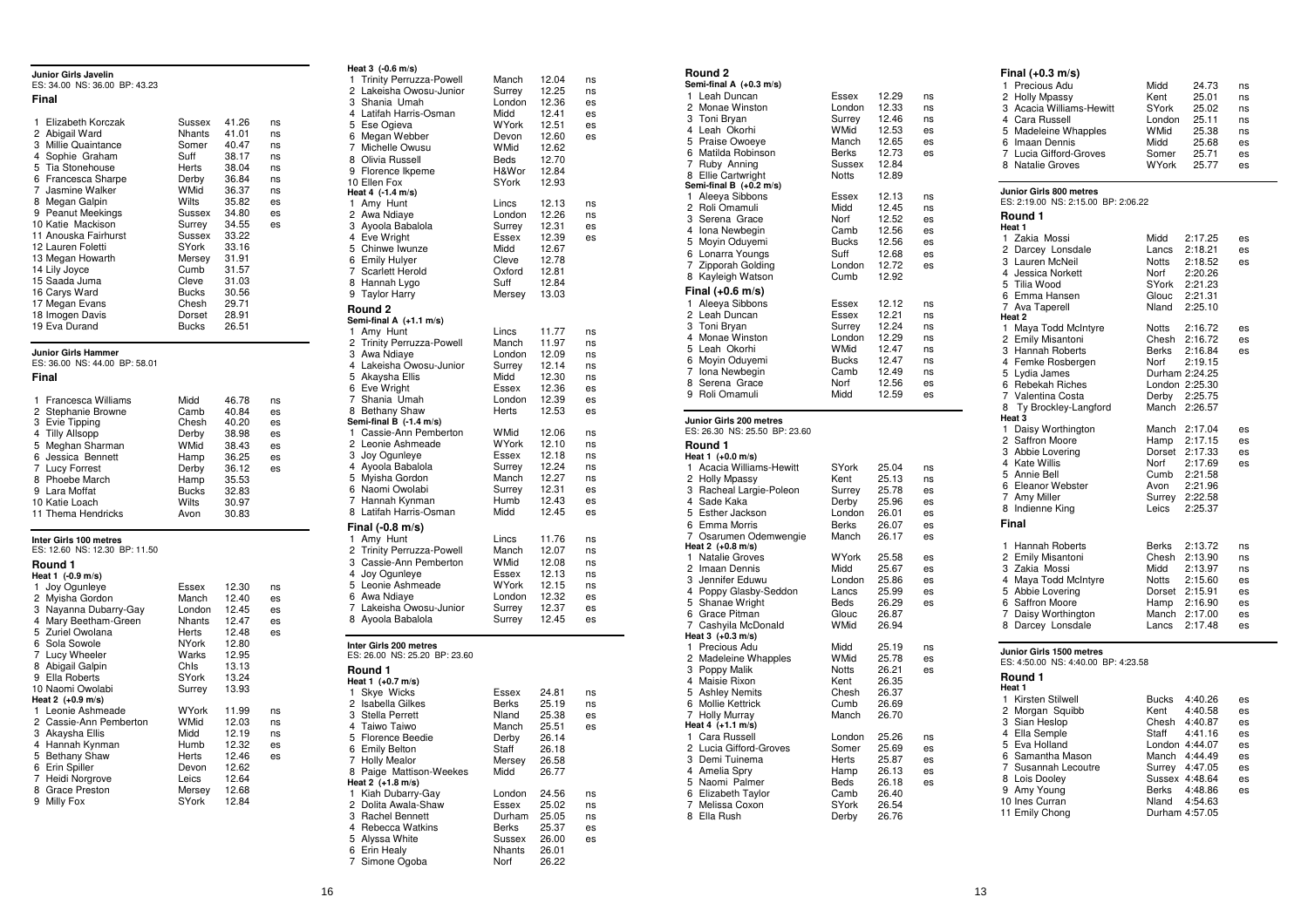## Junior Girls Javelin

ES: 34.00 NS: 36.00 BP: 43.23

### Final

| Pos | Name | County | Mark | |
|---|---|---|---|---|
| 1 | Elizabeth Korczak | Sussex | 41.26 | ns |
| 2 | Abigail Ward | Nhants | 41.01 | ns |
| 3 | Millie Quaintance | Somer | 40.47 | ns |
| 4 | Sophie Graham | Suff | 38.17 | ns |
| 5 | Tia Stonehouse | Herts | 38.04 | ns |
| 6 | Francesca Sharpe | Derby | 36.84 | ns |
| 7 | Jasmine Walker | WMid | 36.37 | ns |
| 8 | Megan Galpin | Wilts | 35.82 | es |
| 9 | Peanut Meekings | Sussex | 34.80 | es |
| 10 | Katie Mackison | Surrey | 34.55 | es |
| 11 | Anouska Fairhurst | Sussex | 33.22 | |
| 12 | Lauren Foletti | SYork | 33.16 | |
| 13 | Megan Howarth | Mersey | 31.91 | |
| 14 | Lily Joyce | Cumb | 31.57 | |
| 15 | Saada Juma | Cleve | 31.03 | |
| 16 | Carys Ward | Bucks | 30.56 | |
| 17 | Megan Evans | Chesh | 29.71 | |
| 18 | Imogen Davis | Dorset | 28.91 | |
| 19 | Eva Durand | Bucks | 26.51 | |

## Junior Girls Hammer

ES: 36.00 NS: 44.00 BP: 58.01

### Final

| Pos | Name | County | Mark | |
|---|---|---|---|---|
| 1 | Francesca Williams | Midd | 46.78 | ns |
| 2 | Stephanie Browne | Camb | 40.84 | es |
| 3 | Evie Tipping | Chesh | 40.20 | es |
| 4 | Tilly Allsopp | Derby | 38.98 | es |
| 5 | Meghan Sharman | WMid | 38.43 | es |
| 6 | Jessica Bennett | Hamp | 36.25 | es |
| 7 | Lucy Forrest | Derby | 36.12 | es |
| 8 | Phoebe March | Hamp | 35.53 | |
| 9 | Lara Moffat | Bucks | 32.83 | |
| 10 | Katie Loach | Wilts | 30.97 | |
| 11 | Thema Hendricks | Avon | 30.83 | |

## Inter Girls 100 metres

ES: 12.60 NS: 12.30 BP: 11.50

### Round 1

**Heat 1 (-0.9 m/s)**

| Pos | Name | County | Time | |
|---|---|---|---|---|
| 1 | Joy Ogunleye | Essex | 12.30 | ns |
| 2 | Myisha Gordon | Manch | 12.40 | es |
| 3 | Nayanna Dubarry-Gay | London | 12.45 | es |
| 4 | Mary Beetham-Green | Nhants | 12.47 | es |
| 5 | Zuriel Owolana | Herts | 12.48 | es |
| 6 | Sola Sowole | NYork | 12.80 | |
| 7 | Lucy Wheeler | Warks | 12.95 | |
| 8 | Abigail Galpin | Chls | 13.13 | |
| 9 | Ella Roberts | SYork | 13.24 | |
| 10 | Naomi Owolabi | Surrey | 13.93 | |

**Heat 2 (+0.9 m/s)**

| Pos | Name | County | Time | |
|---|---|---|---|---|
| 1 | Leonie Ashmeade | WYork | 11.99 | ns |
| 2 | Cassie-Ann Pemberton | WMid | 12.03 | ns |
| 3 | Akaysha Ellis | Midd | 12.19 | ns |
| 4 | Hannah Kynman | Humb | 12.32 | es |
| 5 | Bethany Shaw | Herts | 12.46 | es |
| 6 | Erin Spiller | Devon | 12.62 | |
| 7 | Heidi Norgrove | Leics | 12.64 | |
| 8 | Grace Preston | Mersey | 12.68 | |
| 9 | Milly Fox | SYork | 12.84 | |

**Heat 3 (-0.6 m/s)**

| Pos | Name | County | Time | |
|---|---|---|---|---|
| 1 | Trinity Perruzza-Powell | Manch | 12.04 | ns |
| 2 | Lakeisha Owosu-Junior | Surrey | 12.25 | ns |
| 3 | Shania Umah | London | 12.36 | es |
| 4 | Latifah Harris-Osman | Midd | 12.41 | es |
| 5 | Ese Ogieva | WYork | 12.51 | es |
| 6 | Megan Webber | Devon | 12.60 | es |
| 7 | Michelle Owusu | WMid | 12.62 | |
| 8 | Olivia Russell | Beds | 12.70 | |
| 9 | Florence Ikpeme | H&Wor | 12.84 | |
| 10 | Ellen Fox | SYork | 12.93 | |

**Heat 4 (-1.4 m/s)**

| Pos | Name | County | Time | |
|---|---|---|---|---|
| 1 | Amy Hunt | Lincs | 12.13 | ns |
| 2 | Awa Ndiaye | London | 12.26 | ns |
| 3 | Ayoola Babalola | Surrey | 12.31 | es |
| 4 | Eve Wright | Essex | 12.39 | es |
| 5 | Chinwe Iwunze | Midd | 12.67 | |
| 6 | Emily Hulyer | Cleve | 12.78 | |
| 7 | Scarlett Herold | Oxford | 12.81 | |
| 8 | Hannah Lygo | Suff | 12.84 | |
| 9 | Taylor Harry | Mersey | 13.03 | |

### Round 2

**Semi-final A (+1.1 m/s)**

| Pos | Name | County | Time | |
|---|---|---|---|---|
| 1 | Amy Hunt | Lincs | 11.77 | ns |
| 2 | Trinity Perruzza-Powell | Manch | 11.97 | ns |
| 3 | Awa Ndiaye | London | 12.09 | ns |
| 4 | Lakeisha Owosu-Junior | Surrey | 12.14 | ns |
| 5 | Akaysha Ellis | Midd | 12.30 | ns |
| 6 | Eve Wright | Essex | 12.36 | es |
| 7 | Shania Umah | London | 12.39 | es |
| 8 | Bethany Shaw | Herts | 12.53 | es |

**Semi-final B (-1.4 m/s)**

| Pos | Name | County | Time | |
|---|---|---|---|---|
| 1 | Cassie-Ann Pemberton | WMid | 12.06 | ns |
| 2 | Leonie Ashmeade | WYork | 12.10 | ns |
| 3 | Joy Ogunleye | Essex | 12.18 | ns |
| 4 | Ayoola Babalola | Surrey | 12.24 | ns |
| 5 | Myisha Gordon | Manch | 12.27 | ns |
| 6 | Naomi Owolabi | Surrey | 12.31 | es |
| 7 | Hannah Kynman | Humb | 12.43 | es |
| 8 | Latifah Harris-Osman | Midd | 12.45 | es |

### Final (-0.8 m/s)

| Pos | Name | County | Time | |
|---|---|---|---|---|
| 1 | Amy Hunt | Lincs | 11.76 | ns |
| 2 | Trinity Perruzza-Powell | Manch | 12.07 | ns |
| 3 | Cassie-Ann Pemberton | WMid | 12.08 | ns |
| 4 | Joy Ogunleye | Essex | 12.13 | ns |
| 5 | Leonie Ashmeade | WYork | 12.15 | ns |
| 6 | Awa Ndiaye | London | 12.32 | es |
| 7 | Lakeisha Owosu-Junior | Surrey | 12.37 | es |
| 8 | Ayoola Babalola | Surrey | 12.45 | es |

## Inter Girls 200 metres

ES: 26.00 NS: 25.20 BP: 23.60

### Round 1

**Heat 1 (+0.7 m/s)**

| Pos | Name | County | Time | |
|---|---|---|---|---|
| 1 | Skye Wicks | Essex | 24.81 | ns |
| 2 | Isabella Gilkes | Berks | 25.19 | ns |
| 3 | Stella Perrett | Nland | 25.38 | es |
| 4 | Taiwo Taiwo | Manch | 25.51 | es |
| 5 | Florence Beedie | Derby | 26.14 | |
| 6 | Emily Belton | Staff | 26.18 | |
| 7 | Holly Mealor | Mersey | 26.58 | |
| 8 | Paige Mattison-Weekes | Midd | 26.77 | |

**Heat 2 (+1.8 m/s)**

| Pos | Name | County | Time | |
|---|---|---|---|---|
| 1 | Kiah Dubarry-Gay | London | 24.56 | ns |
| 2 | Dolita Awala-Shaw | Essex | 25.02 | ns |
| 3 | Rachel Bennett | Durham | 25.05 | ns |
| 4 | Rebecca Watkins | Berks | 25.37 | es |
| 5 | Alyssa White | Sussex | 26.00 | es |
| 6 | Erin Healy | Nhants | 26.01 | |
| 7 | Simone Ogoba | Norf | 26.22 | |

### Round 2

**Semi-final A (+0.3 m/s)**

| Pos | Name | County | Time | |
|---|---|---|---|---|
| 1 | Leah Duncan | Essex | 12.29 | ns |
| 2 | Monae Winston | London | 12.33 | ns |
| 3 | Toni Bryan | Surrey | 12.46 | ns |
| 4 | Leah Okorhi | WMid | 12.53 | es |
| 5 | Praise Owoeye | Manch | 12.65 | es |
| 6 | Matilda Robinson | Berks | 12.73 | es |
| 7 | Ruby Anning | Sussex | 12.84 | |
| 8 | Ellie Cartwright | Notts | 12.89 | |

**Semi-final B (+0.2 m/s)**

| Pos | Name | County | Time | |
|---|---|---|---|---|
| 1 | Aleeya Sibbons | Essex | 12.13 | ns |
| 2 | Roli Omamuli | Midd | 12.45 | ns |
| 3 | Serena Grace | Norf | 12.52 | es |
| 4 | Iona Newbegin | Camb | 12.56 | es |
| 5 | Moyin Oduyemi | Bucks | 12.56 | es |
| 6 | Lonarra Youngs | Suff | 12.68 | es |
| 7 | Zipporah Golding | London | 12.72 | es |
| 8 | Kayleigh Watson | Cumb | 12.92 | |

### Final (+0.6 m/s)

| Pos | Name | County | Time | |
|---|---|---|---|---|
| 1 | Aleeya Sibbons | Essex | 12.12 | ns |
| 2 | Leah Duncan | Essex | 12.21 | ns |
| 3 | Toni Bryan | Surrey | 12.24 | ns |
| 4 | Monae Winston | London | 12.29 | ns |
| 5 | Leah Okorhi | WMid | 12.47 | ns |
| 6 | Moyin Oduyemi | Bucks | 12.47 | ns |
| 7 | Iona Newbegin | Camb | 12.49 | ns |
| 8 | Serena Grace | Norf | 12.56 | es |
| 9 | Roli Omamuli | Midd | 12.59 | es |

## Junior Girls 200 metres

ES: 26.30 NS: 25.50 BP: 23.60

### Round 1

**Heat 1 (+0.0 m/s)**

| Pos | Name | County | Time | |
|---|---|---|---|---|
| 1 | Acacia Williams-Hewitt | SYork | 25.04 | ns |
| 2 | Holly Mpassy | Kent | 25.13 | ns |
| 3 | Racheal Largie-Poleon | Surrey | 25.78 | es |
| 4 | Sade Kaka | Derby | 25.96 | es |
| 5 | Esther Jackson | London | 26.01 | es |
| 6 | Emma Morris | Berks | 26.07 | es |
| 7 | Osarumen Odemwengie | Manch | 26.17 | es |

**Heat 2 (+0.8 m/s)**

| Pos | Name | County | Time | |
|---|---|---|---|---|
| 1 | Natalie Groves | WYork | 25.58 | es |
| 2 | Imaan Dennis | Midd | 25.67 | es |
| 3 | Jennifer Eduwu | London | 25.86 | es |
| 4 | Poppy Glasby-Seddon | Lancs | 25.99 | es |
| 5 | Shanae Wright | Beds | 26.29 | es |
| 6 | Grace Pitman | Glouc | 26.87 | |
| 7 | Cashyila McDonald | WMid | 26.94 | |

**Heat 3 (+0.3 m/s)**

| Pos | Name | County | Time | |
|---|---|---|---|---|
| 1 | Precious Adu | Midd | 25.19 | ns |
| 2 | Madeleine Whapples | WMid | 25.78 | es |
| 3 | Poppy Malik | Notts | 26.21 | es |
| 4 | Maisie Rixon | Kent | 26.35 | |
| 5 | Ashley Nemits | Chesh | 26.37 | |
| 6 | Mollie Kettrick | Cumb | 26.69 | |
| 7 | Holly Murray | Manch | 26.70 | |

**Heat 4 (+1.1 m/s)**

| Pos | Name | County | Time | |
|---|---|---|---|---|
| 1 | Cara Russell | London | 25.26 | ns |
| 2 | Lucia Gifford-Groves | Somer | 25.69 | es |
| 3 | Demi Tuinema | Herts | 25.87 | es |
| 4 | Amelia Spry | Hamp | 26.13 | es |
| 5 | Naomi Palmer | Beds | 26.18 | es |
| 6 | Elizabeth Taylor | Camb | 26.40 | |
| 7 | Melissa Coxon | SYork | 26.54 | |
| 8 | Ella Rush | Derby | 26.76 | |

### Final (+0.3 m/s)

| Pos | Name | County | Time | |
|---|---|---|---|---|
| 1 | Precious Adu | Midd | 24.73 | ns |
| 2 | Holly Mpassy | Kent | 25.01 | ns |
| 3 | Acacia Williams-Hewitt | SYork | 25.02 | ns |
| 4 | Cara Russell | London | 25.11 | ns |
| 5 | Madeleine Whapples | WMid | 25.38 | ns |
| 6 | Imaan Dennis | Midd | 25.68 | es |
| 7 | Lucia Gifford-Groves | Somer | 25.71 | es |
| 8 | Natalie Groves | WYork | 25.77 | es |

## Junior Girls 800 metres

ES: 2:19.00 NS: 2:15.00 BP: 2:06.22

### Round 1

**Heat 1**

| Pos | Name | County | Time | |
|---|---|---|---|---|
| 1 | Zakia Mossi | Midd | 2:17.25 | es |
| 2 | Darcey Lonsdale | Lancs | 2:18.21 | es |
| 3 | Lauren McNeil | Notts | 2:18.52 | es |
| 4 | Jessica Norkett | Norf | 2:20.26 | |
| 5 | Tilia Wood | SYork | 2:21.23 | |
| 6 | Emma Hansen | Glouc | 2:21.31 | |
| 7 | Ava Taperell | Nland | 2:25.10 | |

**Heat 2**

| Pos | Name | County | Time | |
|---|---|---|---|---|
| 1 | Maya Todd McIntyre | Notts | 2:16.72 | es |
| 2 | Emily Misantoni | Chesh | 2:16.72 | es |
| 3 | Hannah Roberts | Berks | 2:16.84 | es |
| 4 | Femke Rosbergen | Norf | 2:19.15 | |
| 5 | Lydia James | Durham | 2:24.25 | |
| 6 | Rebekah Riches | London | 2:25.30 | |
| 7 | Valentina Costa | Derby | 2:25.75 | |
| 8 | Ty Brockley-Langford | Manch | 2:26.57 | |

**Heat 3**

| Pos | Name | County | Time | |
|---|---|---|---|---|
| 1 | Daisy Worthington | Manch | 2:17.04 | es |
| 2 | Saffron Moore | Hamp | 2:17.15 | es |
| 3 | Abbie Lovering | Dorset | 2:17.33 | es |
| 4 | Kate Willis | Norf | 2:17.69 | es |
| 5 | Annie Bell | Cumb | 2:21.58 | |
| 6 | Eleanor Webster | Avon | 2:21.96 | |
| 7 | Amy Miller | Surrey | 2:22.58 | |
| 8 | Indienne King | Leics | 2:25.37 | |

### Final

| Pos | Name | County | Time | |
|---|---|---|---|---|
| 1 | Hannah Roberts | Berks | 2:13.72 | ns |
| 2 | Emily Misantoni | Chesh | 2:13.90 | ns |
| 3 | Zakia Mossi | Midd | 2:13.97 | ns |
| 4 | Maya Todd McIntyre | Notts | 2:15.60 | es |
| 5 | Abbie Lovering | Dorset | 2:15.91 | es |
| 6 | Saffron Moore | Hamp | 2:16.90 | es |
| 7 | Daisy Worthington | Manch | 2:17.00 | es |
| 8 | Darcey Lonsdale | Lancs | 2:17.48 | es |

## Junior Girls 1500 metres

ES: 4:50.00 NS: 4:40.00 BP: 4:23.58

### Round 1

**Heat 1**

| Pos | Name | County | Time | |
|---|---|---|---|---|
| 1 | Kirsten Stilwell | Bucks | 4:40.26 | es |
| 2 | Morgan Squibb | Kent | 4:40.58 | es |
| 3 | Sian Heslop | Chesh | 4:40.87 | es |
| 4 | Ella Semple | Staff | 4:41.16 | es |
| 5 | Eva Holland | London | 4:44.07 | es |
| 6 | Samantha Mason | Manch | 4:44.49 | es |
| 7 | Susannah Lecoutre | Surrey | 4:47.05 | es |
| 8 | Lois Dooley | Sussex | 4:48.64 | es |
| 9 | Amy Young | Berks | 4:48.86 | es |
| 10 | Ines Curran | Nland | 4:54.63 | |
| 11 | Emily Chong | Durham | 4:57.05 | |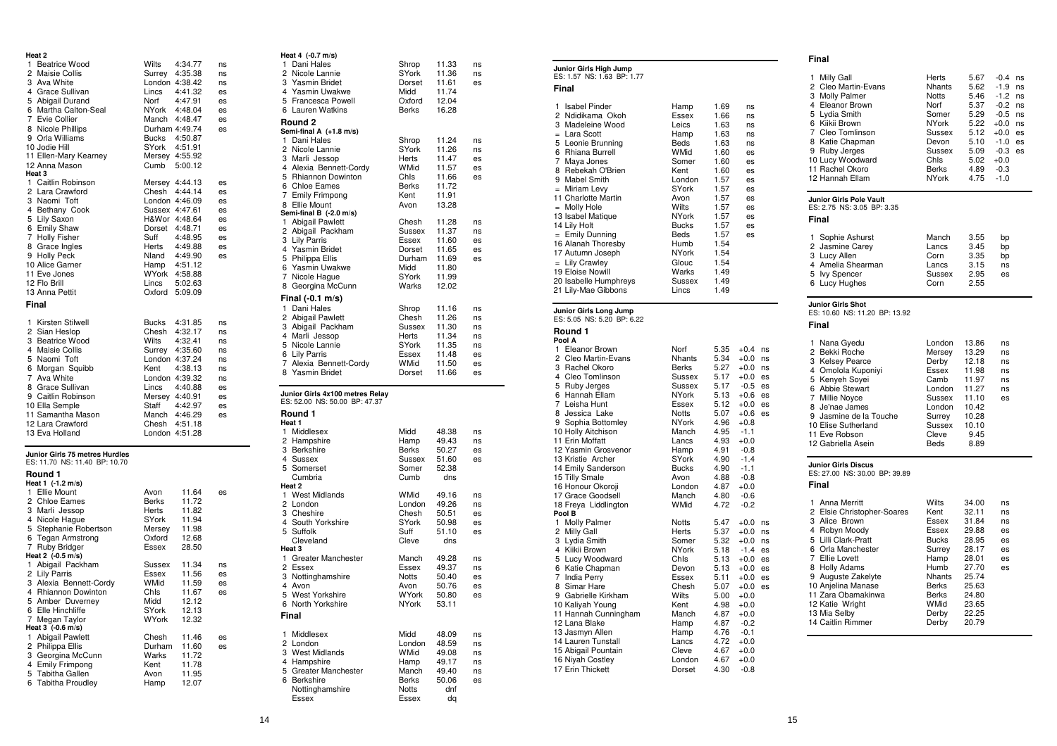### Heat 2

| | | | | |
|---|---|---|---|---|
| 1 | Beatrice Wood | Wilts | 4:34.77 | ns |
| 2 | Maisie Collis | Surrey | 4:35.38 | ns |
| 3 | Ava White | London | 4:38.42 | ns |
| 4 | Grace Sullivan | Lincs | 4:41.32 | es |
| 5 | Abigail Durand | Norf | 4:47.91 | es |
| 6 | Martha Calton-Seal | NYork | 4:48.04 | es |
| 7 | Evie Collier | Manch | 4:48.47 | es |
| 8 | Nicole Phillips | Durham | 4:49.74 | es |
| 9 | Orla Williams | Bucks | 4:50.87 | |
| 10 | Jodie Hill | SYork | 4:51.91 | |
| 11 | Ellen-Mary Kearney | Mersey | 4:55.92 | |
| 12 | Anna Mason | Cumb | 5:00.12 | |

### Heat 3

| | | | | |
|---|---|---|---|---|
| 1 | Caitlin Robinson | Mersey | 4:44.13 | es |
| 2 | Lara Crawford | Chesh | 4:44.14 | es |
| 3 | Naomi Toft | London | 4:46.09 | es |
| 4 | Bethany Cook | Sussex | 4:47.61 | es |
| 5 | Lily Saxon | H&Wor | 4:48.64 | es |
| 6 | Emily Shaw | Dorset | 4:48.71 | es |
| 7 | Holly Fisher | Suff | 4:48.95 | es |
| 8 | Grace Ingles | Herts | 4:49.88 | es |
| 9 | Holly Peck | Nland | 4:49.90 | es |
| 10 | Alice Garner | Hamp | 4:51.12 | |
| 11 | Eve Jones | WYork | 4:58.88 | |
| 12 | Flo Brill | Lincs | 5:02.63 | |
| 13 | Anna Pettit | Oxford | 5:09.09 | |

### Final

| | | | | |
|---|---|---|---|---|
| 1 | Kirsten Stilwell | Bucks | 4:31.85 | ns |
| 2 | Sian Heslop | Chesh | 4:32.17 | ns |
| 3 | Beatrice Wood | Wilts | 4:32.41 | ns |
| 4 | Maisie Collis | Surrey | 4:35.60 | ns |
| 5 | Naomi Toft | London | 4:37.24 | ns |
| 6 | Morgan Squibb | Kent | 4:38.13 | ns |
| 7 | Ava White | London | 4:39.32 | ns |
| 8 | Grace Sullivan | Lincs | 4:40.88 | es |
| 9 | Caitlin Robinson | Mersey | 4:40.91 | es |
| 10 | Ella Semple | Staff | 4:42.97 | es |
| 11 | Samantha Mason | Manch | 4:46.29 | es |
| 12 | Lara Crawford | Chesh | 4:51.18 | |
| 13 | Eva Holland | London | 4:51.28 | |

## Junior Girls 75 metres Hurdles

ES: 11.70 NS: 11.40 BP: 10.70

### Round 1

**Heat 1 (-1.2 m/s)**

| | | | | |
|---|---|---|---|---|
| 1 | Ellie Mount | Avon | 11.64 | es |
| 2 | Chloe Eames | Berks | 11.72 | |
| 3 | Marli Jessop | Herts | 11.82 | |
| 4 | Nicole Hague | SYork | 11.94 | |
| 5 | Stephanie Robertson | Mersey | 11.98 | |
| 6 | Tegan Armstrong | Oxford | 12.68 | |
| 7 | Ruby Bridger | Essex | 28.50 | |

**Heat 2 (-0.5 m/s)**

| | | | | |
|---|---|---|---|---|
| 1 | Abigail Packham | Sussex | 11.34 | ns |
| 2 | Lily Parris | Essex | 11.56 | es |
| 3 | Alexia Bennett-Cordy | WMid | 11.59 | es |
| 4 | Rhiannon Dowinton | Chls | 11.67 | es |
| 5 | Amber Duverney | Midd | 12.12 | |
| 6 | Elle Hinchliffe | SYork | 12.13 | |
| 7 | Megan Taylor | WYork | 12.32 | |

**Heat 3 (-0.6 m/s)**

| | | | | |
|---|---|---|---|---|
| 1 | Abigail Pawlett | Chesh | 11.46 | es |
| 2 | Philippa Ellis | Durham | 11.60 | es |
| 3 | Georgina McCunn | Warks | 11.72 | |
| 4 | Emily Frimpong | Kent | 11.78 | |
| 5 | Tabitha Gallen | Avon | 11.95 | |
| 6 | Tabitha Proudley | Hamp | 12.07 | |

**Heat 4 (-0.7 m/s)**

| | | | | |
|---|---|---|---|---|
| 1 | Dani Hales | Shrop | 11.33 | ns |
| 2 | Nicole Lannie | SYork | 11.36 | ns |
| 3 | Yasmin Bridet | Dorset | 11.61 | es |
| 4 | Yasmin Uwakwe | Midd | 11.74 | |
| 5 | Francesca Powell | Oxford | 12.04 | |
| 6 | Lauren Watkins | Berks | 16.28 | |

### Round 2

**Semi-final A (+1.8 m/s)**

| | | | | |
|---|---|---|---|---|
| 1 | Dani Hales | Shrop | 11.24 | ns |
| 2 | Nicole Lannie | SYork | 11.26 | ns |
| 3 | Marli Jessop | Herts | 11.47 | es |
| 4 | Alexia Bennett-Cordy | WMid | 11.57 | es |
| 5 | Rhiannon Dowinton | Chls | 11.66 | es |
| 6 | Chloe Eames | Berks | 11.72 | |
| 7 | Emily Frimpong | Kent | 11.91 | |
| 8 | Ellie Mount | Avon | 13.28 | |

**Semi-final B (-2.0 m/s)**

| | | | | |
|---|---|---|---|---|
| 1 | Abigail Pawlett | Chesh | 11.28 | ns |
| 2 | Abigail Packham | Sussex | 11.37 | ns |
| 3 | Lily Parris | Essex | 11.60 | es |
| 4 | Yasmin Bridet | Dorset | 11.65 | es |
| 5 | Philippa Ellis | Durham | 11.69 | es |
| 6 | Yasmin Uwakwe | Midd | 11.80 | |
| 7 | Nicole Hague | SYork | 11.99 | |
| 8 | Georgina McCunn | Warks | 12.02 | |

### Final (-0.1 m/s)

| | | | | |
|---|---|---|---|---|
| 1 | Dani Hales | Shrop | 11.16 | ns |
| 2 | Abigail Pawlett | Chesh | 11.26 | ns |
| 3 | Abigail Packham | Sussex | 11.30 | ns |
| 4 | Marli Jessop | Herts | 11.34 | ns |
| 5 | Nicole Lannie | SYork | 11.35 | ns |
| 6 | Lily Parris | Essex | 11.48 | es |
| 7 | Alexia Bennett-Cordy | WMid | 11.50 | es |
| 8 | Yasmin Bridet | Dorset | 11.66 | es |

## Junior Girls 4x100 metres Relay

ES: 52.00 NS: 50.00 BP: 47.37

### Round 1

**Heat 1**

| | | | | |
|---|---|---|---|---|
| 1 | Middlesex | Midd | 48.38 | ns |
| 2 | Hampshire | Hamp | 49.43 | ns |
| 3 | Berkshire | Berks | 50.27 | es |
| 4 | Sussex | Sussex | 51.60 | es |
| 5 | Somerset | Somer | 52.38 | |
| | Cumbria | Cumb | dns | |

**Heat 2**

| | | | | |
|---|---|---|---|---|
| 1 | West Midlands | WMid | 49.16 | ns |
| 2 | London | London | 49.26 | ns |
| 3 | Cheshire | Chesh | 50.51 | es |
| 4 | South Yorkshire | SYork | 50.98 | es |
| 5 | Suffolk | Suff | 51.10 | es |
| | Cleveland | Cleve | dns | |

**Heat 3**

| | | | | |
|---|---|---|---|---|
| 1 | Greater Manchester | Manch | 49.28 | ns |
| 2 | Essex | Essex | 49.37 | ns |
| 3 | Nottinghamshire | Notts | 50.40 | es |
| 4 | Avon | Avon | 50.76 | es |
| 5 | West Yorkshire | WYork | 50.80 | es |
| 6 | North Yorkshire | NYork | 53.11 | |

### Final

| | | | | |
|---|---|---|---|---|
| 1 | Middlesex | Midd | 48.09 | ns |
| 2 | London | London | 48.59 | ns |
| 3 | West Midlands | WMid | 49.08 | ns |
| 4 | Hampshire | Hamp | 49.17 | ns |
| 5 | Greater Manchester | Manch | 49.40 | ns |
| 6 | Berkshire | Berks | 50.06 | es |
| | Nottinghamshire | Notts | dnf | |
| | Essex | Essex | dq | |

## Junior Girls High Jump

ES: 1.57 NS: 1.63 BP: 1.77

### Final

| | | | | |
|---|---|---|---|---|
| 1 | Isabel Pinder | Hamp | 1.69 | ns |
| 2 | Ndidikama Okoh | Essex | 1.66 | ns |
| 3 | Madeleine Wood | Leics | 1.63 | ns |
| = | Lara Scott | Hamp | 1.63 | ns |
| 5 | Leonie Brunning | Beds | 1.63 | ns |
| 6 | Rhiana Burrell | WMid | 1.60 | es |
| 7 | Maya Jones | Somer | 1.60 | es |
| 8 | Rebekah O'Brien | Kent | 1.60 | es |
| 9 | Mabel Smith | London | 1.57 | es |
| = | Miriam Levy | SYork | 1.57 | es |
| 11 | Charlotte Martin | Avon | 1.57 | es |
| = | Molly Hole | Wilts | 1.57 | es |
| 13 | Isabel Matique | NYork | 1.57 | es |
| 14 | Lily Holt | Bucks | 1.57 | es |
| = | Emily Dunning | Beds | 1.57 | es |
| 16 | Alanah Thoresby | Humb | 1.54 | |
| 17 | Autumn Joseph | NYork | 1.54 | |
| = | Lily Crawley | Glouc | 1.54 | |
| 19 | Eloise Nowill | Warks | 1.49 | |
| 20 | Isabelle Humphreys | Sussex | 1.49 | |
| 21 | Lily-Mae Gibbons | Lincs | 1.49 | |

## Junior Girls Long Jump

ES: 5.05 NS: 5.20 BP: 6.22

### Round 1

**Pool A**

| | | | | | |
|---|---|---|---|---|---|
| 1 | Eleanor Brown | Norf | 5.35 | +0.4 | ns |
| 2 | Cleo Martin-Evans | Nhants | 5.34 | +0.0 | ns |
| 3 | Rachel Okoro | Berks | 5.27 | +0.0 | ns |
| 4 | Cleo Tomlinson | Sussex | 5.17 | +0.0 | es |
| 5 | Ruby Jerges | Sussex | 5.17 | -0.5 | es |
| 6 | Hannah Ellam | NYork | 5.13 | +0.6 | es |
| 7 | Leisha Hunt | Essex | 5.12 | +0.0 | es |
| 8 | Jessica Lake | Notts | 5.07 | +0.6 | es |
| 9 | Sophia Bottomley | NYork | 4.96 | +0.8 | |
| 10 | Holly Aitchison | Manch | 4.95 | -1.1 | |
| 11 | Erin Moffatt | Lancs | 4.93 | +0.0 | |
| 12 | Yasmin Grosvenor | Hamp | 4.91 | -0.8 | |
| 13 | Kristie Archer | SYork | 4.90 | -1.4 | |
| 14 | Emily Sanderson | Bucks | 4.90 | -1.1 | |
| 15 | Tilly Smale | Avon | 4.88 | -0.8 | |
| 16 | Honour Okoroji | London | 4.87 | +0.0 | |
| 17 | Grace Goodsell | Manch | 4.80 | -0.6 | |
| 18 | Freya Liddlington | WMid | 4.72 | -0.2 | |

**Pool B**

| | | | | | |
|---|---|---|---|---|---|
| 1 | Molly Palmer | Notts | 5.47 | +0.0 | ns |
| 2 | Milly Gall | Herts | 5.37 | +0.0 | ns |
| 3 | Lydia Smith | Somer | 5.32 | +0.0 | ns |
| 4 | Kiikii Brown | NYork | 5.18 | -1.4 | es |
| 5 | Lucy Woodward | Chls | 5.13 | +0.0 | es |
| 6 | Katie Chapman | Devon | 5.13 | +0.0 | es |
| 7 | India Perry | Essex | 5.11 | +0.0 | es |
| 8 | Simar Hare | Chesh | 5.07 | +0.0 | es |
| 9 | Gabrielle Kirkham | Wilts | 5.00 | +0.0 | |
| 10 | Kaliyah Young | Kent | 4.98 | +0.0 | |
| 11 | Hannah Cunningham | Manch | 4.87 | +0.0 | |
| 12 | Lana Blake | Hamp | 4.87 | -0.2 | |
| 13 | Jasmyn Allen | Hamp | 4.76 | -0.1 | |
| 14 | Lauren Tunstall | Lancs | 4.72 | +0.0 | |
| 15 | Abigail Pountain | Cleve | 4.67 | +0.0 | |
| 16 | Niyah Costley | London | 4.67 | +0.0 | |
| 17 | Erin Thickett | Dorset | 4.30 | -0.8 | |

### Final

| | | | | | |
|---|---|---|---|---|---|
| 1 | Milly Gall | Herts | 5.67 | -0.4 | ns |
| 2 | Cleo Martin-Evans | Nhants | 5.62 | -1.9 | ns |
| 3 | Molly Palmer | Notts | 5.46 | -1.2 | ns |
| 4 | Eleanor Brown | Norf | 5.37 | -0.2 | ns |
| 5 | Lydia Smith | Somer | 5.29 | -0.5 | ns |
| 6 | Kiikii Brown | NYork | 5.22 | +0.0 | ns |
| 7 | Cleo Tomlinson | Sussex | 5.12 | +0.0 | es |
| 8 | Katie Chapman | Devon | 5.10 | -1.0 | es |
| 9 | Ruby Jerges | Sussex | 5.09 | -0.3 | es |
| 10 | Lucy Woodward | Chls | 5.02 | +0.0 | |
| 11 | Rachel Okoro | Berks | 4.89 | -0.3 | |
| 12 | Hannah Ellam | NYork | 4.75 | -1.0 | |

## Junior Girls Pole Vault

ES: 2.75 NS: 3.05 BP: 3.35

### Final

| | | | | |
|---|---|---|---|---|
| 1 | Sophie Ashurst | Manch | 3.55 | bp |
| 2 | Jasmine Carey | Lancs | 3.45 | bp |
| 3 | Lucy Allen | Corn | 3.35 | bp |
| 4 | Amelia Shearman | Lancs | 3.15 | ns |
| 5 | Ivy Spencer | Sussex | 2.95 | es |
| 6 | Lucy Hughes | Corn | 2.55 | |

## Junior Girls Shot

ES: 10.60 NS: 11.20 BP: 13.92

### Final

| | | | | |
|---|---|---|---|---|
| 1 | Nana Gyedu | London | 13.86 | ns |
| 2 | Bekki Roche | Mersey | 13.29 | ns |
| 3 | Kelsey Pearce | Derby | 12.18 | ns |
| 4 | Omolola Kuponiyi | Essex | 11.98 | ns |
| 5 | Kenyeh Soyei | Camb | 11.97 | ns |
| 6 | Abbie Stewart | London | 11.27 | ns |
| 7 | Millie Noyce | Sussex | 11.10 | es |
| 8 | Je'nae James | London | 10.42 | |
| 9 | Jasmine de la Touche | Surrey | 10.28 | |
| 10 | Elise Sutherland | Sussex | 10.10 | |
| 11 | Eve Robson | Cleve | 9.45 | |
| 12 | Gabriella Asein | Beds | 8.89 | |

## Junior Girls Discus

ES: 27.00 NS: 30.00 BP: 39.89

### Final

| | | | | |
|---|---|---|---|---|
| 1 | Anna Merritt | Wilts | 34.00 | ns |
| 2 | Elsie Christopher-Soares | Kent | 32.11 | ns |
| 3 | Alice Brown | Essex | 31.84 | ns |
| 4 | Robyn Moody | Essex | 29.88 | es |
| 5 | Lilli Clark-Pratt | Bucks | 28.95 | es |
| 6 | Orla Manchester | Surrey | 28.17 | es |
| 7 | Ellie Lovett | Hamp | 28.01 | es |
| 8 | Holly Adams | Humb | 27.70 | es |
| 9 | Auguste Zakelyte | Nhants | 25.74 | |
| 10 | Anjelina Manase | Berks | 25.63 | |
| 11 | Zara Obamakinwa | Berks | 24.80 | |
| 12 | Katie Wright | WMid | 23.65 | |
| 13 | Mia Selby | Derby | 22.25 | |
| 14 | Caitlin Rimmer | Derby | 20.79 | |